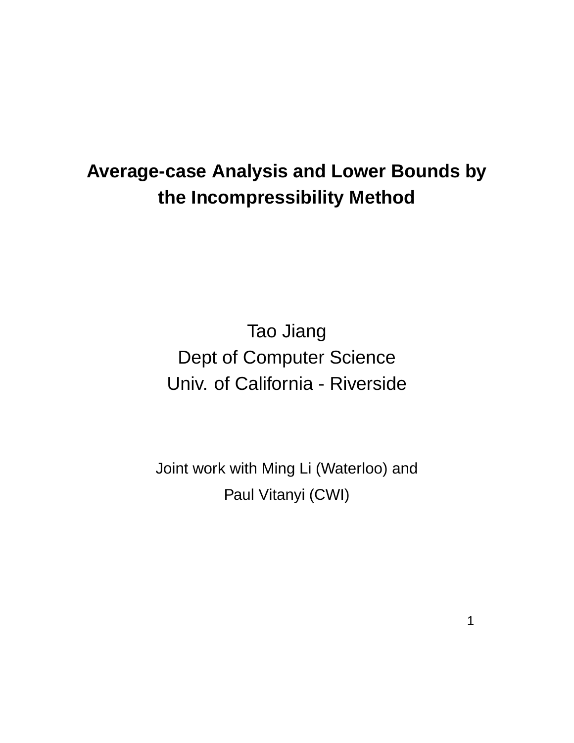# Average-case Analysis and Lower Bounds by the Incompressibility Method

Tao Jiang
Dept of Computer Science
Univ. of California - Riverside

Joint work with Ming Li (Waterloo) and
Paul Vitanyi (CWI)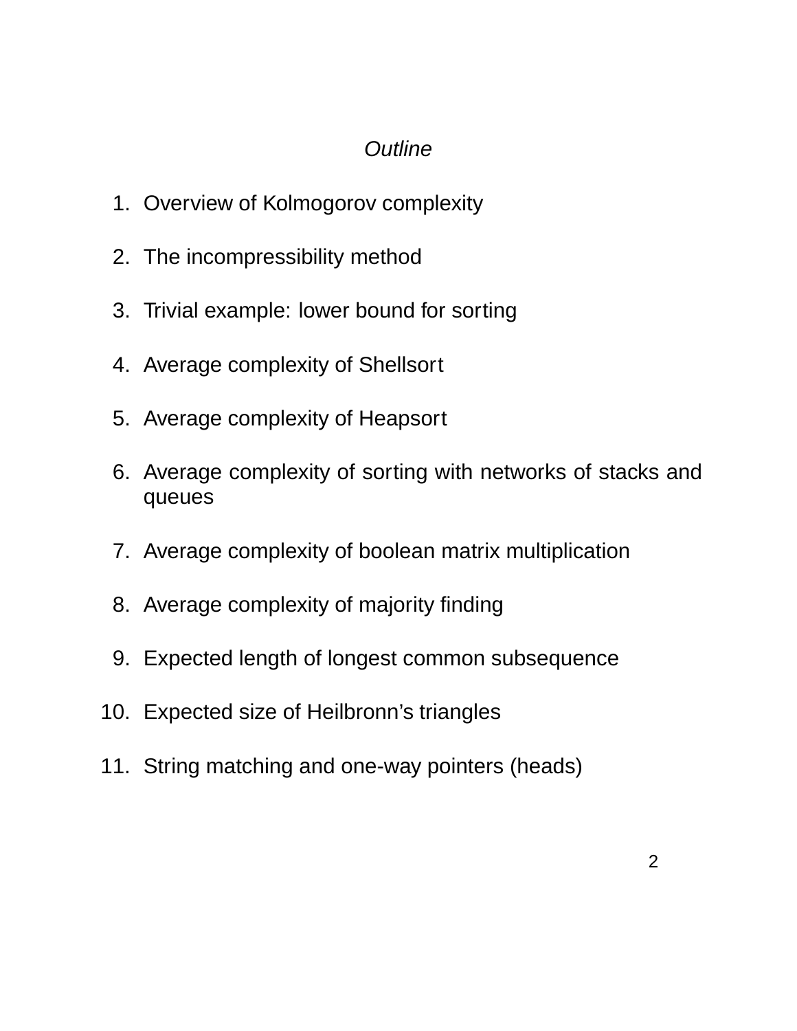*Outline*

1. Overview of Kolmogorov complexity

2. The incompressibility method

3. Trivial example: lower bound for sorting

4. Average complexity of Shellsort

5. Average complexity of Heapsort

6. Average complexity of sorting with networks of stacks and queues

7. Average complexity of boolean matrix multiplication

8. Average complexity of majority finding

9. Expected length of longest common subsequence

10. Expected size of Heilbronn’s triangles

11. String matching and one-way pointers (heads)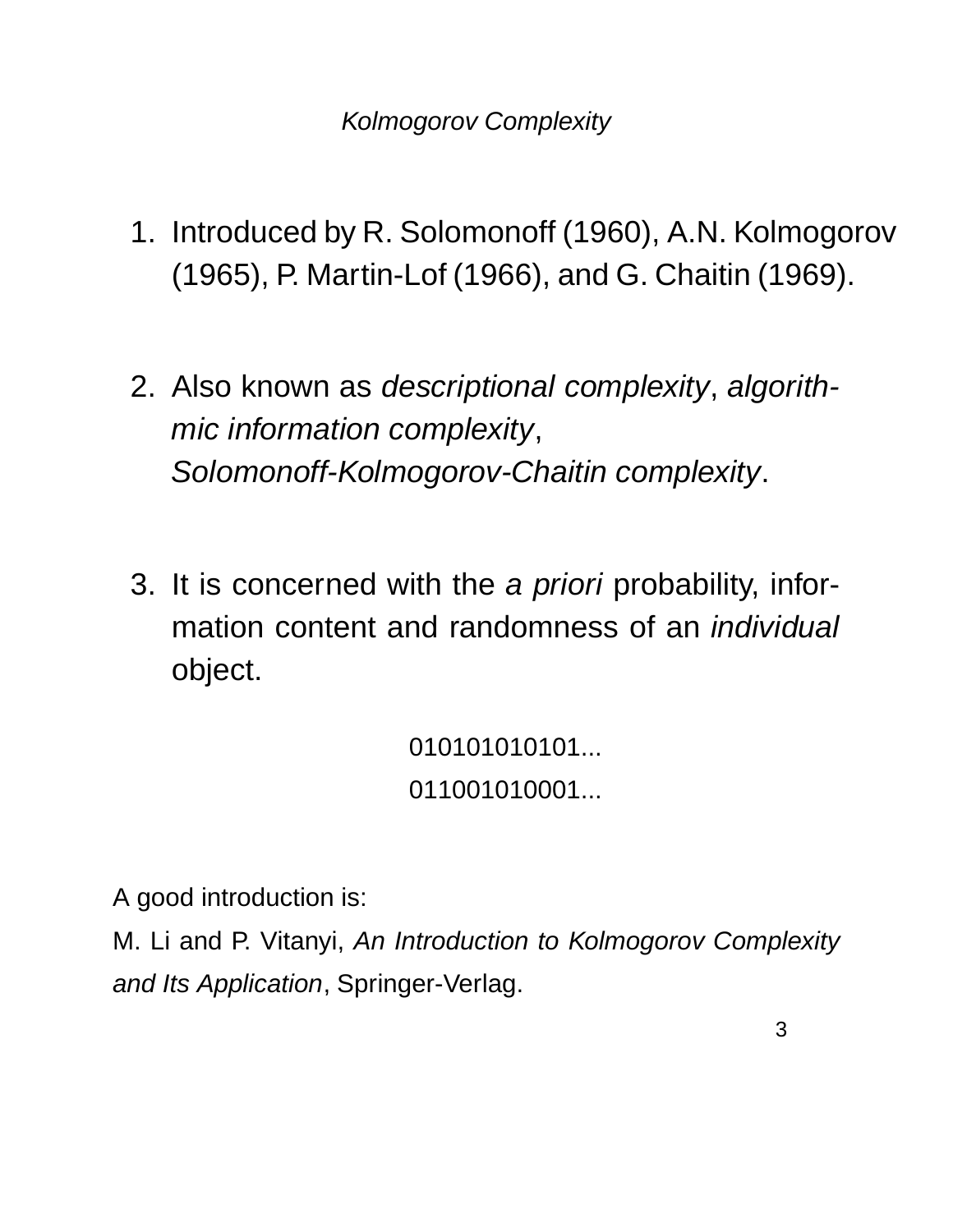# *Kolmogorov Complexity*

1. Introduced by R. Solomonoff (1960), A.N. Kolmogorov (1965), P. Martin-Lof (1966), and G. Chaitin (1969).

2. Also known as *descriptional complexity*, *algorithmic information complexity*, *Solomonoff-Kolmogorov-Chaitin complexity*.

3. It is concerned with the *a priori* probability, information content and randomness of an *individual* object.

010101010101...

011001010001...

A good introduction is:

M. Li and P. Vitanyi, *An Introduction to Kolmogorov Complexity and Its Application*, Springer-Verlag.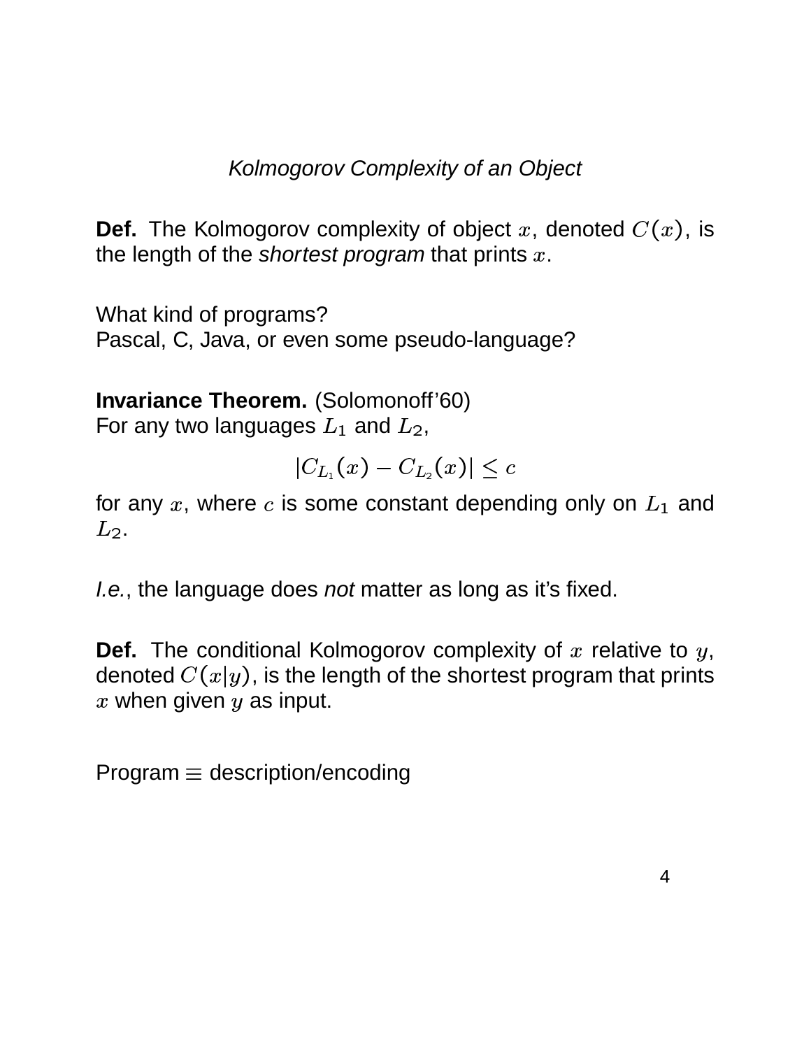## *Kolmogorov Complexity of an Object*

**Def.** The Kolmogorov complexity of object $x$, denoted $C(x)$, is the length of the *shortest program* that prints $x$.

What kind of programs?
Pascal, C, Java, or even some pseudo-language?

**Invariance Theorem.** (Solomonoff'60)
For any two languages $L_1$ and $L_2$,

$$|C_{L_1}(x) - C_{L_2}(x)| \leq c$$

for any $x$, where $c$ is some constant depending only on $L_1$ and $L_2$.

*I.e.*, the language does *not* matter as long as it's fixed.

**Def.** The conditional Kolmogorov complexity of $x$ relative to $y$, denoted $C(x|y)$, is the length of the shortest program that prints $x$ when given $y$ as input.

Program $\equiv$ description/encoding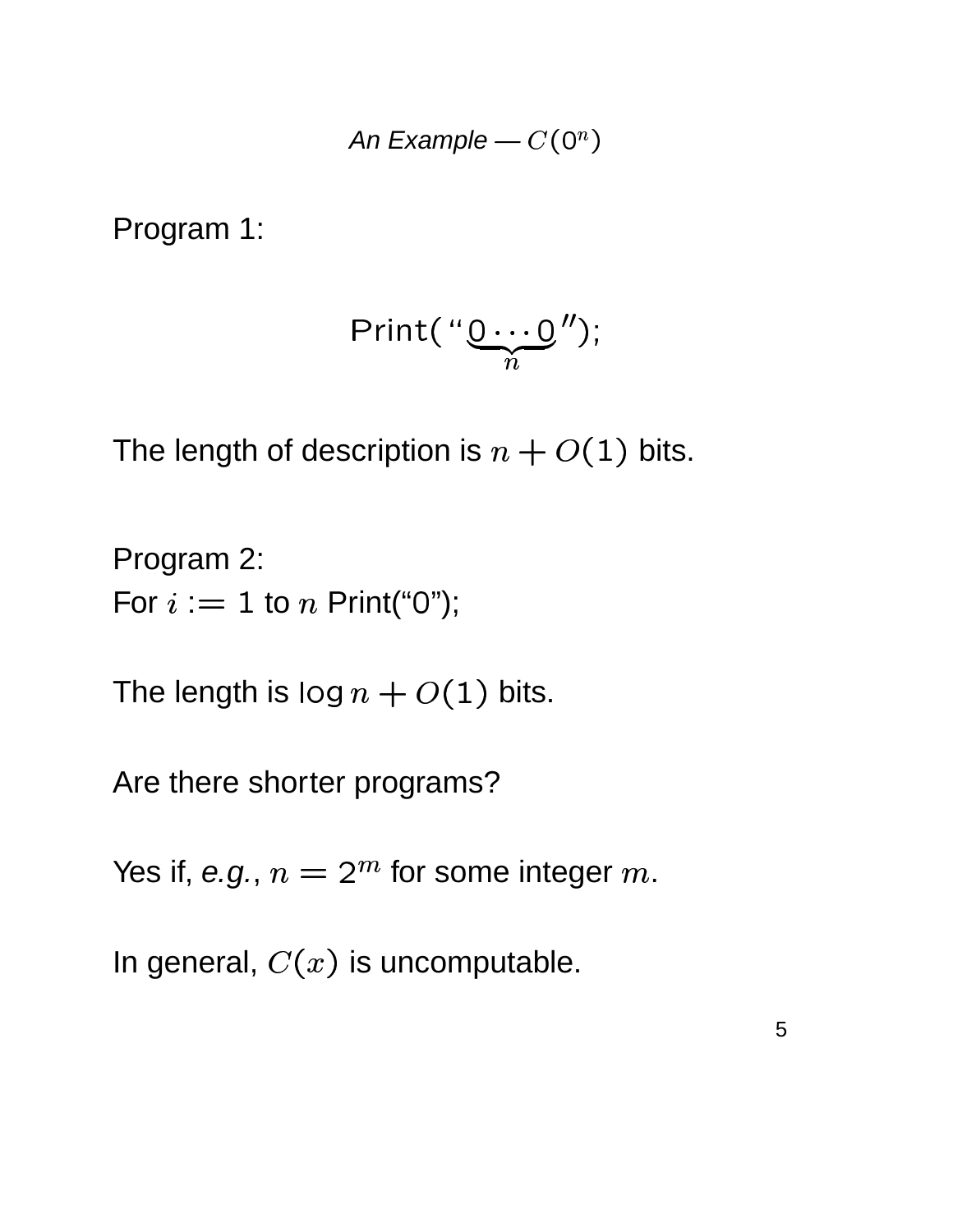*An Example* — $C(0^n)$

Program 1:

$$\text{Print}(\text{``}\underbrace{0\cdots0}_{n}\text{''});$$

The length of description is $n + O(1)$ bits.

Program 2:
For $i := 1$ to $n$ Print("0");

The length is $\log n + O(1)$ bits.

Are there shorter programs?

Yes if, *e.g.*, $n = 2^m$ for some integer $m$.

In general, $C(x)$ is uncomputable.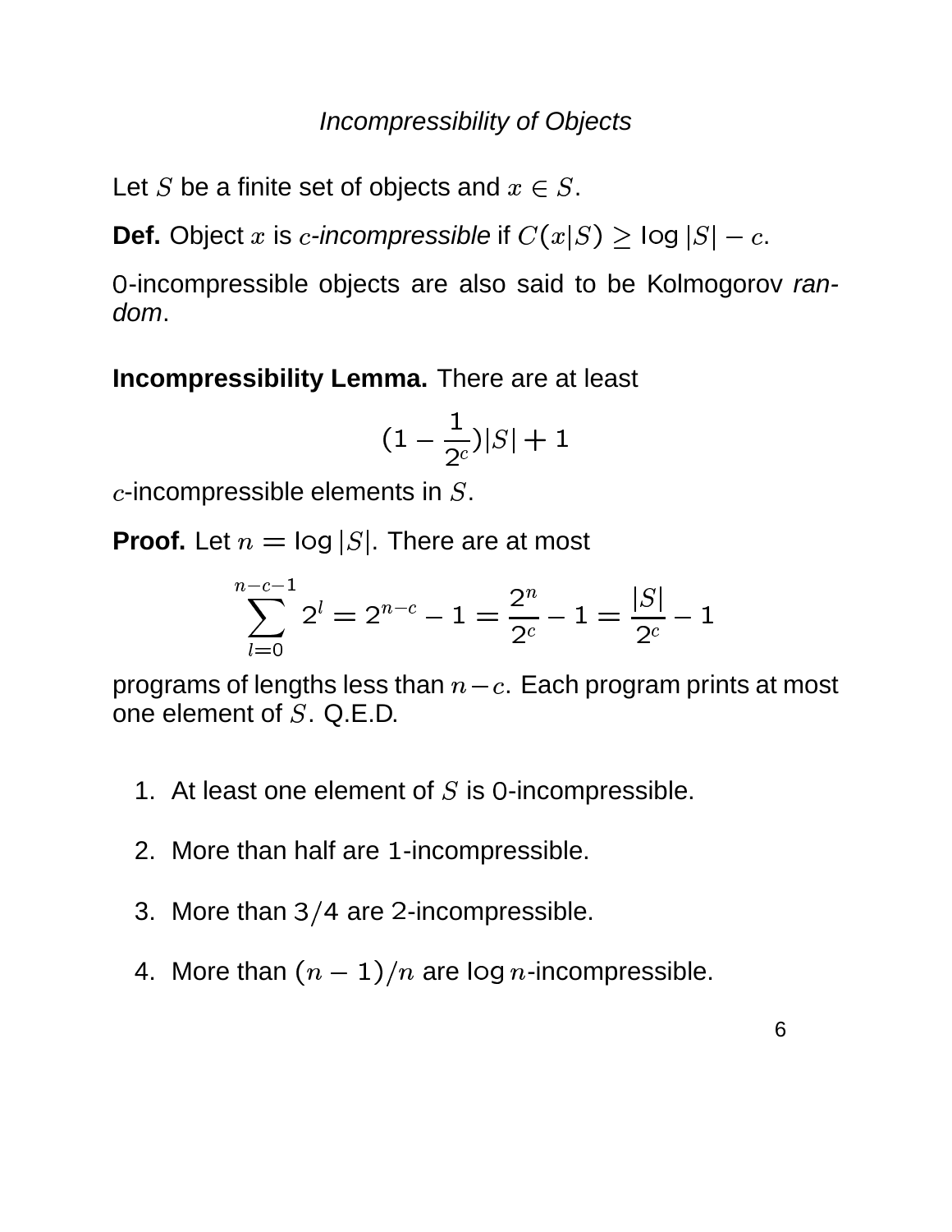## *Incompressibility of Objects*

Let $S$ be a finite set of objects and $x \in S$.

**Def.** Object $x$ is $c$*-incompressible* if $C(x|S) \geq \log |S| - c$.

$0$-incompressible objects are also said to be Kolmogorov *random*.

**Incompressibility Lemma.** There are at least

$$(1 - \frac{1}{2^c})|S| + 1$$

$c$-incompressible elements in $S$.

**Proof.** Let $n = \log |S|$. There are at most

$$\sum_{l=0}^{n-c-1} 2^l = 2^{n-c} - 1 = \frac{2^n}{2^c} - 1 = \frac{|S|}{2^c} - 1$$

programs of lengths less than $n - c$. Each program prints at most one element of $S$. Q.E.D.

1. At least one element of $S$ is $0$-incompressible.
2. More than half are $1$-incompressible.
3. More than $3/4$ are $2$-incompressible.
4. More than $(n-1)/n$ are $\log n$-incompressible.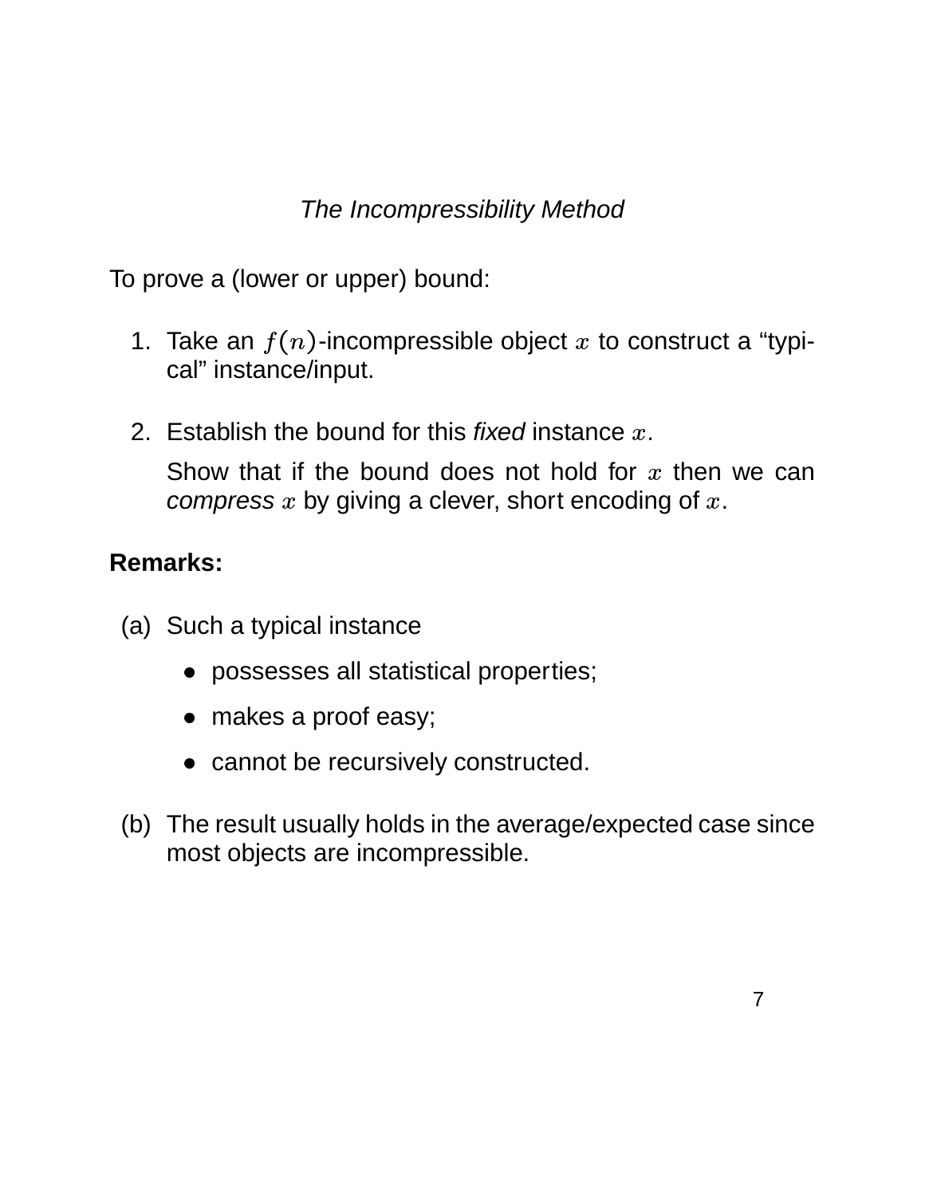## *The Incompressibility Method*

To prove a (lower or upper) bound:

1. Take an $f(n)$-incompressible object $x$ to construct a "typical" instance/input.

2. Establish the bound for this *fixed* instance $x$.

   Show that if the bound does not hold for $x$ then we can *compress* $x$ by giving a clever, short encoding of $x$.

**Remarks:**

(a) Such a typical instance

- possesses all statistical properties;
- makes a proof easy;
- cannot be recursively constructed.

(b) The result usually holds in the average/expected case since most objects are incompressible.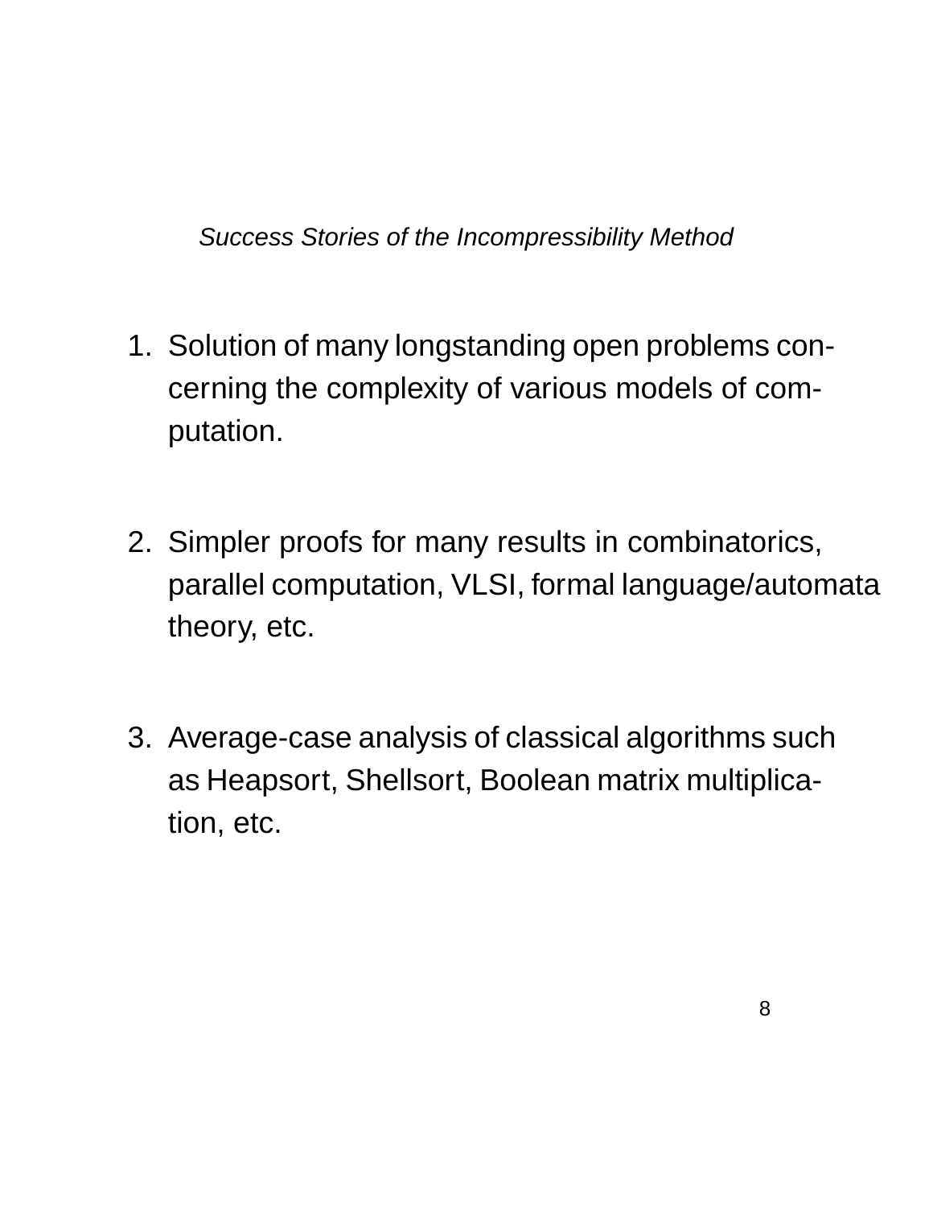*Success Stories of the Incompressibility Method*

1. Solution of many longstanding open problems concerning the complexity of various models of computation.

2. Simpler proofs for many results in combinatorics, parallel computation, VLSI, formal language/automata theory, etc.

3. Average-case analysis of classical algorithms such as Heapsort, Shellsort, Boolean matrix multiplication, etc.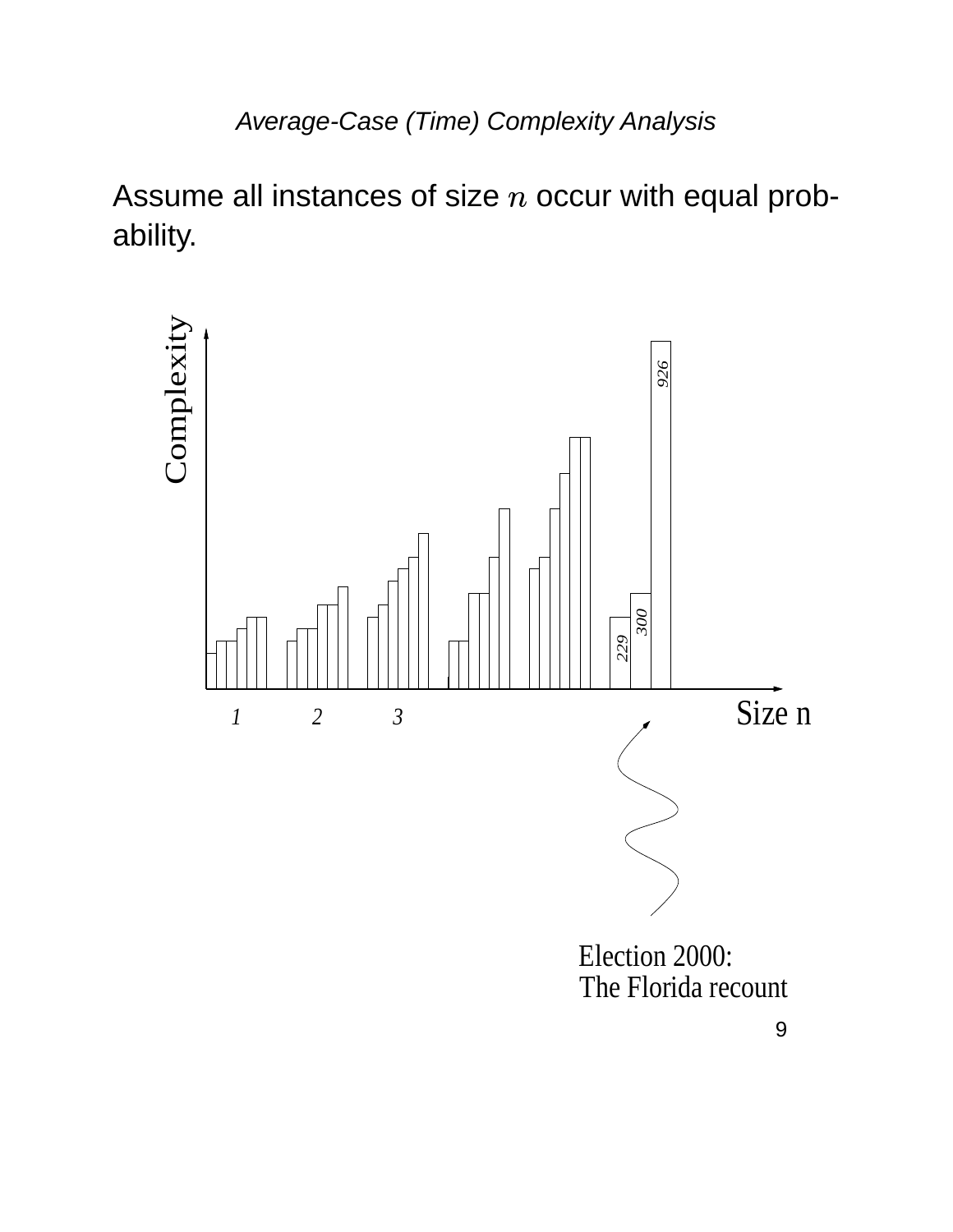## Average-Case (Time) Complexity Analysis

Assume all instances of size $n$ occur with equal probability.

Complexity

926

300

229

1    2    3

Size n

Election 2000:
The Florida recount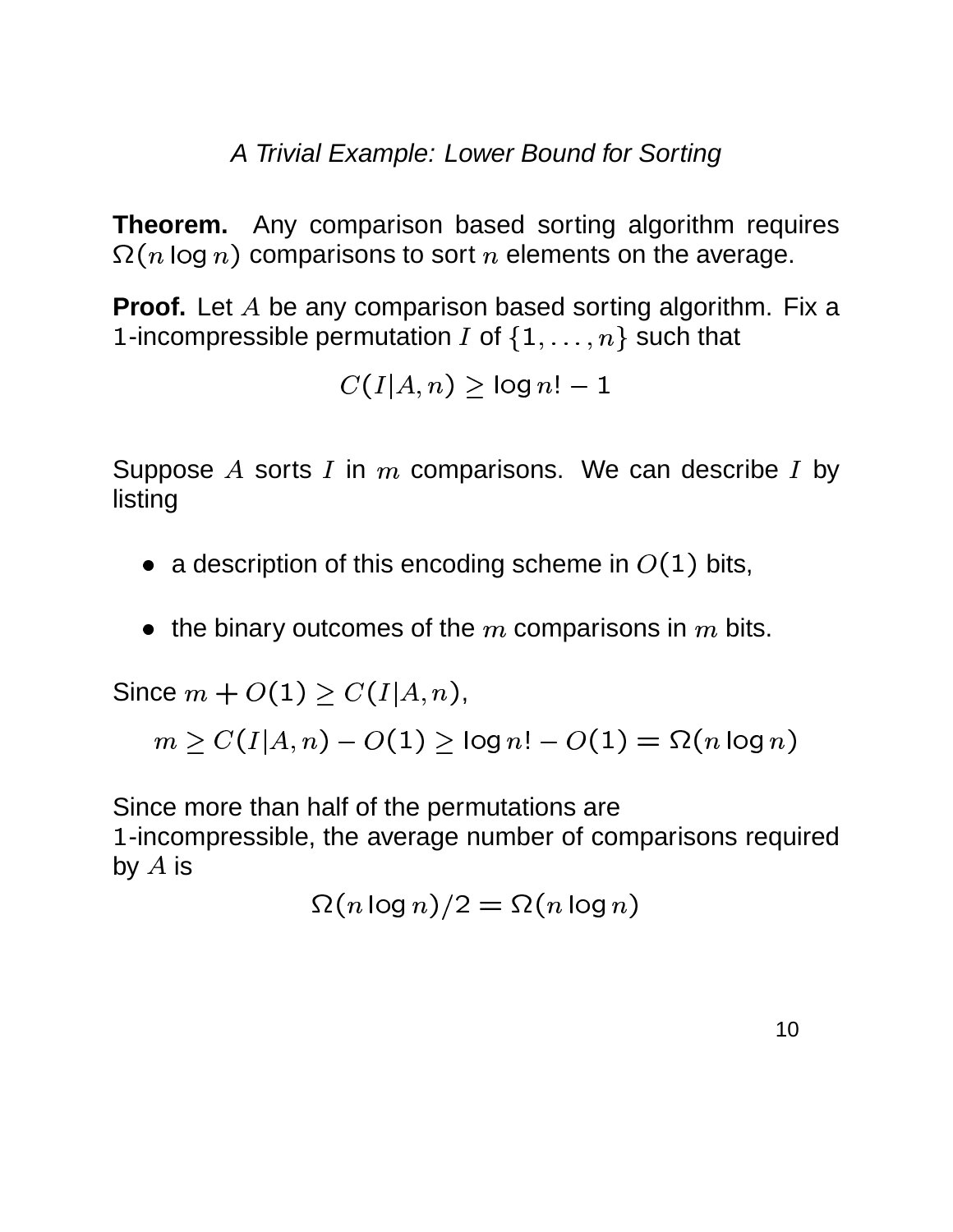## *A Trivial Example: Lower Bound for Sorting*

**Theorem.** Any comparison based sorting algorithm requires $\Omega(n \log n)$ comparisons to sort $n$ elements on the average.

**Proof.** Let $A$ be any comparison based sorting algorithm. Fix a 1-incompressible permutation $I$ of $\{1, \ldots, n\}$ such that

$$C(I|A, n) \geq \log n! - 1$$

Suppose $A$ sorts $I$ in $m$ comparisons. We can describe $I$ by listing

- a description of this encoding scheme in $O(1)$ bits,
- the binary outcomes of the $m$ comparisons in $m$ bits.

Since $m + O(1) \geq C(I|A, n)$,

$$m \geq C(I|A, n) - O(1) \geq \log n! - O(1) = \Omega(n \log n)$$

Since more than half of the permutations are 1-incompressible, the average number of comparisons required by $A$ is

$$\Omega(n \log n)/2 = \Omega(n \log n)$$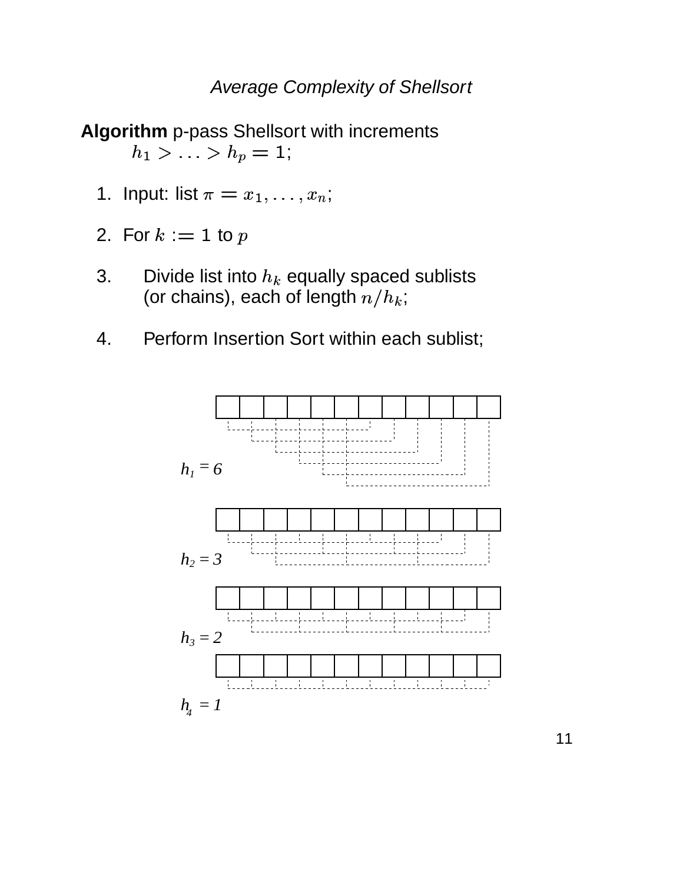*Average Complexity of Shellsort*

**Algorithm** p-pass Shellsort with increments $h_1 > \ldots > h_p = 1$;

1. Input: list $\pi = x_1, \ldots, x_n$;
2. For $k := 1$ to $p$
3. Divide list into $h_k$ equally spaced sublists (or chains), each of length $n/h_k$;
4. Perform Insertion Sort within each sublist;

$h_1 = 6$

$h_2 = 3$

$h_3 = 2$

$h_4 = 1$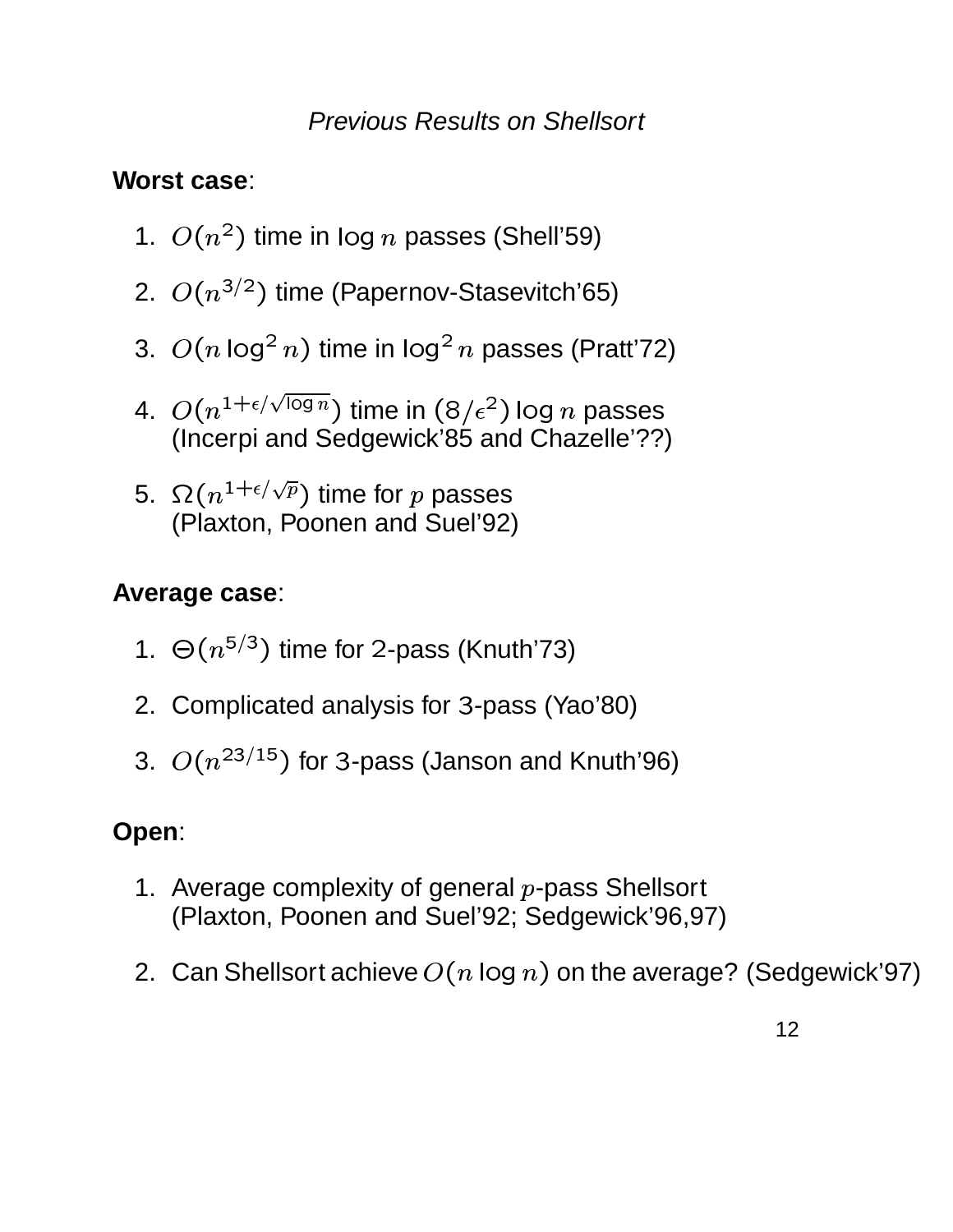*Previous Results on Shellsort*

**Worst case**:

1. $O(n^2)$ time in $\log n$ passes (Shell'59)

2. $O(n^{3/2})$ time (Papernov-Stasevitch'65)

3. $O(n \log^2 n)$ time in $\log^2 n$ passes (Pratt'72)

4. $O(n^{1+\epsilon/\sqrt{\log n}})$ time in $(8/\epsilon^2) \log n$ passes (Incerpi and Sedgewick'85 and Chazelle'??)

5. $\Omega(n^{1+\epsilon/\sqrt{p}})$ time for $p$ passes (Plaxton, Poonen and Suel'92)

**Average case**:

1. $\Theta(n^{5/3})$ time for $2$-pass (Knuth'73)

2. Complicated analysis for $3$-pass (Yao'80)

3. $O(n^{23/15})$ for $3$-pass (Janson and Knuth'96)

**Open**:

1. Average complexity of general $p$-pass Shellsort (Plaxton, Poonen and Suel'92; Sedgewick'96,97)

2. Can Shellsort achieve $O(n \log n)$ on the average? (Sedgewick'97)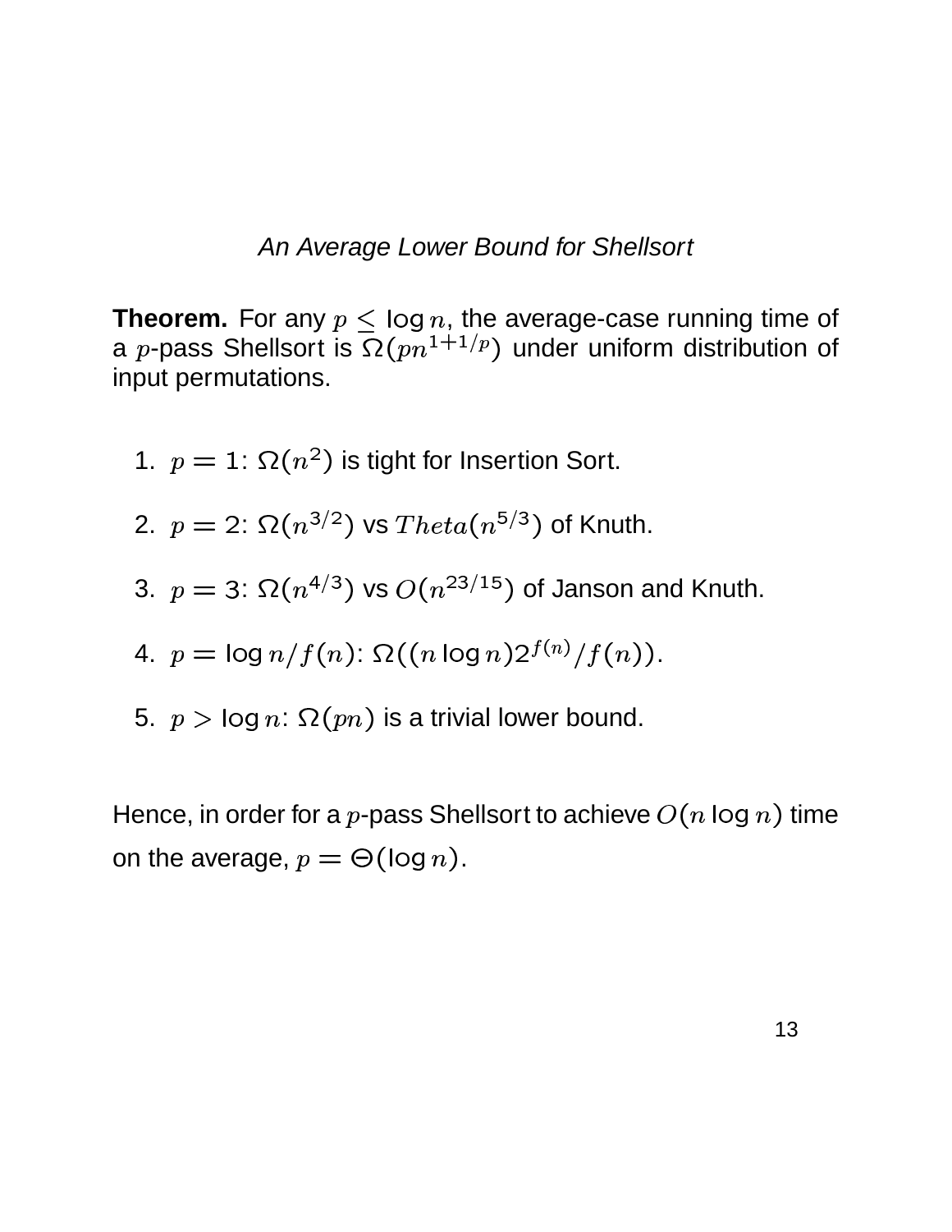*An Average Lower Bound for Shellsort*

**Theorem.** For any $p \leq \log n$, the average-case running time of a $p$-pass Shellsort is $\Omega(pn^{1+1/p})$ under uniform distribution of input permutations.

1. $p = 1$: $\Omega(n^2)$ is tight for Insertion Sort.
2. $p = 2$: $\Omega(n^{3/2})$ vs $Theta(n^{5/3})$ of Knuth.
3. $p = 3$: $\Omega(n^{4/3})$ vs $O(n^{23/15})$ of Janson and Knuth.
4. $p = \log n / f(n)$: $\Omega((n \log n) 2^{f(n)} / f(n))$.
5. $p > \log n$: $\Omega(pn)$ is a trivial lower bound.

Hence, in order for a $p$-pass Shellsort to achieve $O(n \log n)$ time on the average, $p = \Theta(\log n)$.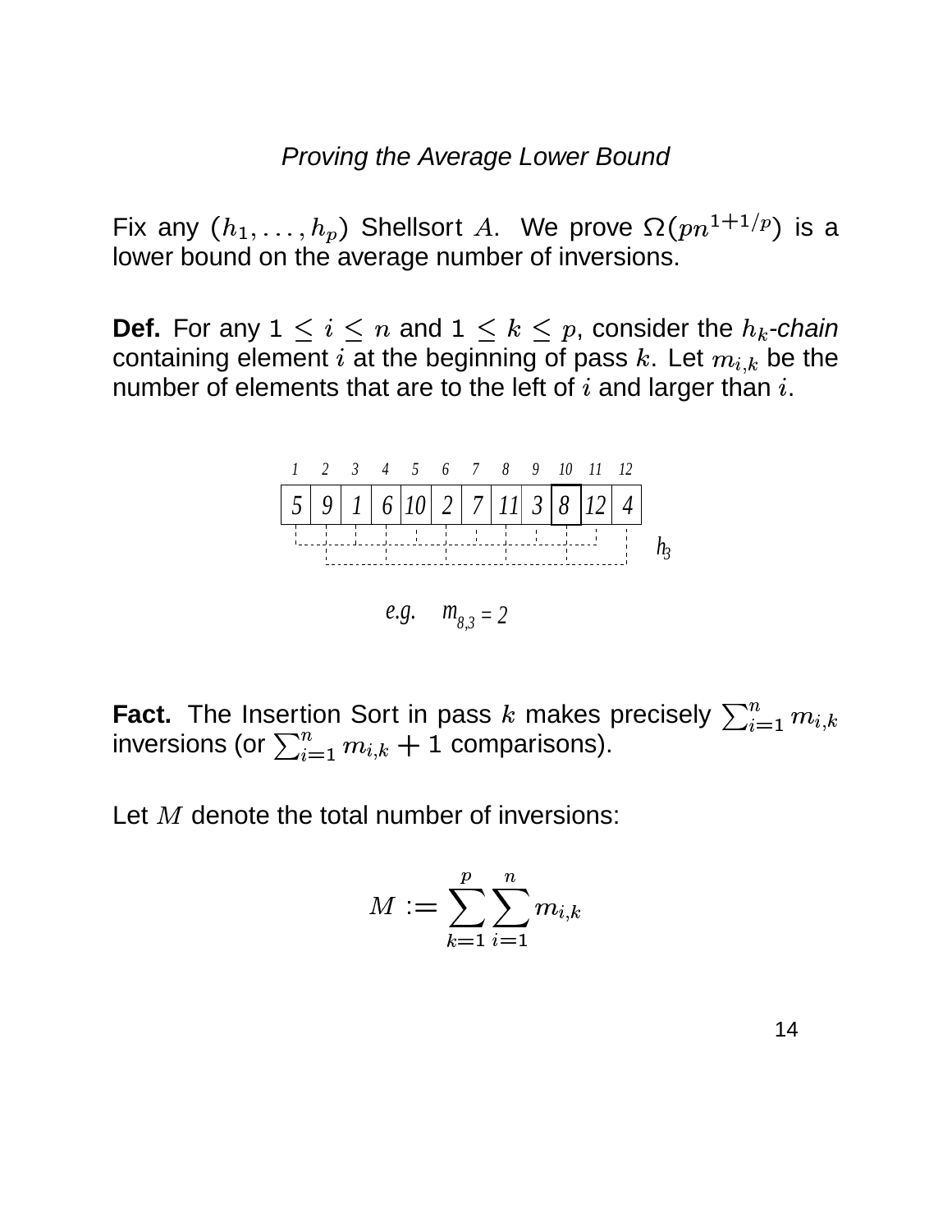### *Proving the Average Lower Bound*

Fix any $(h_1, \ldots, h_p)$ Shellsort $A$. We prove $\Omega(pn^{1+1/p})$ is a lower bound on the average number of inversions.

**Def.** For any $1 \leq i \leq n$ and $1 \leq k \leq p$, consider the $h_k$-*chain* containing element $i$ at the beginning of pass $k$. Let $m_{i,k}$ be the number of elements that are to the left of $i$ and larger than $i$.

| 1 | 2 | 3 | 4 | 5 | 6 | 7 | 8 | 9 | 10 | 11 | 12 |
|---|---|---|---|---|---|---|---|---|---|---|---|
| 5 | 9 | 1 | 6 | 10 | 2 | 7 | 11 | 3 | **8** | 12 | 4 |

$h_3$

*e.g.* $m_{8,3} = 2$

**Fact.** The Insertion Sort in pass $k$ makes precisely $\sum_{i=1}^{n} m_{i,k}$ inversions (or $\sum_{i=1}^{n} m_{i,k} + 1$ comparisons).

Let $M$ denote the total number of inversions:

$$M := \sum_{k=1}^{p} \sum_{i=1}^{n} m_{i,k}$$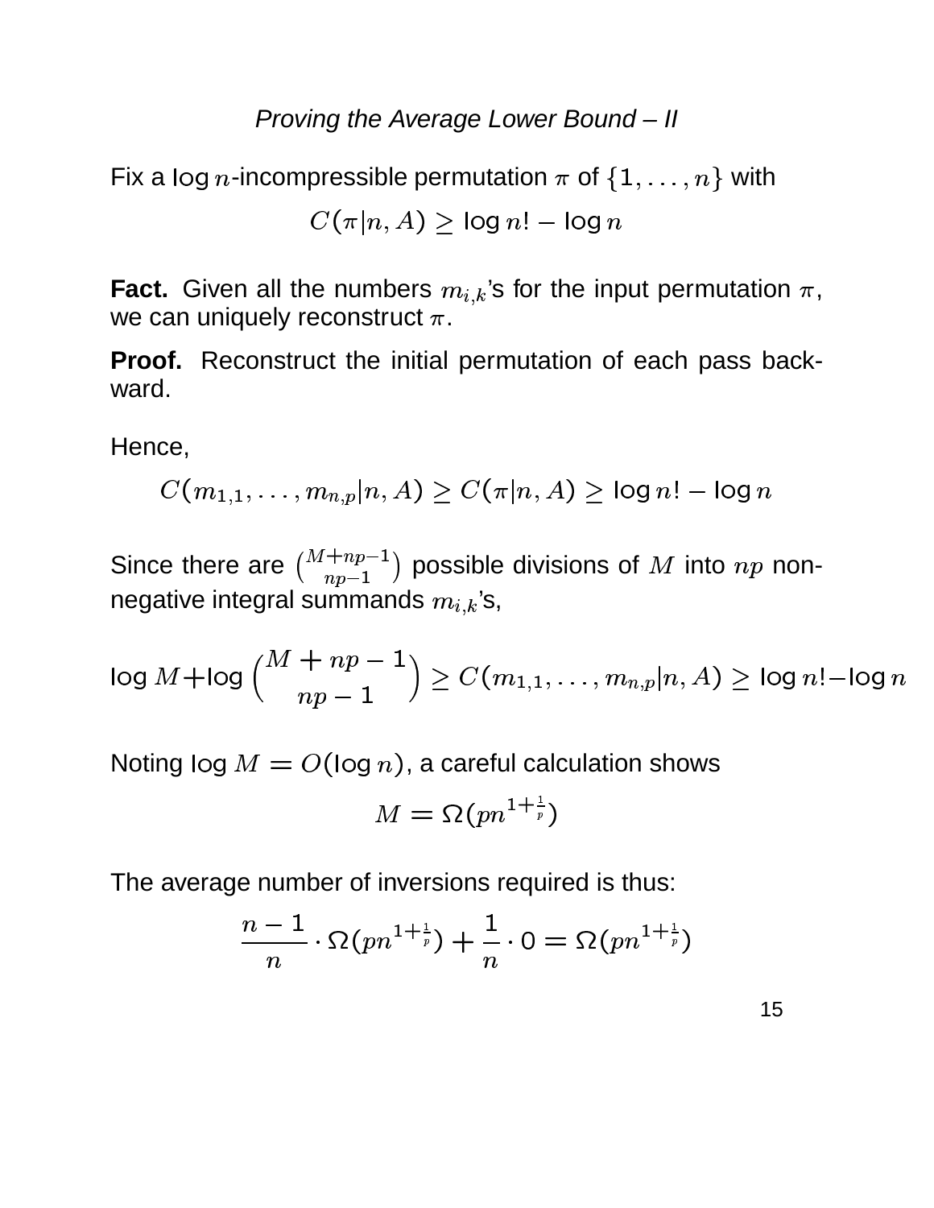## *Proving the Average Lower Bound – II*

Fix a $\log n$-incompressible permutation $\pi$ of $\{1, \ldots, n\}$ with

$$C(\pi|n, A) \geq \log n! - \log n$$

**Fact.** Given all the numbers $m_{i,k}$'s for the input permutation $\pi$, we can uniquely reconstruct $\pi$.

**Proof.** Reconstruct the initial permutation of each pass backward.

Hence,

$$C(m_{1,1}, \ldots, m_{n,p}|n, A) \geq C(\pi|n, A) \geq \log n! - \log n$$

Since there are $\binom{M+np-1}{np-1}$ possible divisions of $M$ into $np$ non-negative integral summands $m_{i,k}$'s,

$$\log M + \log \binom{M + np - 1}{np - 1} \geq C(m_{1,1}, \ldots, m_{n,p}|n, A) \geq \log n! - \log n$$

Noting $\log M = O(\log n)$, a careful calculation shows

$$M = \Omega(pn^{1+\frac{1}{p}})$$

The average number of inversions required is thus:

$$\frac{n-1}{n} \cdot \Omega(pn^{1+\frac{1}{p}}) + \frac{1}{n} \cdot 0 = \Omega(pn^{1+\frac{1}{p}})$$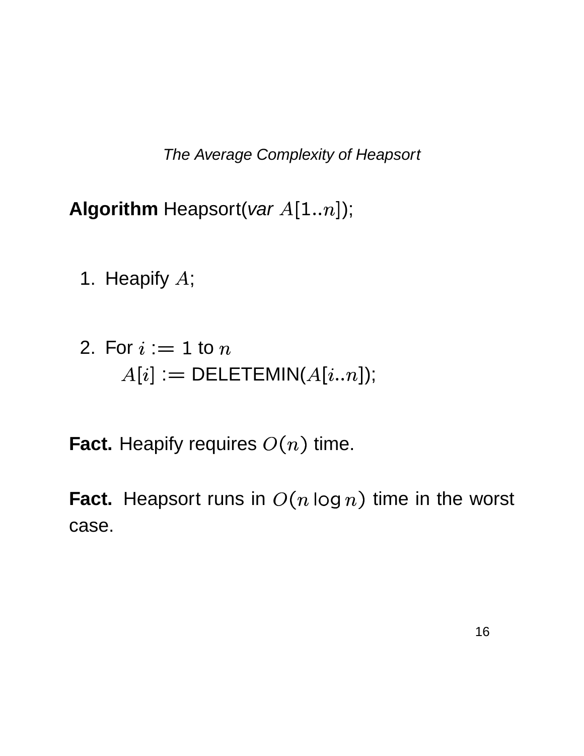*The Average Complexity of Heapsort*

**Algorithm** Heapsort(*var* $A[1..n]$);

1. Heapify $A$;

2. For $i := 1$ to $n$
   $A[i] :=$ DELETEMIN($A[i..n]$);

**Fact.** Heapify requires $O(n)$ time.

**Fact.** Heapsort runs in $O(n \log n)$ time in the worst case.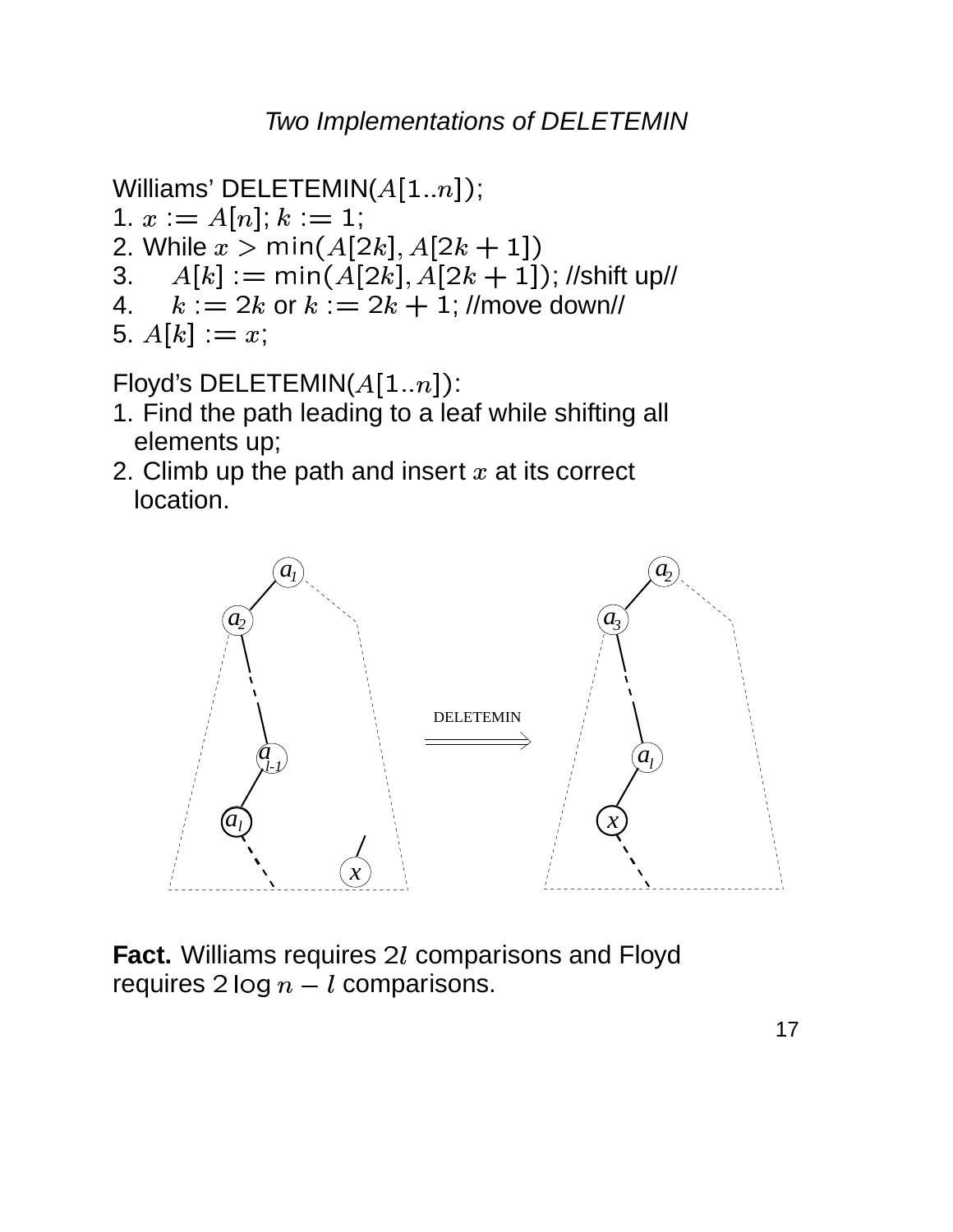## *Two Implementations of DELETEMIN*

Williams' DELETEMIN($A[1..n]$);

1. $x := A[n]$; $k := 1$;
2. While $x > \min(A[2k], A[2k+1])$
3.     $A[k] := \min(A[2k], A[2k+1])$; //shift up//
4.     $k := 2k$ or $k := 2k+1$; //move down//
5. $A[k] := x$;

Floyd's DELETEMIN($A[1..n]$):

1. Find the path leading to a leaf while shifting all elements up;
2. Climb up the path and insert $x$ at its correct location.

**Fact.** Williams requires $2l$ comparisons and Floyd requires $2\log n - l$ comparisons.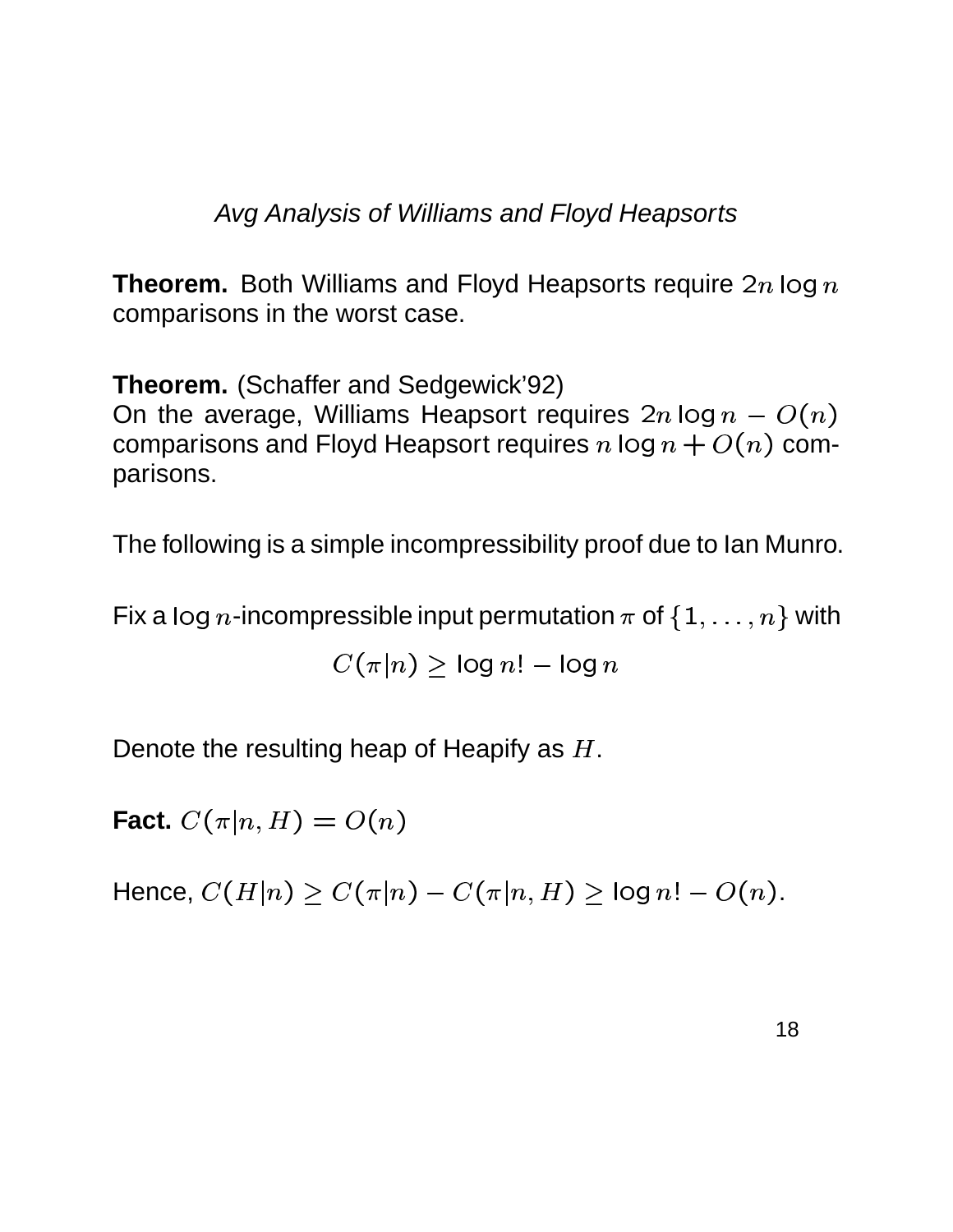*Avg Analysis of Williams and Floyd Heapsorts*

**Theorem.** Both Williams and Floyd Heapsorts require $2n \log n$ comparisons in the worst case.

**Theorem.** (Schaffer and Sedgewick'92)
On the average, Williams Heapsort requires $2n \log n - O(n)$ comparisons and Floyd Heapsort requires $n \log n + O(n)$ comparisons.

The following is a simple incompressibility proof due to Ian Munro.

Fix a $\log n$-incompressible input permutation $\pi$ of $\{1, \ldots, n\}$ with

$$C(\pi|n) \geq \log n! - \log n$$

Denote the resulting heap of Heapify as $H$.

**Fact.** $C(\pi|n, H) = O(n)$

Hence, $C(H|n) \geq C(\pi|n) - C(\pi|n, H) \geq \log n! - O(n)$.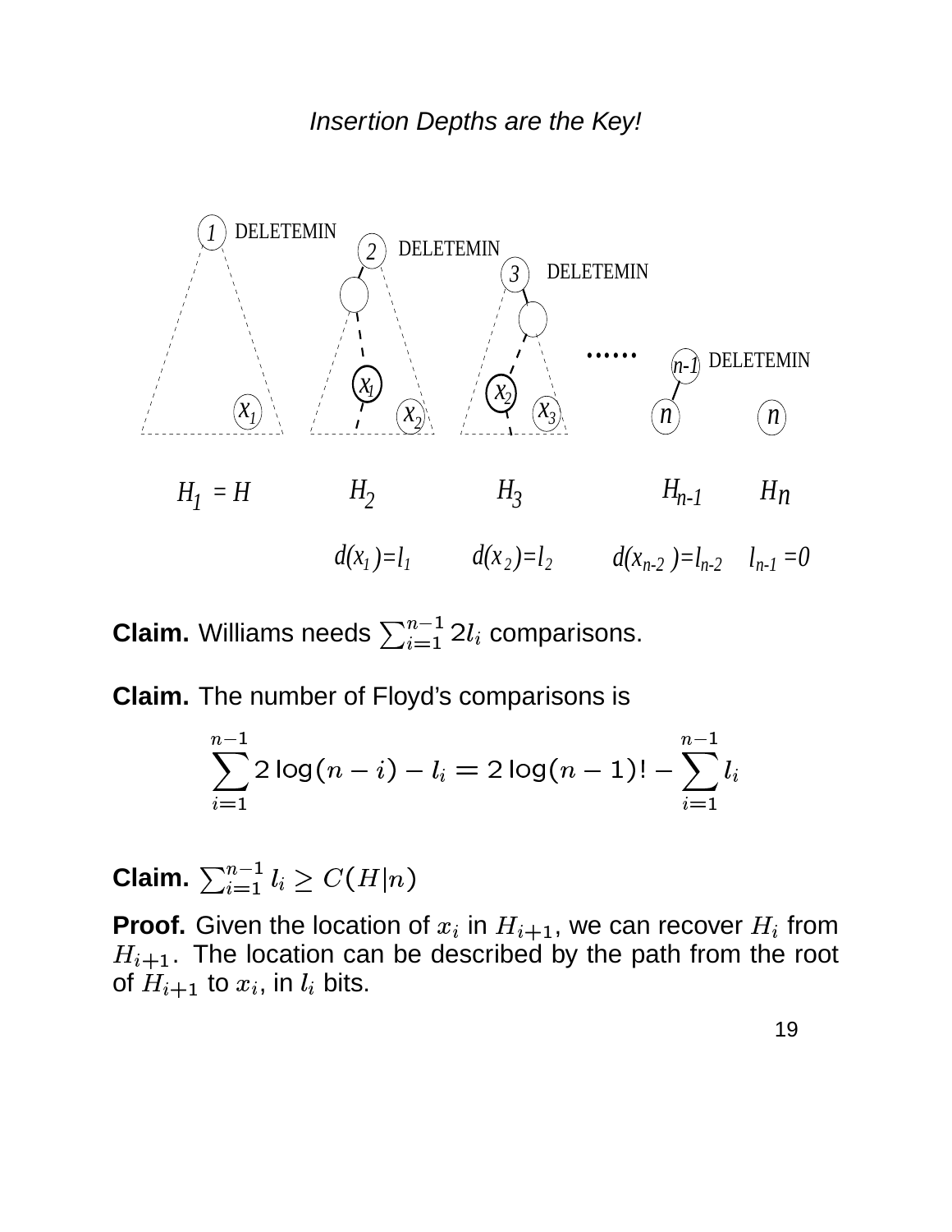*Insertion Depths are the Key!*

$H_1 = H$ $\quad H_2 \quad H_3 \quad H_{n-1} \quad H_n$

$d(x_1)=l_1 \quad d(x_2)=l_2 \quad d(x_{n-2})=l_{n-2} \quad l_{n-1}=0$

**Claim.** Williams needs $\sum_{i=1}^{n-1} 2l_i$ comparisons.

**Claim.** The number of Floyd's comparisons is

$$\sum_{i=1}^{n-1} 2\log(n-i) - l_i = 2\log(n-1)! - \sum_{i=1}^{n-1} l_i$$

**Claim.** $\sum_{i=1}^{n-1} l_i \geq C(H|n)$

**Proof.** Given the location of $x_i$ in $H_{i+1}$, we can recover $H_i$ from $H_{i+1}$. The location can be described by the path from the root of $H_{i+1}$ to $x_i$, in $l_i$ bits.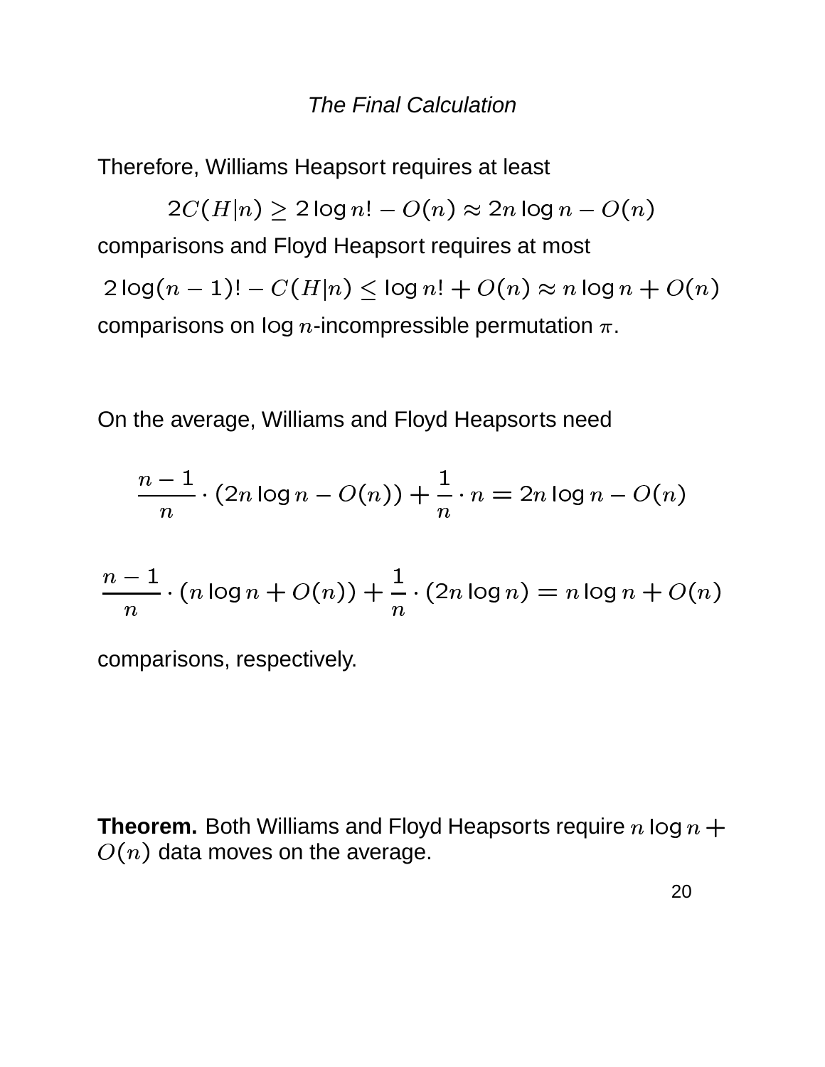## *The Final Calculation*

Therefore, Williams Heapsort requires at least

$$2C(H|n) \geq 2\log n! - O(n) \approx 2n\log n - O(n)$$

comparisons and Floyd Heapsort requires at most

$$2\log(n-1)! - C(H|n) \leq \log n! + O(n) \approx n\log n + O(n)$$

comparisons on $\log n$-incompressible permutation $\pi$.

On the average, Williams and Floyd Heapsorts need

$$\frac{n-1}{n} \cdot (2n\log n - O(n)) + \frac{1}{n} \cdot n = 2n\log n - O(n)$$

$$\frac{n-1}{n} \cdot (n\log n + O(n)) + \frac{1}{n} \cdot (2n\log n) = n\log n + O(n)$$

comparisons, respectively.

**Theorem.** Both Williams and Floyd Heapsorts require $n\log n + O(n)$ data moves on the average.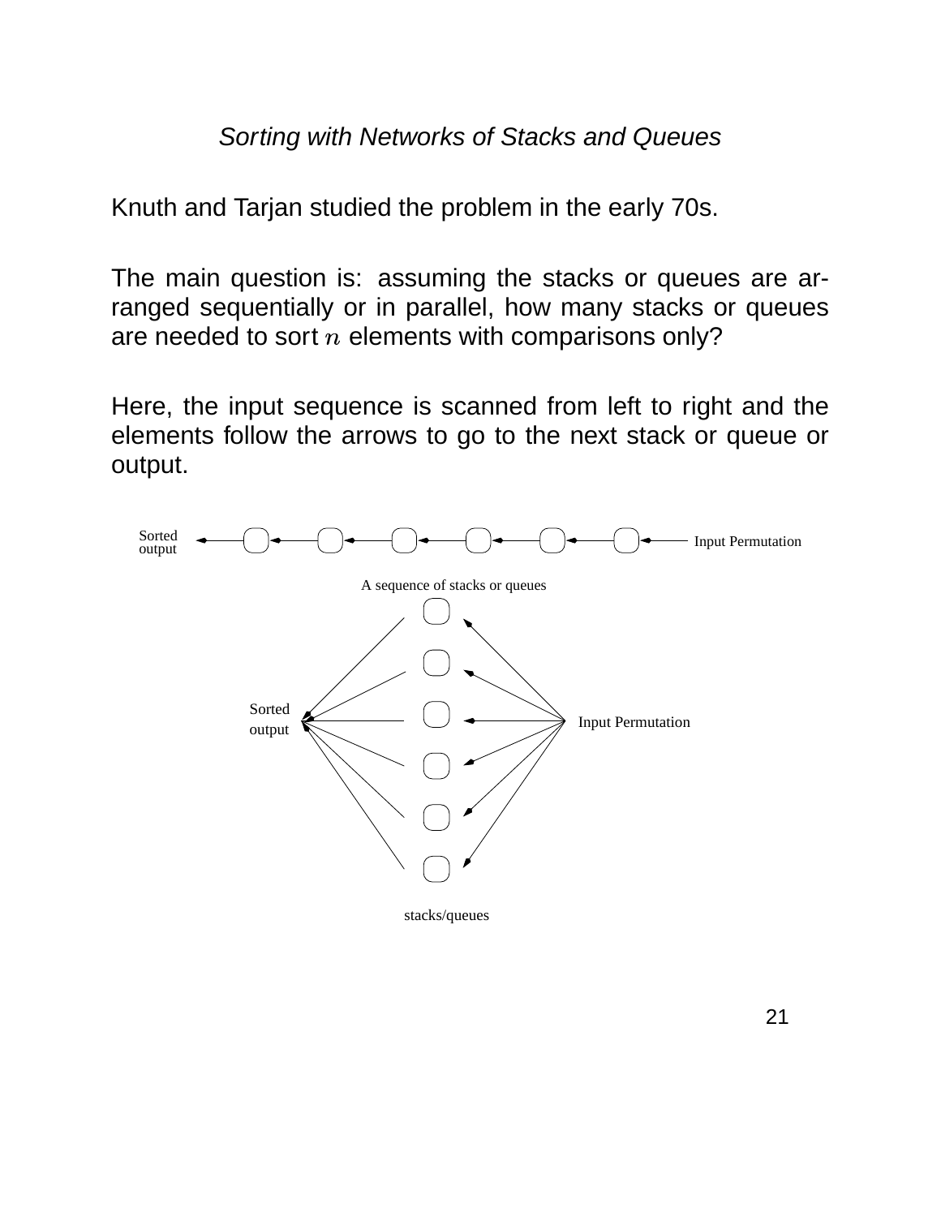*Sorting with Networks of Stacks and Queues*

Knuth and Tarjan studied the problem in the early 70s.

The main question is: assuming the stacks or queues are arranged sequentially or in parallel, how many stacks or queues are needed to sort $n$ elements with comparisons only?

Here, the input sequence is scanned from left to right and the elements follow the arrows to go to the next stack or queue or output.

Sorted output ← ▢ ← ▢ ← ▢ ← ▢ ← ▢ ← ▢ ← Input Permutation

A sequence of stacks or queues

Sorted output — stacks/queues — Input Permutation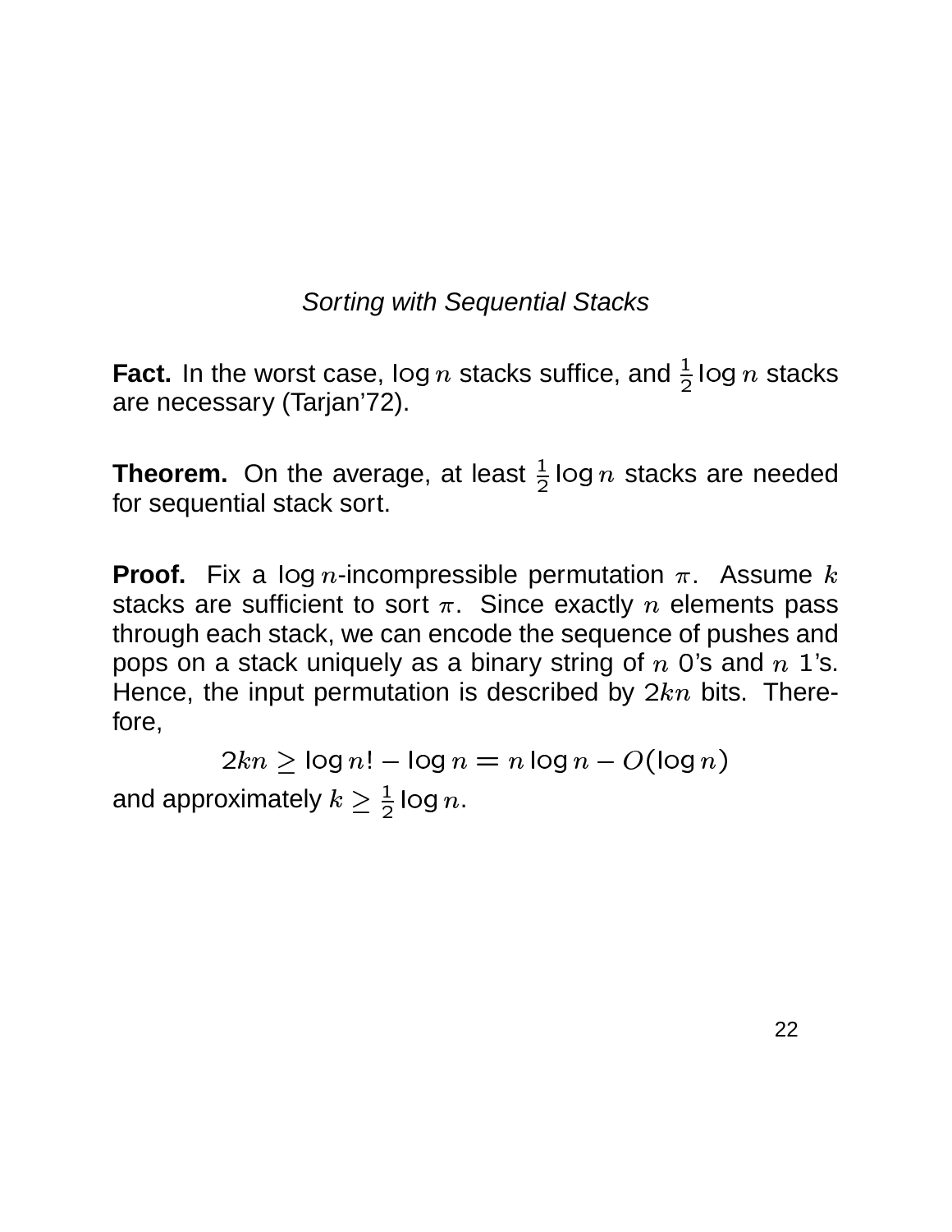*Sorting with Sequential Stacks*

**Fact.** In the worst case, $\log n$ stacks suffice, and $\frac{1}{2}\log n$ stacks are necessary (Tarjan'72).

**Theorem.** On the average, at least $\frac{1}{2}\log n$ stacks are needed for sequential stack sort.

**Proof.** Fix a $\log n$-incompressible permutation $\pi$. Assume $k$ stacks are sufficient to sort $\pi$. Since exactly $n$ elements pass through each stack, we can encode the sequence of pushes and pops on a stack uniquely as a binary string of $n$ 0's and $n$ 1's. Hence, the input permutation is described by $2kn$ bits. Therefore,

$$2kn \geq \log n! - \log n = n \log n - O(\log n)$$

and approximately $k \geq \frac{1}{2}\log n$.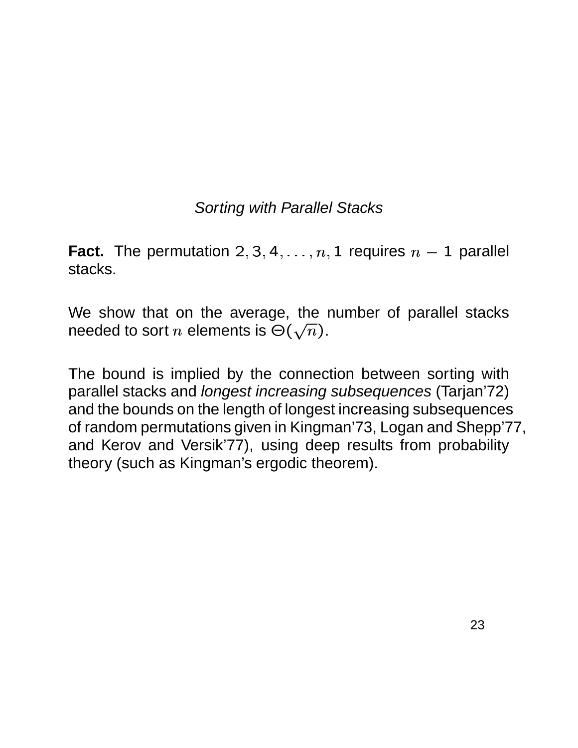*Sorting with Parallel Stacks*

**Fact.** The permutation $2, 3, 4, \ldots, n, 1$ requires $n - 1$ parallel stacks.

We show that on the average, the number of parallel stacks needed to sort $n$ elements is $\Theta(\sqrt{n})$.

The bound is implied by the connection between sorting with parallel stacks and *longest increasing subsequences* (Tarjan'72) and the bounds on the length of longest increasing subsequences of random permutations given in Kingman'73, Logan and Shepp'77, and Kerov and Versik'77), using deep results from probability theory (such as Kingman's ergodic theorem).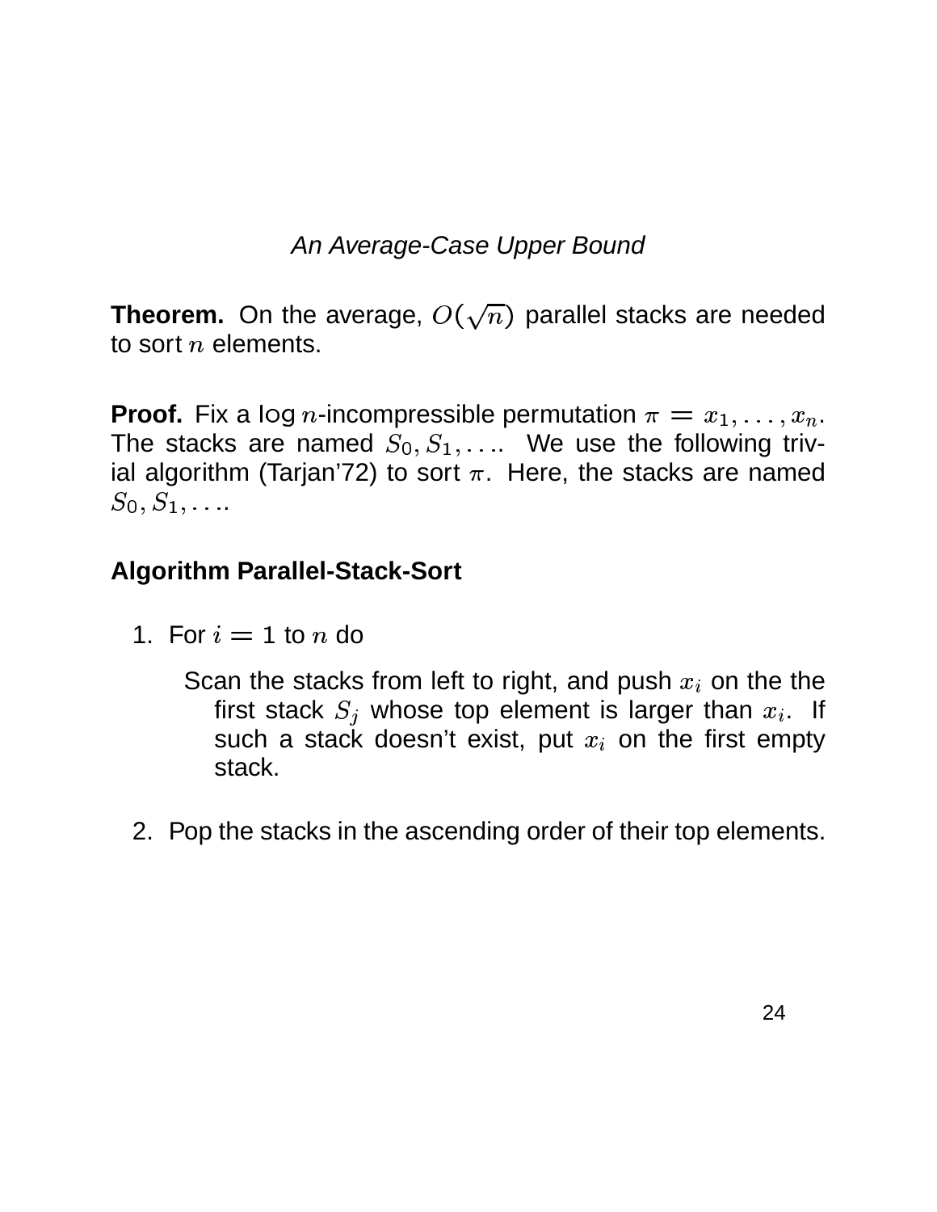*An Average-Case Upper Bound*

**Theorem.** On the average, $O(\sqrt{n})$ parallel stacks are needed to sort $n$ elements.

**Proof.** Fix a $\log n$-incompressible permutation $\pi = x_1, \ldots, x_n$. The stacks are named $S_0, S_1, \ldots$. We use the following trivial algorithm (Tarjan'72) to sort $\pi$. Here, the stacks are named $S_0, S_1, \ldots$.

**Algorithm Parallel-Stack-Sort**

1. For $i = 1$ to $n$ do

   Scan the stacks from left to right, and push $x_i$ on the the first stack $S_j$ whose top element is larger than $x_i$. If such a stack doesn't exist, put $x_i$ on the first empty stack.

2. Pop the stacks in the ascending order of their top elements.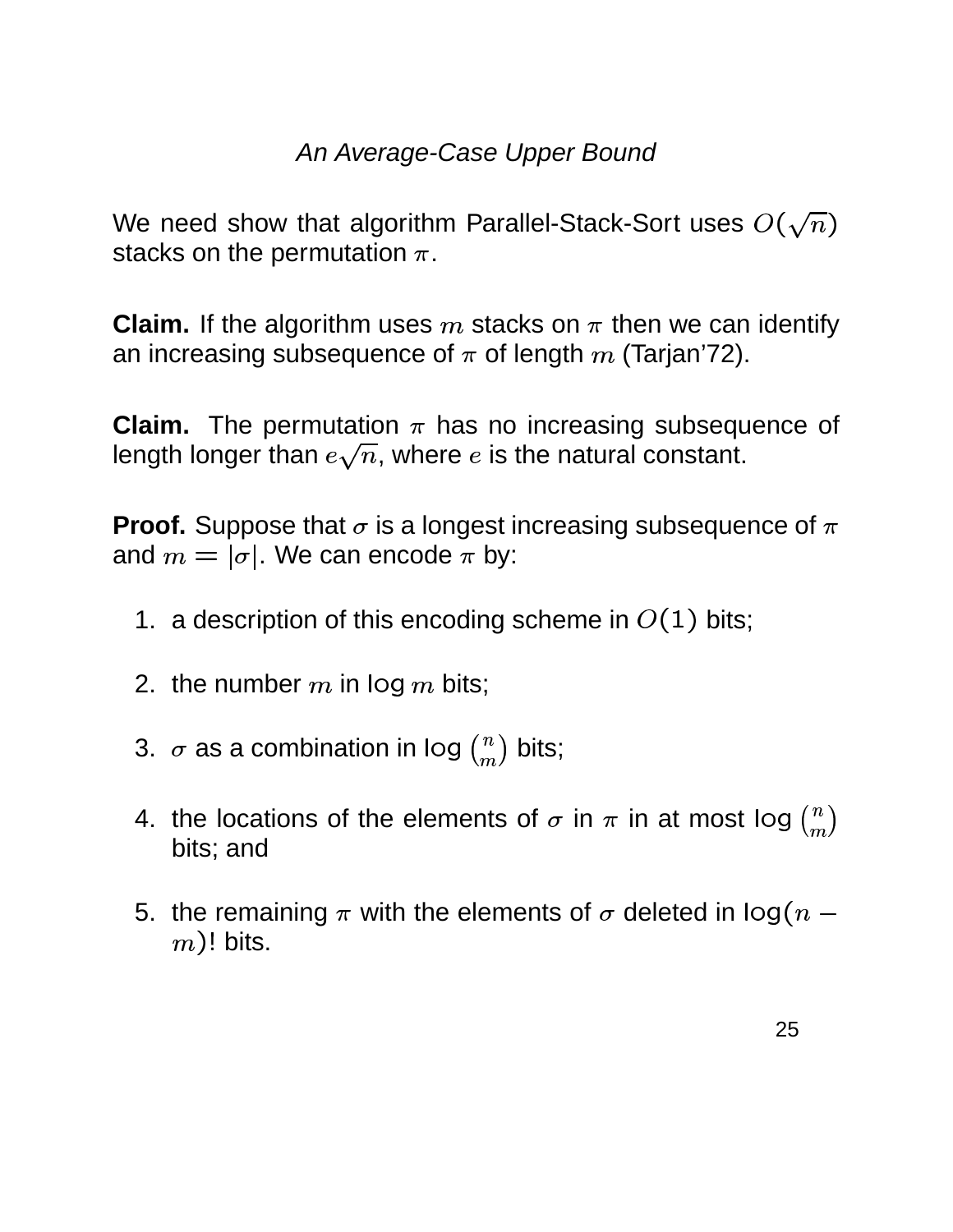*An Average-Case Upper Bound*

We need show that algorithm Parallel-Stack-Sort uses $O(\sqrt{n})$ stacks on the permutation $\pi$.

**Claim.** If the algorithm uses $m$ stacks on $\pi$ then we can identify an increasing subsequence of $\pi$ of length $m$ (Tarjan'72).

**Claim.** The permutation $\pi$ has no increasing subsequence of length longer than $e\sqrt{n}$, where $e$ is the natural constant.

**Proof.** Suppose that $\sigma$ is a longest increasing subsequence of $\pi$ and $m = |\sigma|$. We can encode $\pi$ by:

1. a description of this encoding scheme in $O(1)$ bits;
2. the number $m$ in $\log m$ bits;
3. $\sigma$ as a combination in $\log \binom{n}{m}$ bits;
4. the locations of the elements of $\sigma$ in $\pi$ in at most $\log \binom{n}{m}$ bits; and
5. the remaining $\pi$ with the elements of $\sigma$ deleted in $\log(n - m)!$ bits.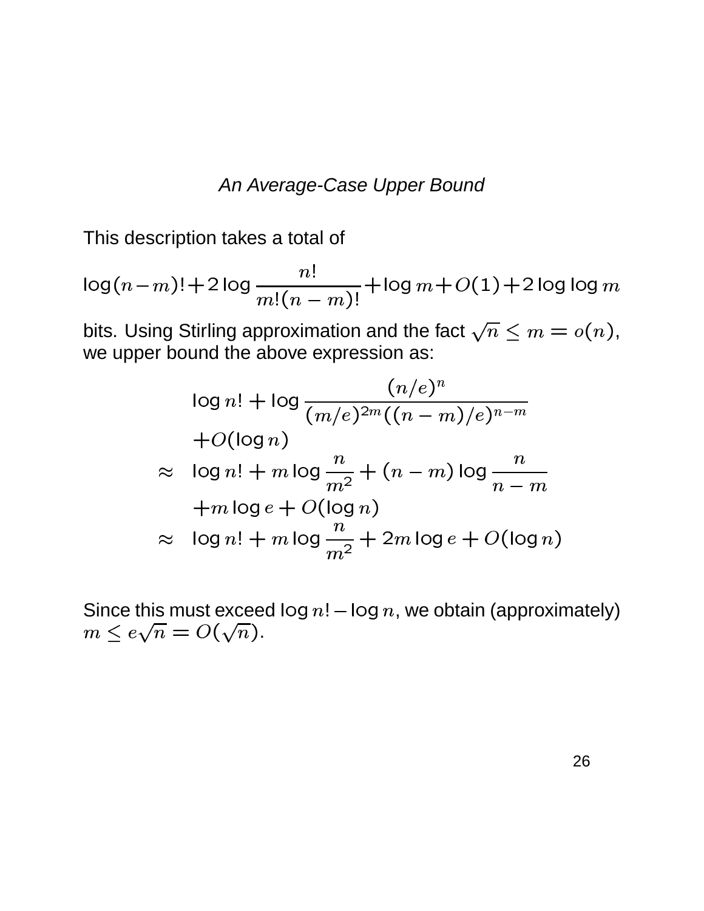## *An Average-Case Upper Bound*

This description takes a total of

$$\log(n-m)! + 2\log\frac{n!}{m!(n-m)!} + \log m + O(1) + 2\log\log m$$

bits. Using Stirling approximation and the fact $\sqrt{n} \leq m = o(n)$, we upper bound the above expression as:

$$
\begin{aligned}
& \log n! + \log\frac{(n/e)^n}{(m/e)^{2m}((n-m)/e)^{n-m}} \\
& \quad + O(\log n) \\
\approx \;& \log n! + m\log\frac{n}{m^2} + (n-m)\log\frac{n}{n-m} \\
& \quad + m\log e + O(\log n) \\
\approx \;& \log n! + m\log\frac{n}{m^2} + 2m\log e + O(\log n)
\end{aligned}
$$

Since this must exceed $\log n! - \log n$, we obtain (approximately) $m \leq e\sqrt{n} = O(\sqrt{n})$.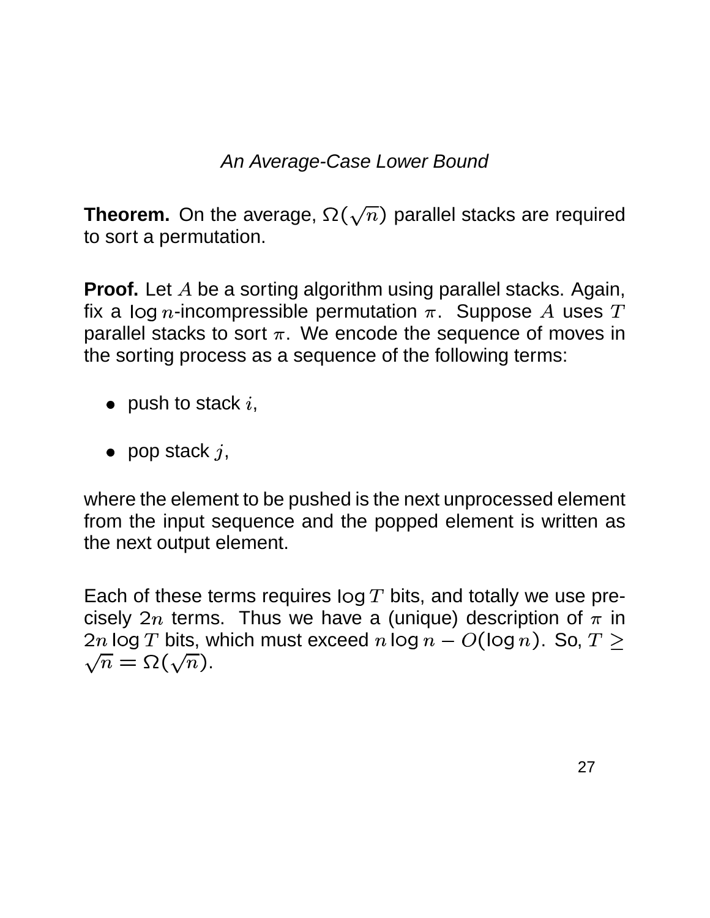## *An Average-Case Lower Bound*

**Theorem.** On the average, $\Omega(\sqrt{n})$ parallel stacks are required to sort a permutation.

**Proof.** Let $A$ be a sorting algorithm using parallel stacks. Again, fix a $\log n$-incompressible permutation $\pi$. Suppose $A$ uses $T$ parallel stacks to sort $\pi$. We encode the sequence of moves in the sorting process as a sequence of the following terms:

- push to stack $i$,
- pop stack $j$,

where the element to be pushed is the next unprocessed element from the input sequence and the popped element is written as the next output element.

Each of these terms requires $\log T$ bits, and totally we use precisely $2n$ terms. Thus we have a (unique) description of $\pi$ in $2n \log T$ bits, which must exceed $n \log n - O(\log n)$. So, $T \geq \sqrt{n} = \Omega(\sqrt{n})$.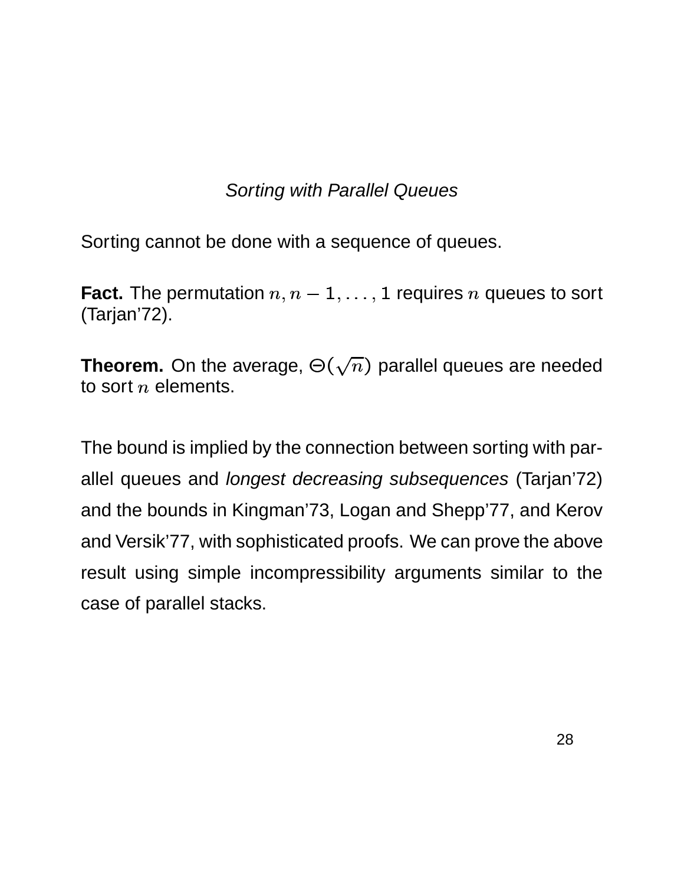*Sorting with Parallel Queues*

Sorting cannot be done with a sequence of queues.

**Fact.** The permutation $n, n-1, \ldots, 1$ requires $n$ queues to sort (Tarjan'72).

**Theorem.** On the average, $\Theta(\sqrt{n})$ parallel queues are needed to sort $n$ elements.

The bound is implied by the connection between sorting with parallel queues and *longest decreasing subsequences* (Tarjan'72) and the bounds in Kingman'73, Logan and Shepp'77, and Kerov and Versik'77, with sophisticated proofs. We can prove the above result using simple incompressibility arguments similar to the case of parallel stacks.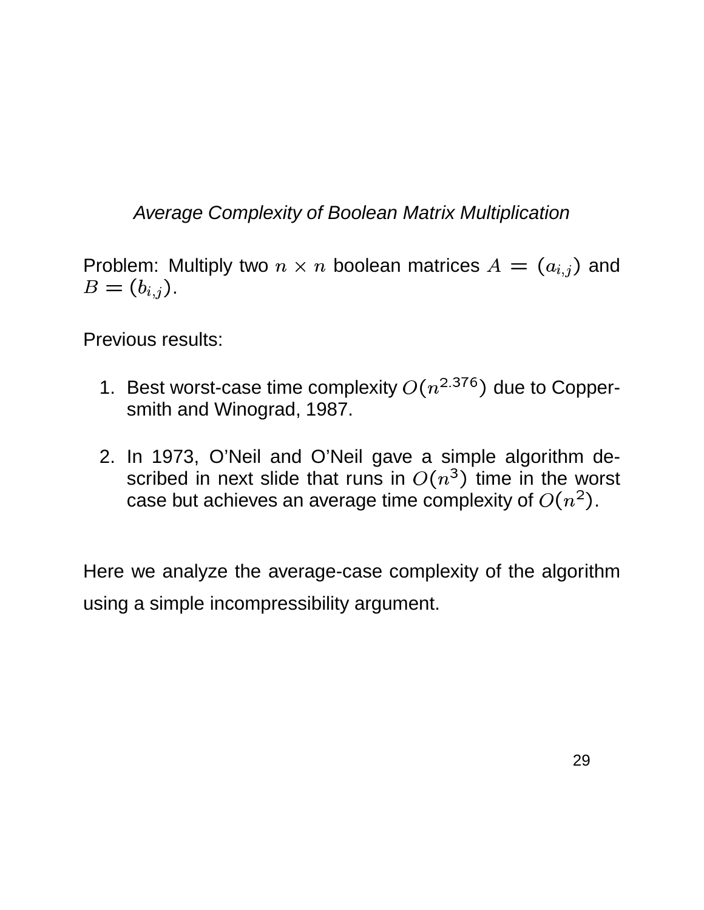*Average Complexity of Boolean Matrix Multiplication*

Problem: Multiply two $n \times n$ boolean matrices $A = (a_{i,j})$ and $B = (b_{i,j})$.

Previous results:

1. Best worst-case time complexity $O(n^{2.376})$ due to Coppersmith and Winograd, 1987.

2. In 1973, O'Neil and O'Neil gave a simple algorithm described in next slide that runs in $O(n^3)$ time in the worst case but achieves an average time complexity of $O(n^2)$.

Here we analyze the average-case complexity of the algorithm using a simple incompressibility argument.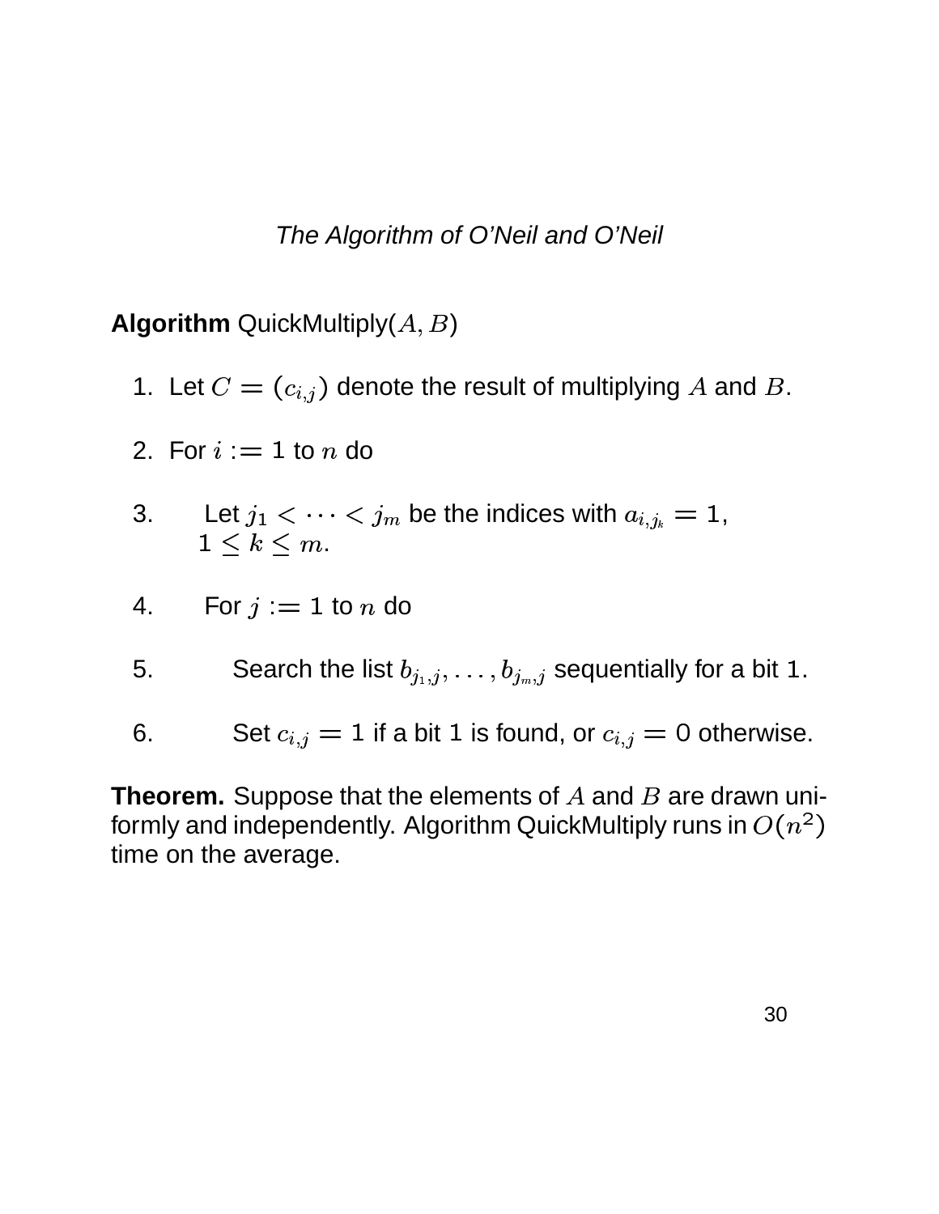*The Algorithm of O'Neil and O'Neil*

**Algorithm** QuickMultiply($A, B$)

1. Let $C = (c_{i,j})$ denote the result of multiplying $A$ and $B$.
2. For $i := 1$ to $n$ do
3. Let $j_1 < \cdots < j_m$ be the indices with $a_{i,j_k} = 1$, $1 \leq k \leq m$.
4. For $j := 1$ to $n$ do
5. Search the list $b_{j_1,j}, \ldots, b_{j_m,j}$ sequentially for a bit $1$.
6. Set $c_{i,j} = 1$ if a bit $1$ is found, or $c_{i,j} = 0$ otherwise.

**Theorem.** Suppose that the elements of $A$ and $B$ are drawn uniformly and independently. Algorithm QuickMultiply runs in $O(n^2)$ time on the average.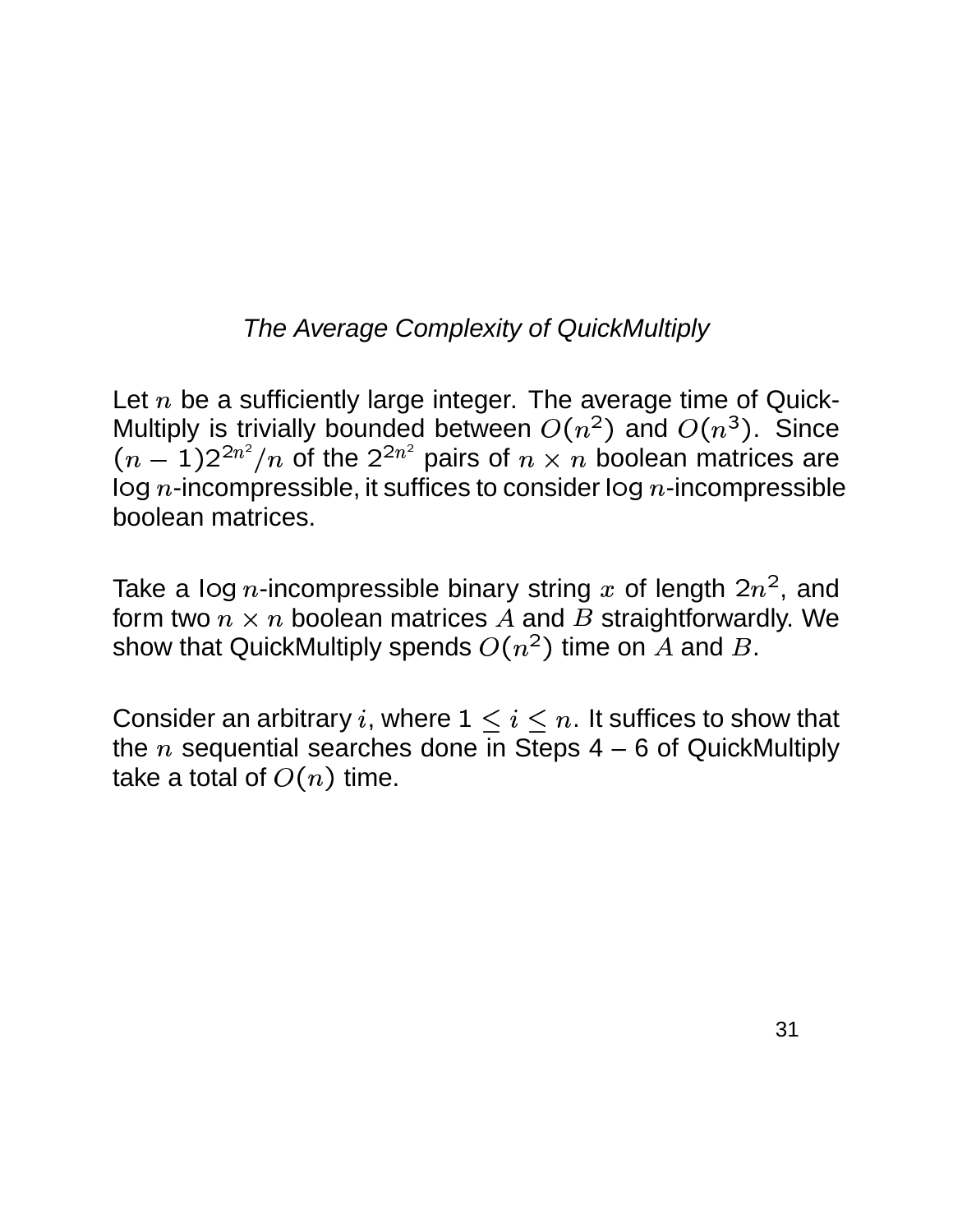## *The Average Complexity of QuickMultiply*

Let $n$ be a sufficiently large integer. The average time of QuickMultiply is trivially bounded between $O(n^2)$ and $O(n^3)$. Since $(n-1)2^{2n^2}/n$ of the $2^{2n^2}$ pairs of $n \times n$ boolean matrices are $\log n$-incompressible, it suffices to consider $\log n$-incompressible boolean matrices.

Take a $\log n$-incompressible binary string $x$ of length $2n^2$, and form two $n \times n$ boolean matrices $A$ and $B$ straightforwardly. We show that QuickMultiply spends $O(n^2)$ time on $A$ and $B$.

Consider an arbitrary $i$, where $1 \leq i \leq n$. It suffices to show that the $n$ sequential searches done in Steps 4 – 6 of QuickMultiply take a total of $O(n)$ time.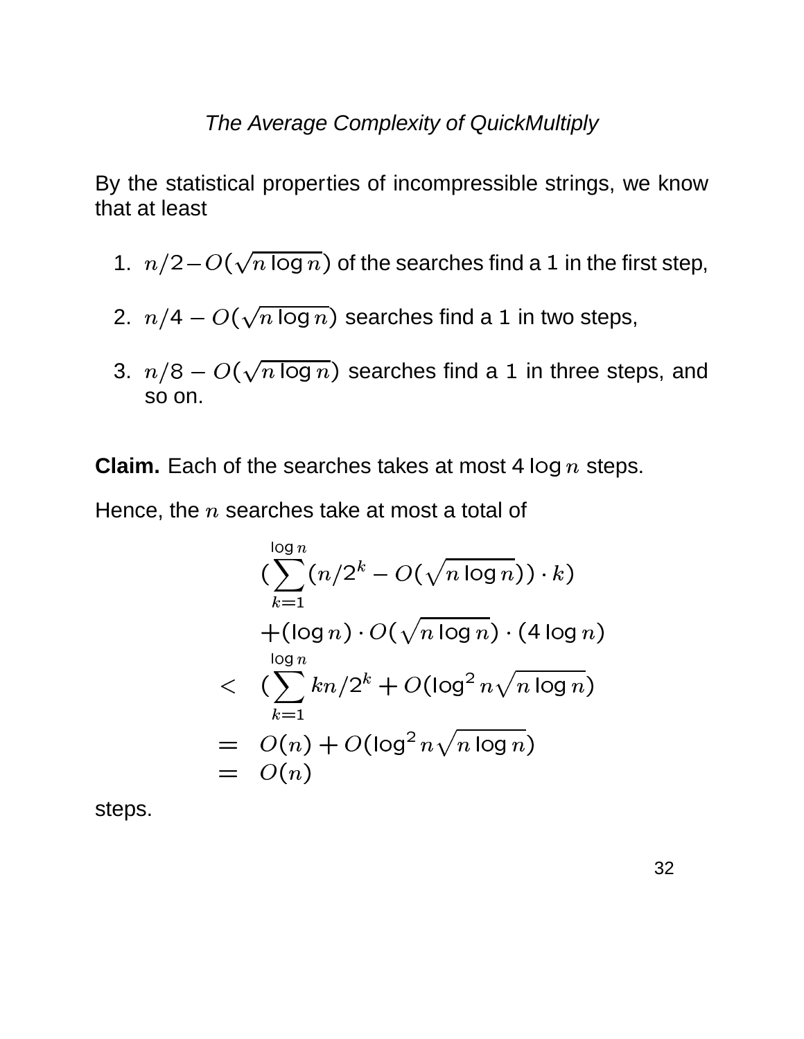# *The Average Complexity of QuickMultiply*

By the statistical properties of incompressible strings, we know that at least

1. $n/2 - O(\sqrt{n \log n})$ of the searches find a 1 in the first step,
2. $n/4 - O(\sqrt{n \log n})$ searches find a 1 in two steps,
3. $n/8 - O(\sqrt{n \log n})$ searches find a 1 in three steps, and so on.

**Claim.** Each of the searches takes at most $4 \log n$ steps.

Hence, the $n$ searches take at most a total of

$$
\begin{aligned}
& (\sum_{k=1}^{\log n} (n/2^k - O(\sqrt{n \log n})) \cdot k) \\
& \quad + (\log n) \cdot O(\sqrt{n \log n}) \cdot (4 \log n) \\
< & \quad (\sum_{k=1}^{\log n} kn/2^k + O(\log^2 n \sqrt{n \log n}) \\
= & \quad O(n) + O(\log^2 n \sqrt{n \log n}) \\
= & \quad O(n)
\end{aligned}
$$

steps.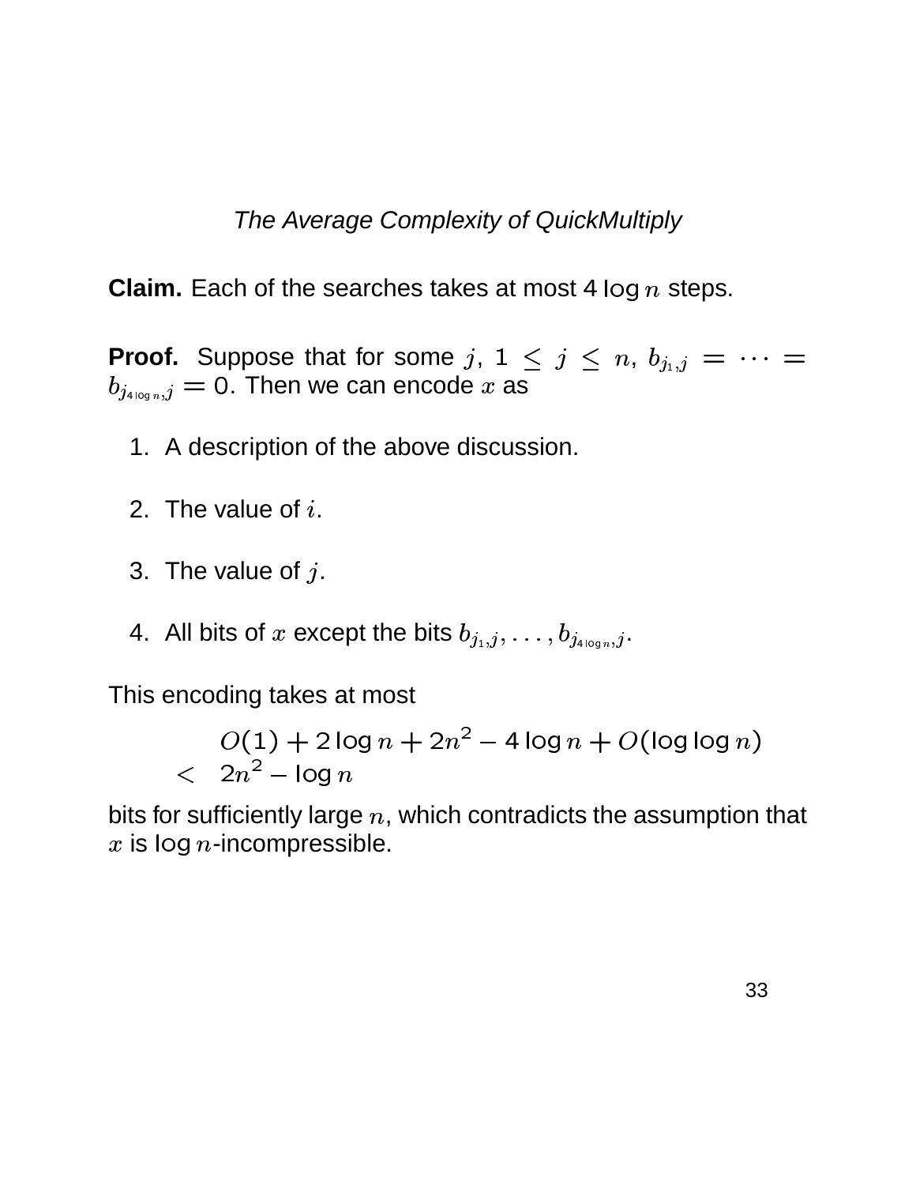*The Average Complexity of QuickMultiply*

**Claim.** Each of the searches takes at most $4 \log n$ steps.

**Proof.** Suppose that for some $j$, $1 \leq j \leq n$, $b_{j_1,j} = \cdots = b_{j_{4 \log n},j} = 0$. Then we can encode $x$ as

1. A description of the above discussion.
2. The value of $i$.
3. The value of $j$.
4. All bits of $x$ except the bits $b_{j_1,j}, \ldots, b_{j_{4 \log n},j}$.

This encoding takes at most

$$
\begin{aligned}
& O(1) + 2 \log n + 2n^2 - 4 \log n + O(\log \log n) \\
< \quad & 2n^2 - \log n
\end{aligned}
$$

bits for sufficiently large $n$, which contradicts the assumption that $x$ is $\log n$-incompressible.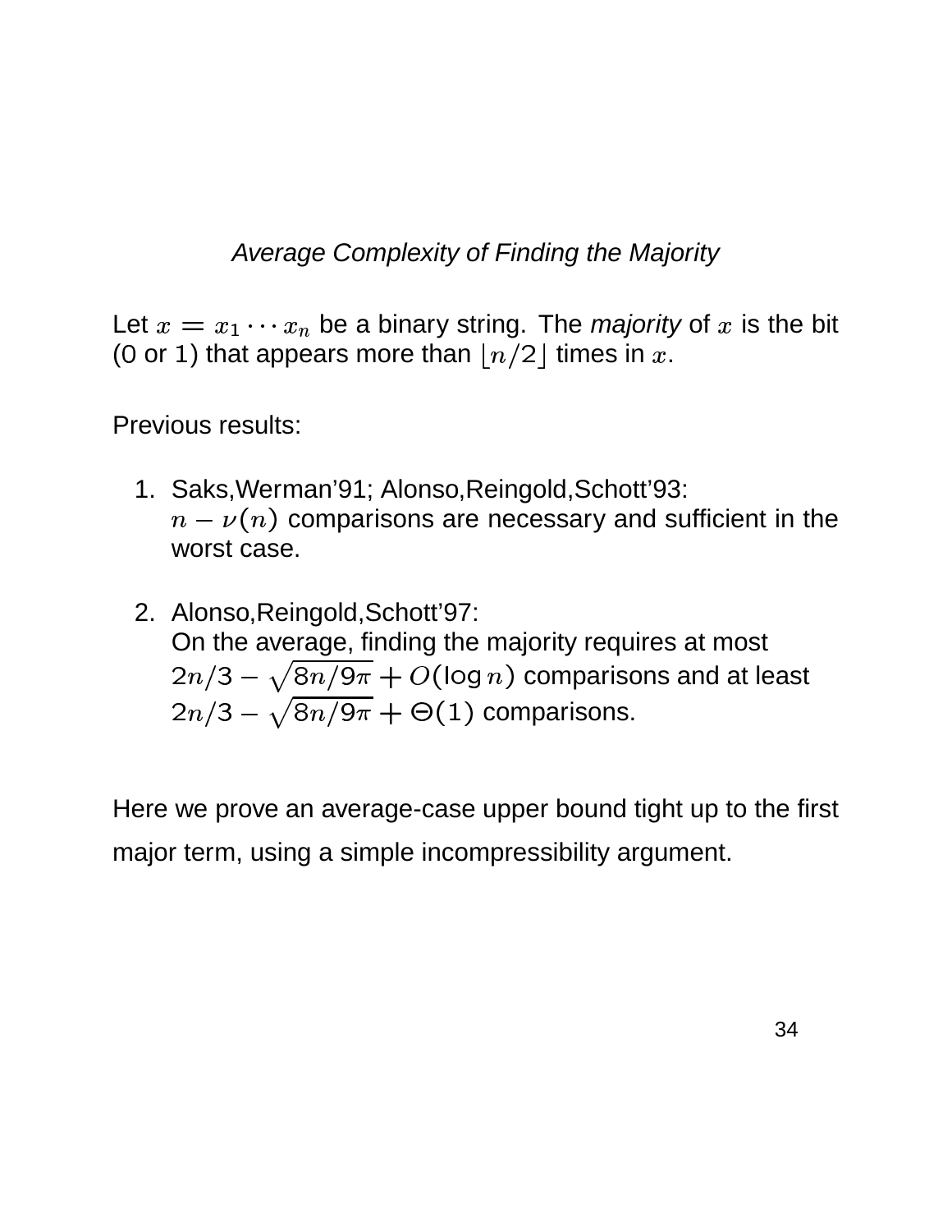*Average Complexity of Finding the Majority*

Let $x = x_1 \cdots x_n$ be a binary string. The *majority* of $x$ is the bit (0 or 1) that appears more than $\lfloor n/2 \rfloor$ times in $x$.

Previous results:

1. Saks,Werman'91; Alonso,Reingold,Schott'93:
   $n - \nu(n)$ comparisons are necessary and sufficient in the worst case.

2. Alonso,Reingold,Schott'97:
   On the average, finding the majority requires at most $2n/3 - \sqrt{8n/9\pi} + O(\log n)$ comparisons and at least $2n/3 - \sqrt{8n/9\pi} + \Theta(1)$ comparisons.

Here we prove an average-case upper bound tight up to the first major term, using a simple incompressibility argument.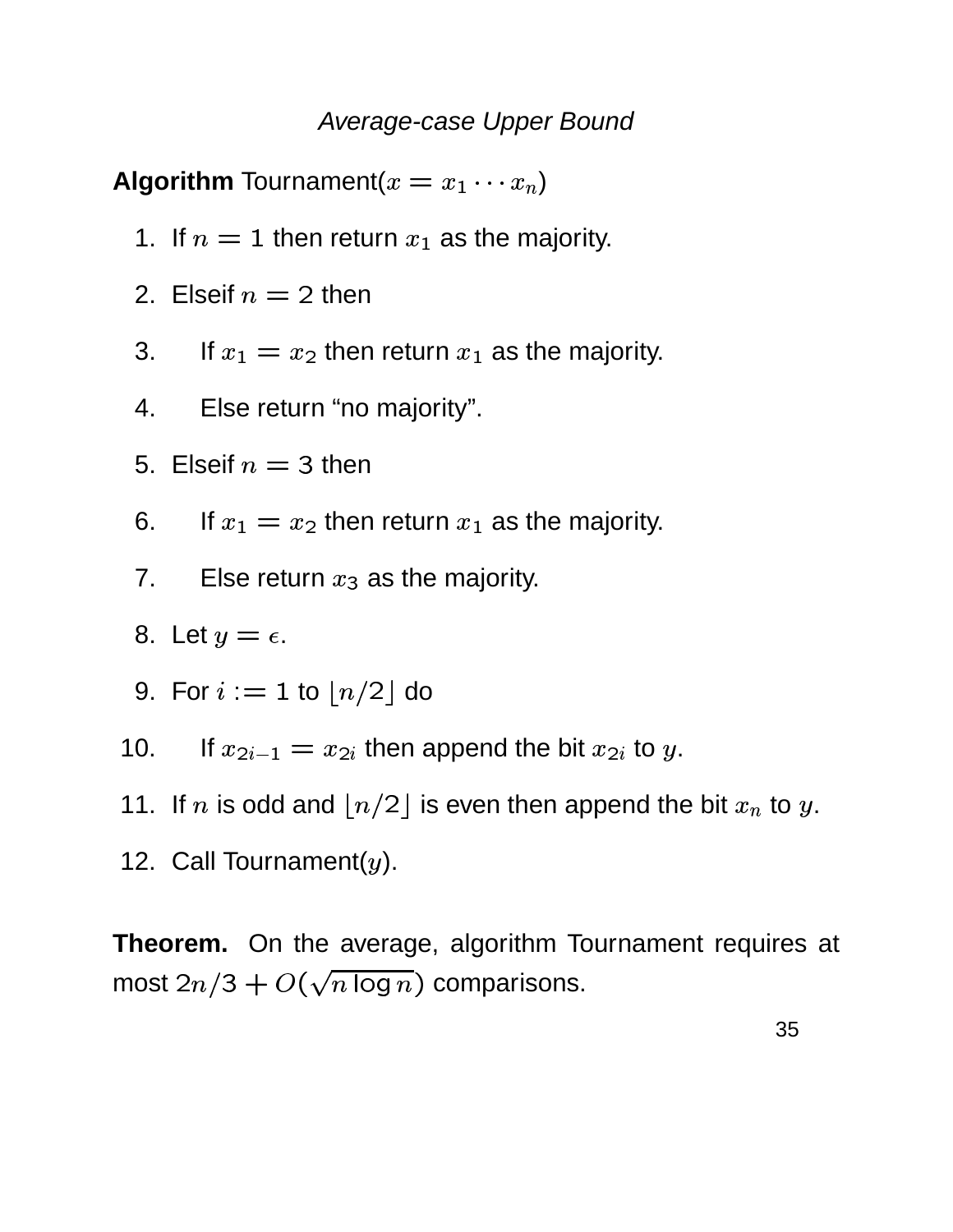*Average-case Upper Bound*

**Algorithm** Tournament($x = x_1 \cdots x_n$)

1. If $n = 1$ then return $x_1$ as the majority.
2. Elseif $n = 2$ then
3. If $x_1 = x_2$ then return $x_1$ as the majority.
4. Else return “no majority”.
5. Elseif $n = 3$ then
6. If $x_1 = x_2$ then return $x_1$ as the majority.
7. Else return $x_3$ as the majority.
8. Let $y = \epsilon$.
9. For $i := 1$ to $\lfloor n/2 \rfloor$ do
10. If $x_{2i-1} = x_{2i}$ then append the bit $x_{2i}$ to $y$.
11. If $n$ is odd and $\lfloor n/2 \rfloor$ is even then append the bit $x_n$ to $y$.
12. Call Tournament($y$).

**Theorem.** On the average, algorithm Tournament requires at most $2n/3 + O(\sqrt{n \log n})$ comparisons.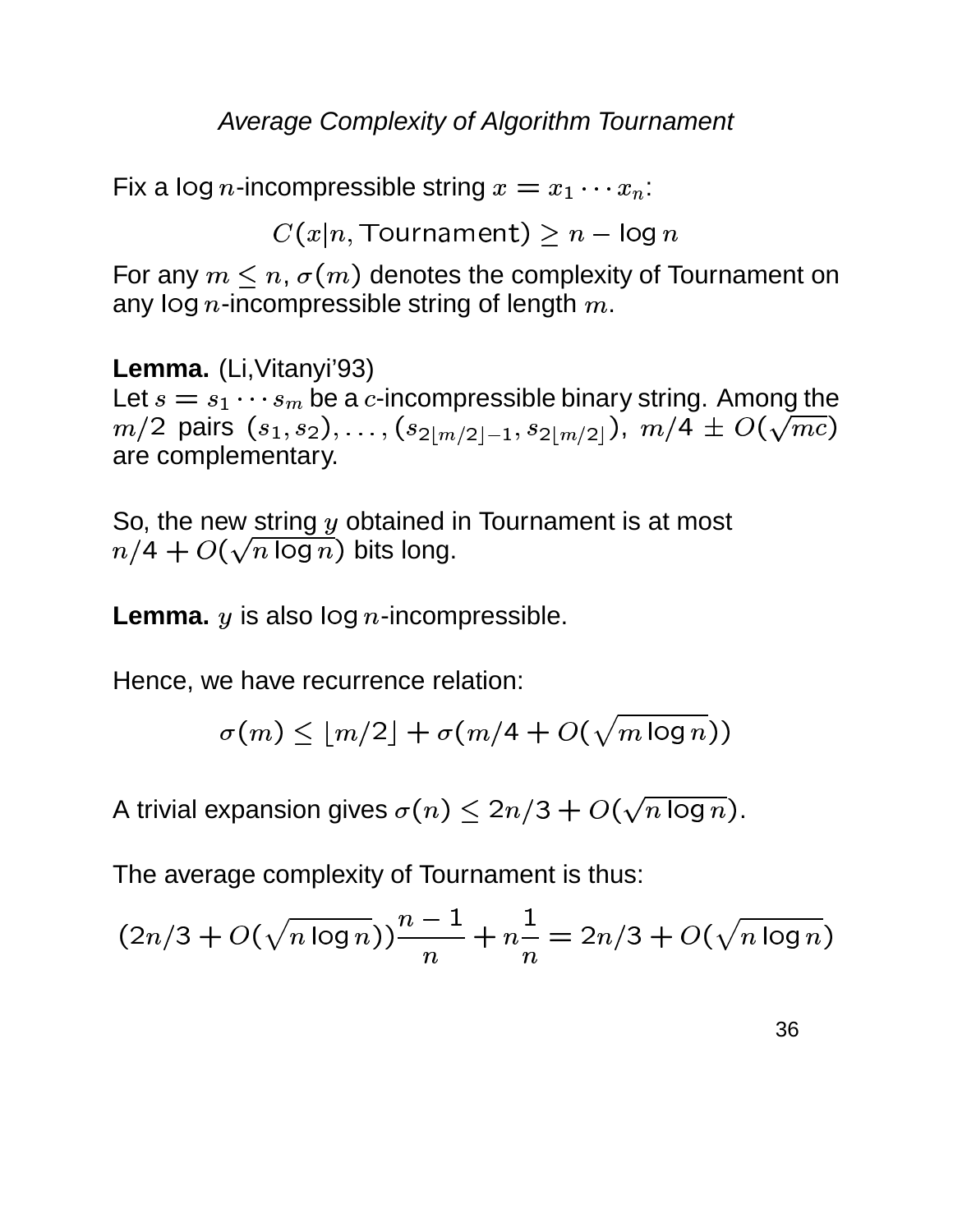## *Average Complexity of Algorithm Tournament*

Fix a $\log n$-incompressible string $x = x_1 \cdots x_n$:

$$C(x|n, \text{Tournament}) \geq n - \log n$$

For any $m \leq n$, $\sigma(m)$ denotes the complexity of Tournament on any $\log n$-incompressible string of length $m$.

**Lemma.** (Li,Vitanyi'93)
Let $s = s_1 \cdots s_m$ be a $c$-incompressible binary string. Among the $m/2$ pairs $(s_1, s_2), \ldots, (s_{2\lfloor m/2 \rfloor - 1}, s_{2\lfloor m/2 \rfloor})$, $m/4 \pm O(\sqrt{mc})$ are complementary.

So, the new string $y$ obtained in Tournament is at most $n/4 + O(\sqrt{n \log n})$ bits long.

**Lemma.** $y$ is also $\log n$-incompressible.

Hence, we have recurrence relation:

$$\sigma(m) \leq \lfloor m/2 \rfloor + \sigma(m/4 + O(\sqrt{m \log n}))$$

A trivial expansion gives $\sigma(n) \leq 2n/3 + O(\sqrt{n \log n})$.

The average complexity of Tournament is thus:

$$(2n/3 + O(\sqrt{n \log n}))\frac{n-1}{n} + n\frac{1}{n} = 2n/3 + O(\sqrt{n \log n})$$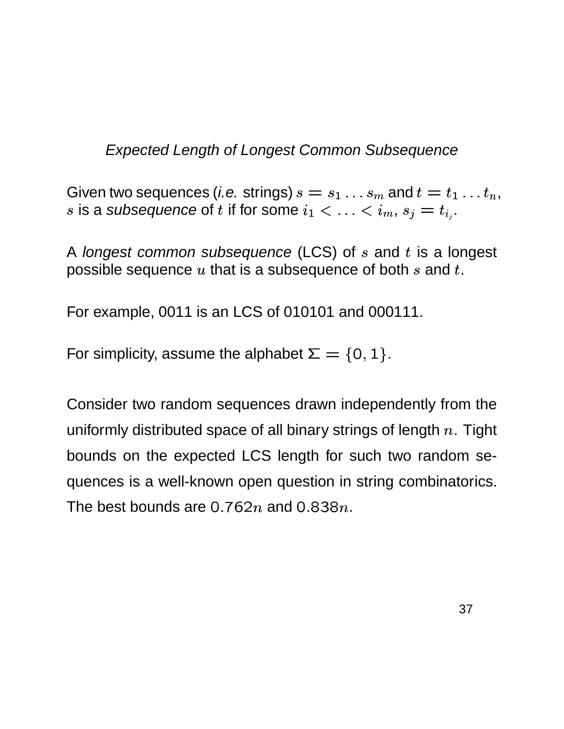## *Expected Length of Longest Common Subsequence*

Given two sequences (*i.e.* strings) $s = s_1 \ldots s_m$ and $t = t_1 \ldots t_n$, $s$ is a *subsequence* of $t$ if for some $i_1 < \ldots < i_m$, $s_j = t_{i_j}$.

A *longest common subsequence* (LCS) of $s$ and $t$ is a longest possible sequence $u$ that is a subsequence of both $s$ and $t$.

For example, 0011 is an LCS of 010101 and 000111.

For simplicity, assume the alphabet $\Sigma = \{0, 1\}$.

Consider two random sequences drawn independently from the uniformly distributed space of all binary strings of length $n$. Tight bounds on the expected LCS length for such two random sequences is a well-known open question in string combinatorics. The best bounds are $0.762n$ and $0.838n$.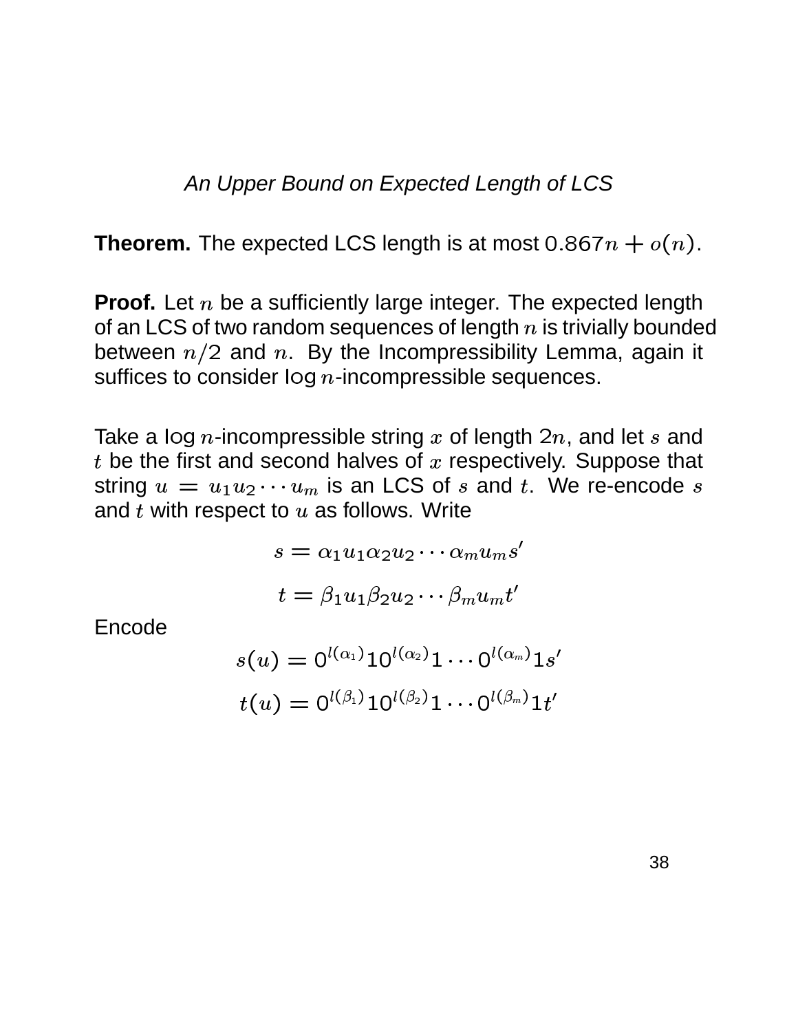*An Upper Bound on Expected Length of LCS*

**Theorem.** The expected LCS length is at most $0.867n + o(n)$.

**Proof.** Let $n$ be a sufficiently large integer. The expected length of an LCS of two random sequences of length $n$ is trivially bounded between $n/2$ and $n$. By the Incompressibility Lemma, again it suffices to consider $\log n$-incompressible sequences.

Take a $\log n$-incompressible string $x$ of length $2n$, and let $s$ and $t$ be the first and second halves of $x$ respectively. Suppose that string $u = u_1 u_2 \cdots u_m$ is an LCS of $s$ and $t$. We re-encode $s$ and $t$ with respect to $u$ as follows. Write

$$s = \alpha_1 u_1 \alpha_2 u_2 \cdots \alpha_m u_m s'$$

$$t = \beta_1 u_1 \beta_2 u_2 \cdots \beta_m u_m t'$$

Encode

$$s(u) = 0^{l(\alpha_1)} 1 0^{l(\alpha_2)} 1 \cdots 0^{l(\alpha_m)} 1 s'$$

$$t(u) = 0^{l(\beta_1)} 1 0^{l(\beta_2)} 1 \cdots 0^{l(\beta_m)} 1 t'$$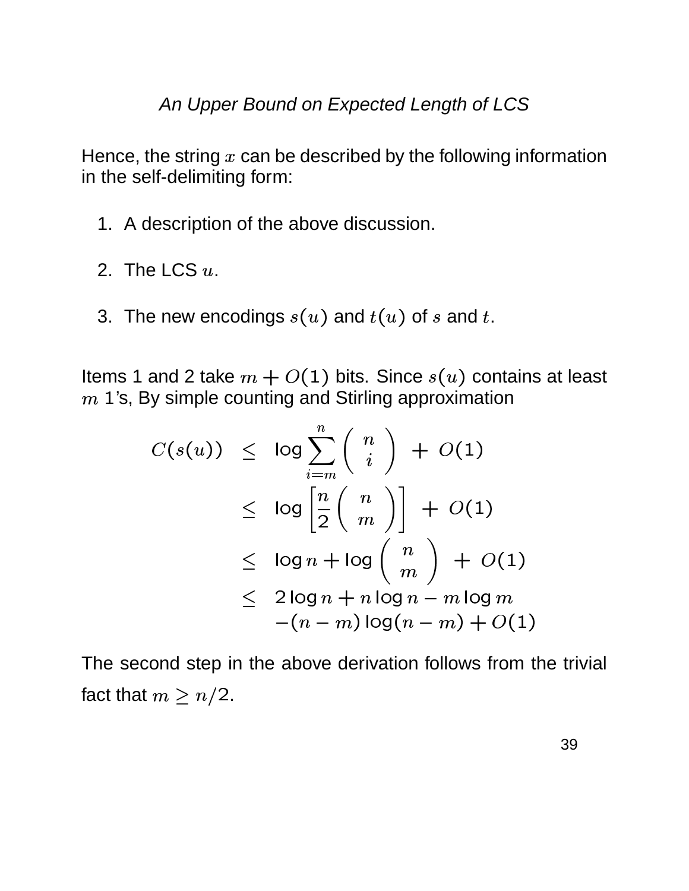## *An Upper Bound on Expected Length of LCS*

Hence, the string $x$ can be described by the following information in the self-delimiting form:

1. A description of the above discussion.
2. The LCS $u$.
3. The new encodings $s(u)$ and $t(u)$ of $s$ and $t$.

Items 1 and 2 take $m + O(1)$ bits. Since $s(u)$ contains at least $m$ 1's, By simple counting and Stirling approximation

$$
\begin{aligned}
C(s(u)) &\leq \log \sum_{i=m}^{n} \binom{n}{i} + O(1) \\
&\leq \log \left[ \frac{n}{2} \binom{n}{m} \right] + O(1) \\
&\leq \log n + \log \binom{n}{m} + O(1) \\
&\leq 2 \log n + n \log n - m \log m \\
&\quad -(n-m) \log (n-m) + O(1)
\end{aligned}
$$

The second step in the above derivation follows from the trivial fact that $m \geq n/2$.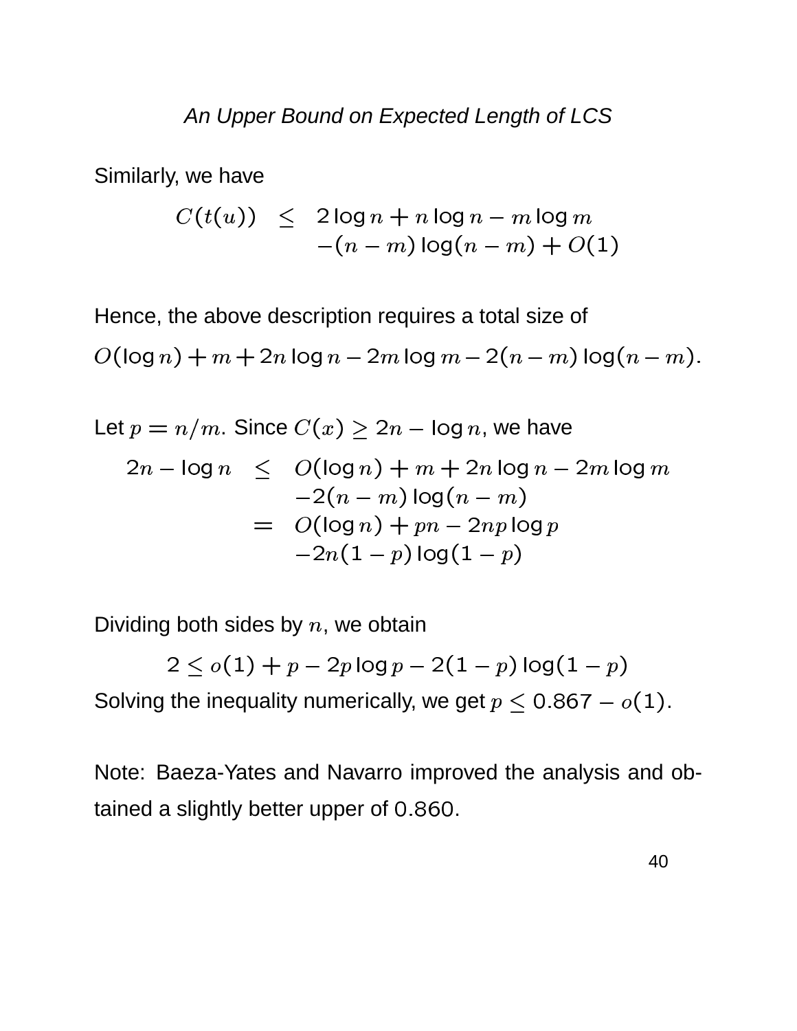*An Upper Bound on Expected Length of LCS*

Similarly, we have

$$
\begin{aligned}
C(t(u)) \quad \leq \quad & 2\log n + n\log n - m\log m \\
& -(n-m)\log(n-m) + O(1)
\end{aligned}
$$

Hence, the above description requires a total size of

$O(\log n) + m + 2n\log n - 2m\log m - 2(n-m)\log(n-m)$.

Let $p = n/m$. Since $C(x) \geq 2n - \log n$, we have

$$
\begin{aligned}
2n - \log n \quad \leq \quad & O(\log n) + m + 2n\log n - 2m\log m \\
& -2(n-m)\log(n-m) \\
= \quad & O(\log n) + pn - 2np\log p \\
& -2n(1-p)\log(1-p)
\end{aligned}
$$

Dividing both sides by $n$, we obtain

$$
2 \leq o(1) + p - 2p\log p - 2(1-p)\log(1-p)
$$

Solving the inequality numerically, we get $p \leq 0.867 - o(1)$.

Note: Baeza-Yates and Navarro improved the analysis and obtained a slightly better upper of $0.860$.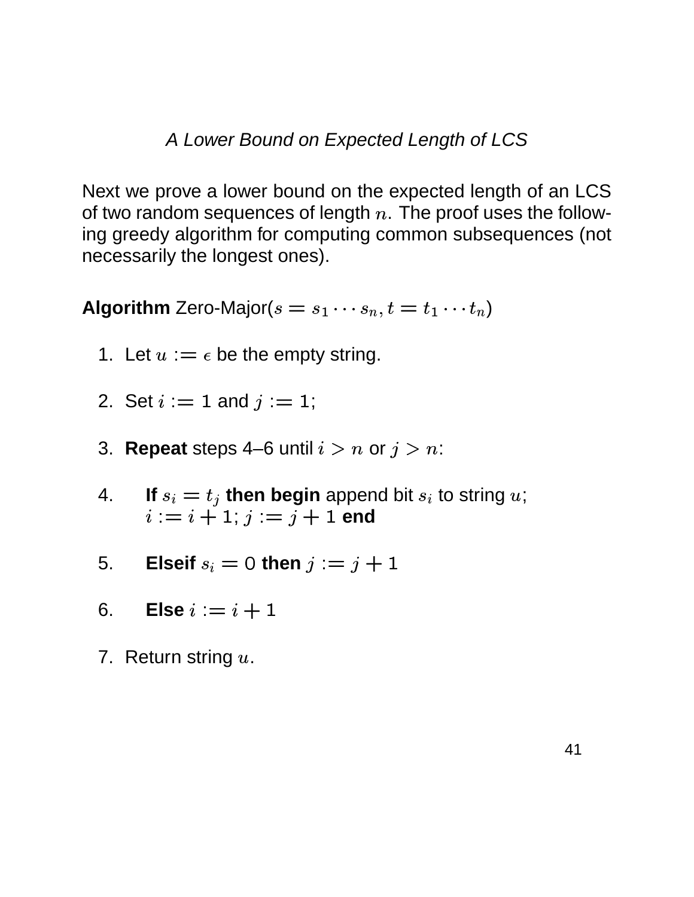*A Lower Bound on Expected Length of LCS*

Next we prove a lower bound on the expected length of an LCS of two random sequences of length $n$. The proof uses the following greedy algorithm for computing common subsequences (not necessarily the longest ones).

**Algorithm** Zero-Major($s = s_1 \cdots s_n, t = t_1 \cdots t_n$)

1. Let $u := \epsilon$ be the empty string.
2. Set $i := 1$ and $j := 1$;
3. **Repeat** steps 4–6 until $i > n$ or $j > n$:
4. **If** $s_i = t_j$ **then begin** append bit $s_i$ to string $u$; $i := i + 1$; $j := j + 1$ **end**
5. **Elseif** $s_i = 0$ **then** $j := j + 1$
6. **Else** $i := i + 1$
7. Return string $u$.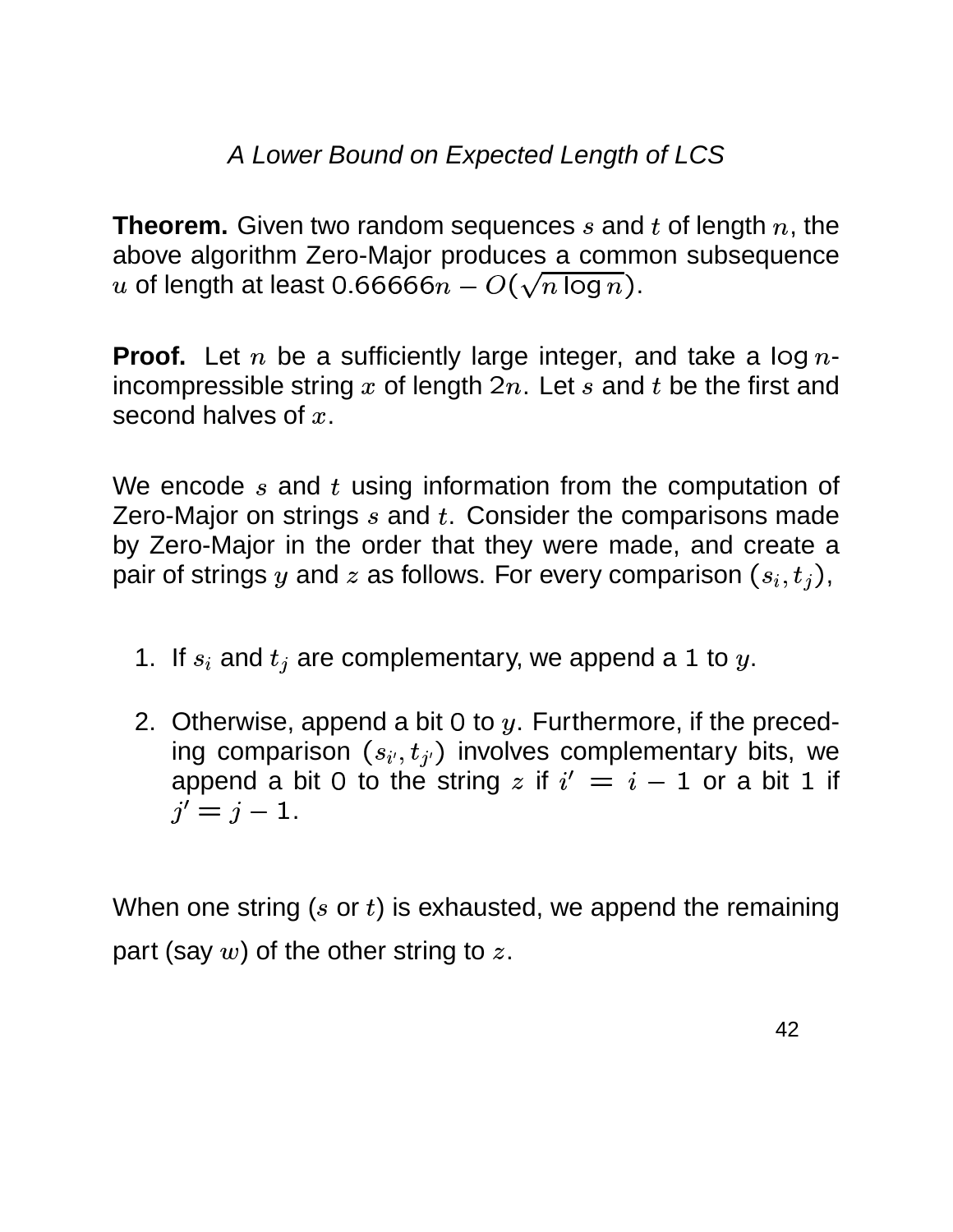*A Lower Bound on Expected Length of LCS*

**Theorem.** Given two random sequences $s$ and $t$ of length $n$, the above algorithm Zero-Major produces a common subsequence $u$ of length at least $0.66666n - O(\sqrt{n \log n})$.

**Proof.** Let $n$ be a sufficiently large integer, and take a $\log n$-incompressible string $x$ of length $2n$. Let $s$ and $t$ be the first and second halves of $x$.

We encode $s$ and $t$ using information from the computation of Zero-Major on strings $s$ and $t$. Consider the comparisons made by Zero-Major in the order that they were made, and create a pair of strings $y$ and $z$ as follows. For every comparison $(s_i, t_j)$,

1. If $s_i$ and $t_j$ are complementary, we append a 1 to $y$.
2. Otherwise, append a bit 0 to $y$. Furthermore, if the preceding comparison $(s_{i'}, t_{j'})$ involves complementary bits, we append a bit 0 to the string $z$ if $i' = i - 1$ or a bit 1 if $j' = j - 1$.

When one string ($s$ or $t$) is exhausted, we append the remaining part (say $w$) of the other string to $z$.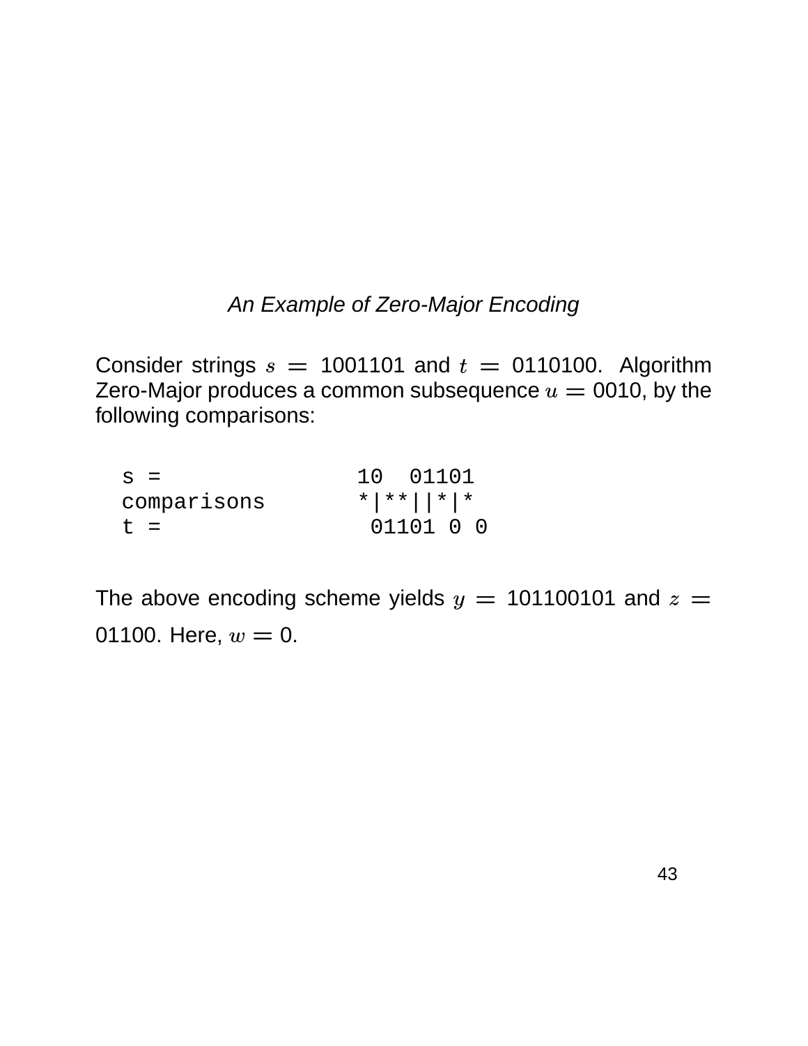*An Example of Zero-Major Encoding*

Consider strings $s = 1001101$ and $t = 0110100$. Algorithm Zero-Major produces a common subsequence $u = 0010$, by the following comparisons:

```
s =              10  01101
comparisons      *|**||*|*
t =               01101 0 0
```

The above encoding scheme yields $y = 101100101$ and $z = 01100$. Here, $w = 0$.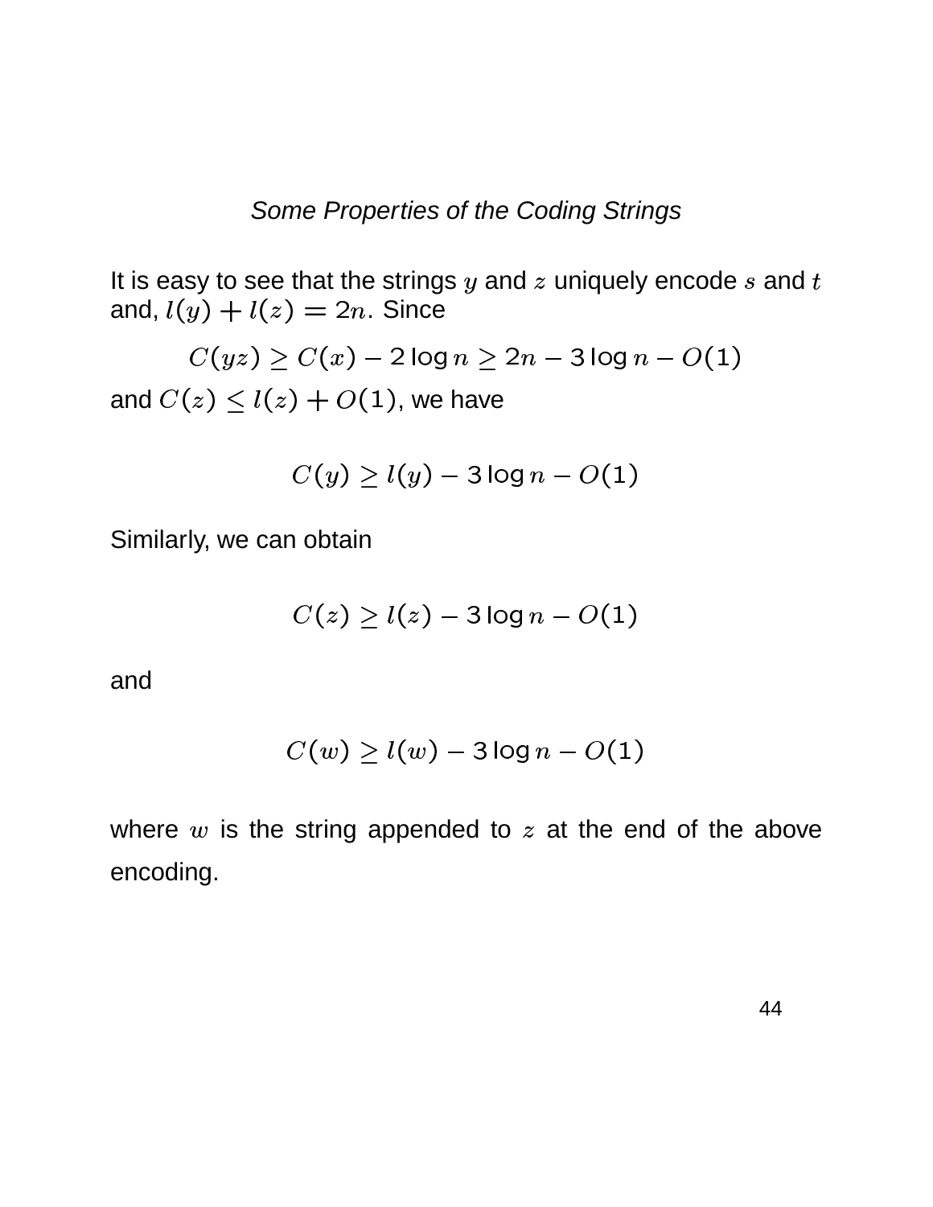## *Some Properties of the Coding Strings*

It is easy to see that the strings $y$ and $z$ uniquely encode $s$ and $t$ and, $l(y) + l(z) = 2n$. Since

$$C(yz) \geq C(x) - 2\log n \geq 2n - 3\log n - O(1)$$

and $C(z) \leq l(z) + O(1)$, we have

$$C(y) \geq l(y) - 3\log n - O(1)$$

Similarly, we can obtain

$$C(z) \geq l(z) - 3\log n - O(1)$$

and

$$C(w) \geq l(w) - 3\log n - O(1)$$

where $w$ is the string appended to $z$ at the end of the above encoding.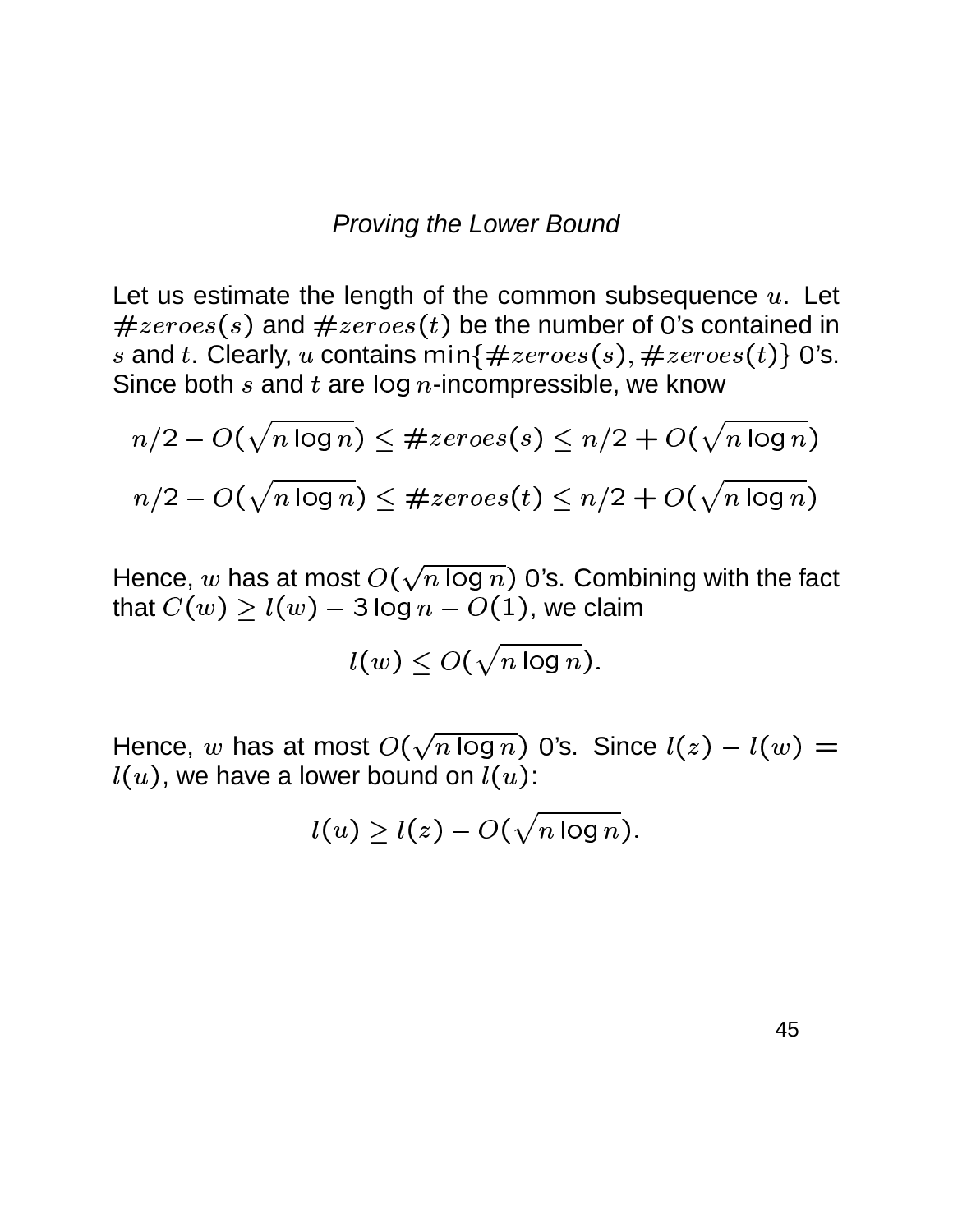## *Proving the Lower Bound*

Let us estimate the length of the common subsequence $u$. Let $\#zeroes(s)$ and $\#zeroes(t)$ be the number of 0's contained in $s$ and $t$. Clearly, $u$ contains $\min\{\#zeroes(s), \#zeroes(t)\}$ 0's. Since both $s$ and $t$ are $\log n$-incompressible, we know

$$n/2 - O(\sqrt{n \log n}) \leq \#zeroes(s) \leq n/2 + O(\sqrt{n \log n})$$

$$n/2 - O(\sqrt{n \log n}) \leq \#zeroes(t) \leq n/2 + O(\sqrt{n \log n})$$

Hence, $w$ has at most $O(\sqrt{n \log n})$ 0's. Combining with the fact that $C(w) \geq l(w) - 3 \log n - O(1)$, we claim

$$l(w) \leq O(\sqrt{n \log n}).$$

Hence, $w$ has at most $O(\sqrt{n \log n})$ 0's. Since $l(z) - l(w) = l(u)$, we have a lower bound on $l(u)$:

$$l(u) \geq l(z) - O(\sqrt{n \log n}).$$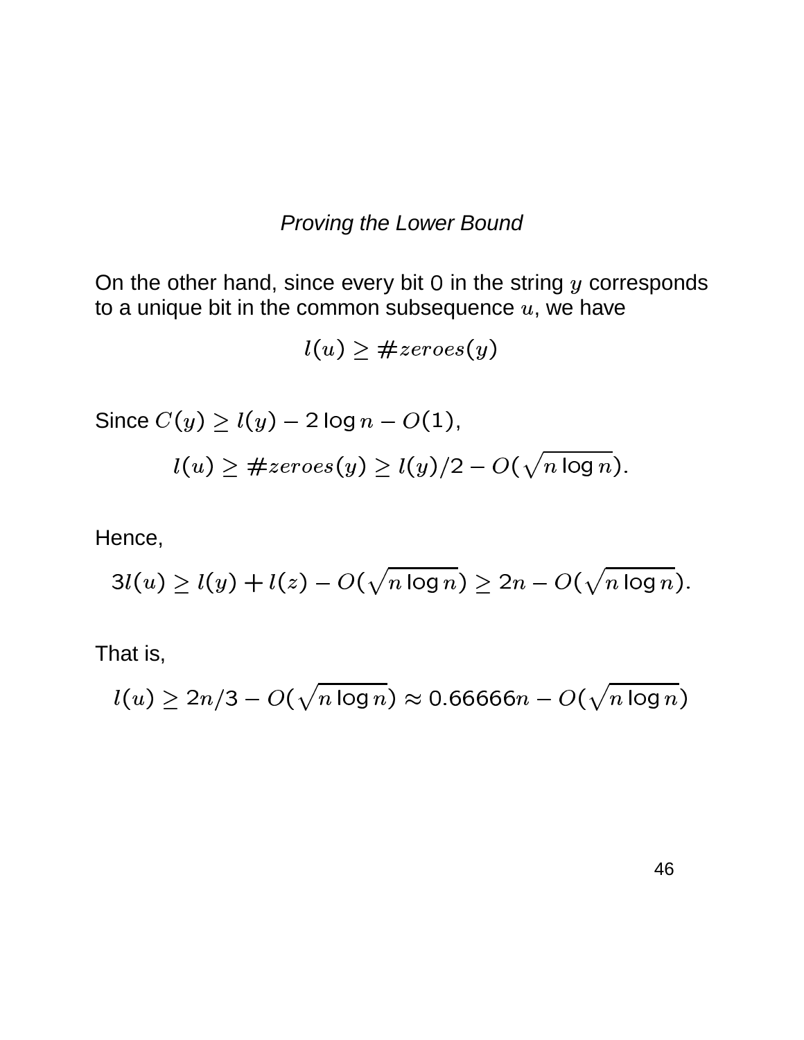*Proving the Lower Bound*

On the other hand, since every bit 0 in the string $y$ corresponds to a unique bit in the common subsequence $u$, we have

$$l(u) \geq \#zeroes(y)$$

Since $C(y) \geq l(y) - 2\log n - O(1)$,

$$l(u) \geq \#zeroes(y) \geq l(y)/2 - O(\sqrt{n \log n}).$$

Hence,

$$3l(u) \geq l(y) + l(z) - O(\sqrt{n \log n}) \geq 2n - O(\sqrt{n \log n}).$$

That is,

$$l(u) \geq 2n/3 - O(\sqrt{n \log n}) \approx 0.66666n - O(\sqrt{n \log n})$$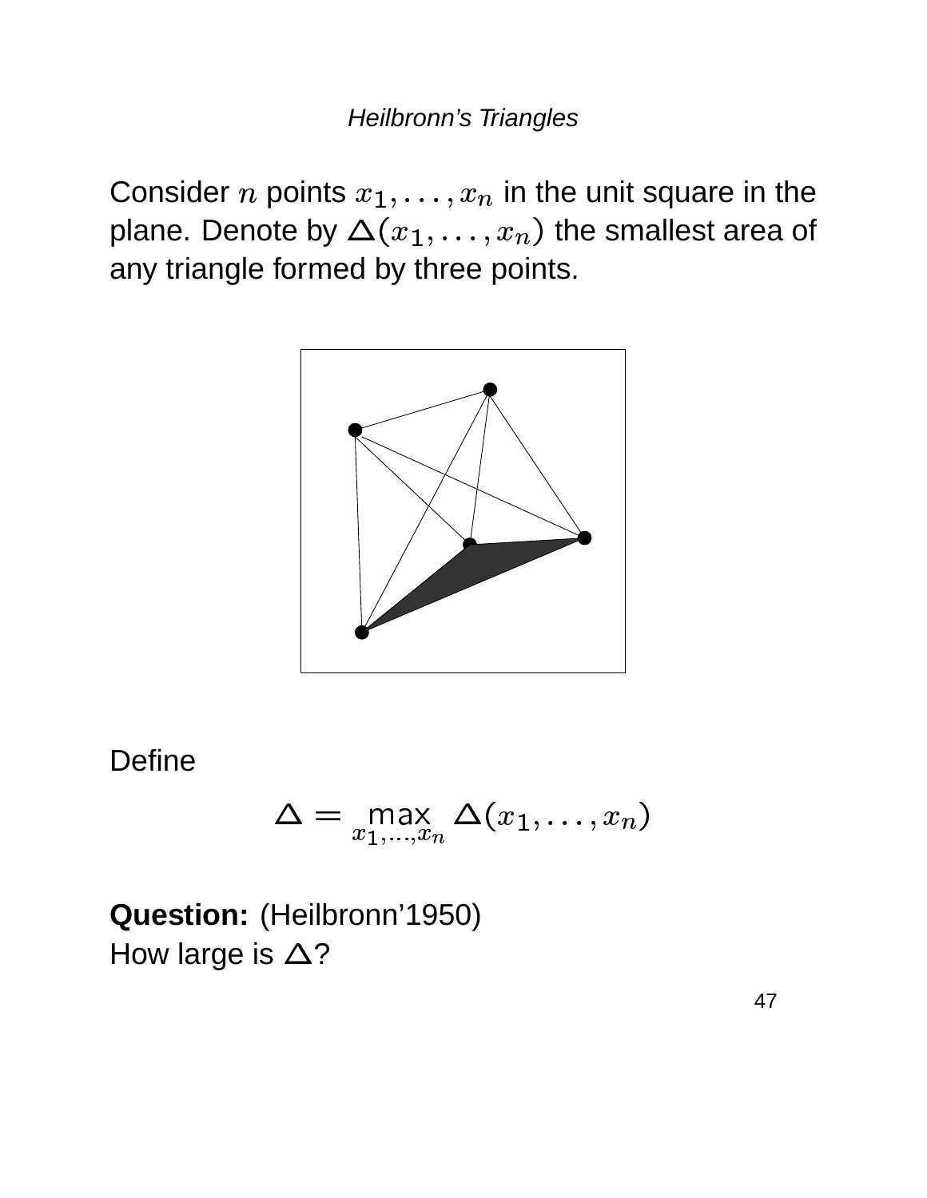## *Heilbronn's Triangles*

Consider $n$ points $x_1, \ldots, x_n$ in the unit square in the plane. Denote by $\Delta(x_1, \ldots, x_n)$ the smallest area of any triangle formed by three points.

Define

$$\Delta = \max_{x_1,\ldots,x_n} \Delta(x_1, \ldots, x_n)$$

**Question:** (Heilbronn'1950)
How large is $\Delta$?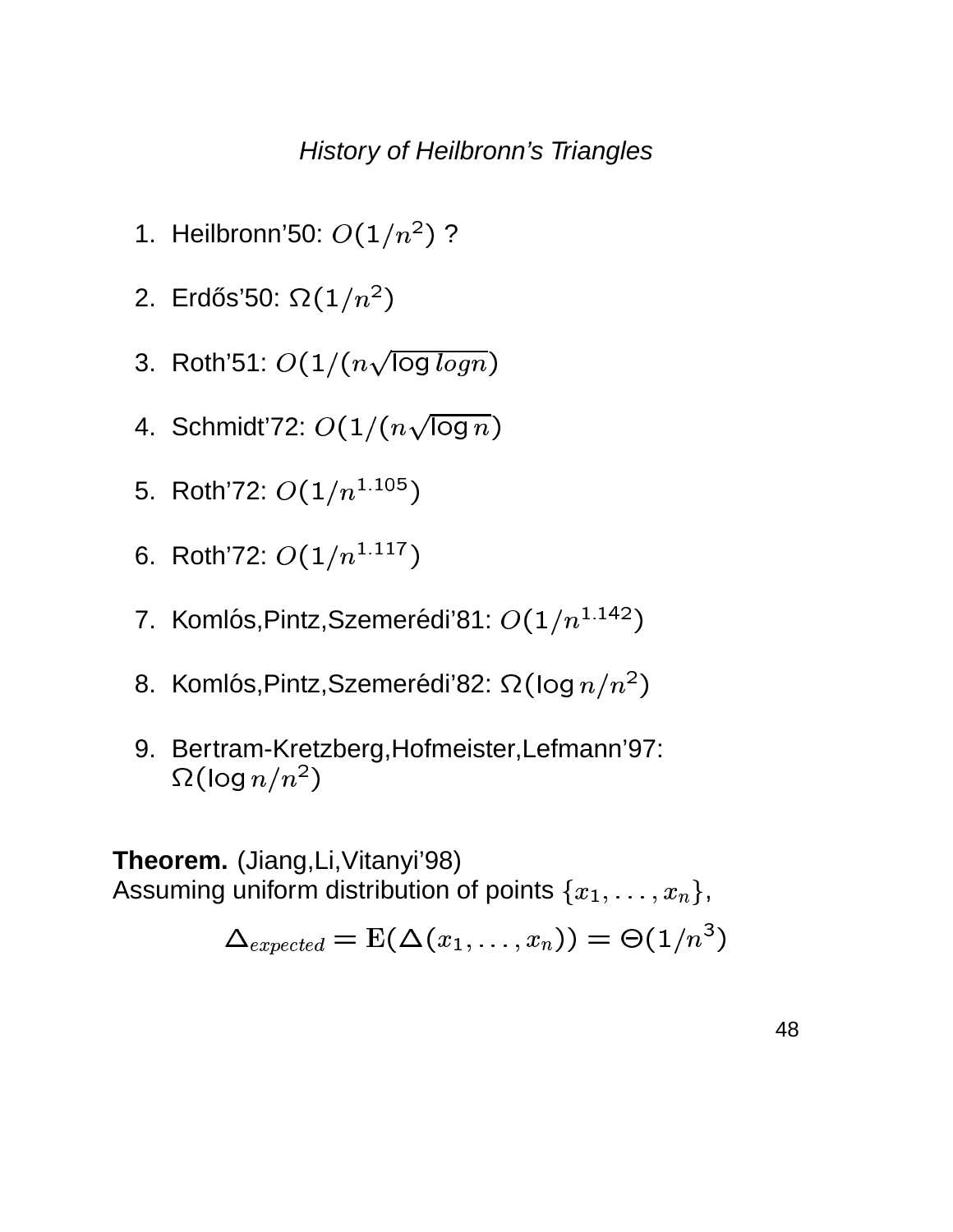*History of Heilbronn's Triangles*

1. Heilbronn'50: $O(1/n^2)$ ?
2. Erdős'50: $\Omega(1/n^2)$
3. Roth'51: $O(1/(n\sqrt{\log logn})$
4. Schmidt'72: $O(1/(n\sqrt{\log n})$
5. Roth'72: $O(1/n^{1.105})$
6. Roth'72: $O(1/n^{1.117})$
7. Komlós,Pintz,Szemerédi'81: $O(1/n^{1.142})$
8. Komlós,Pintz,Szemerédi'82: $\Omega(\log n/n^2)$
9. Bertram-Kretzberg,Hofmeister,Lefmann'97: $\Omega(\log n/n^2)$

**Theorem.** (Jiang,Li,Vitanyi'98)
Assuming uniform distribution of points $\{x_1, \ldots, x_n\}$,

$$\Delta_{expected} = \mathbf{E}(\Delta(x_1, \ldots, x_n)) = \Theta(1/n^3)$$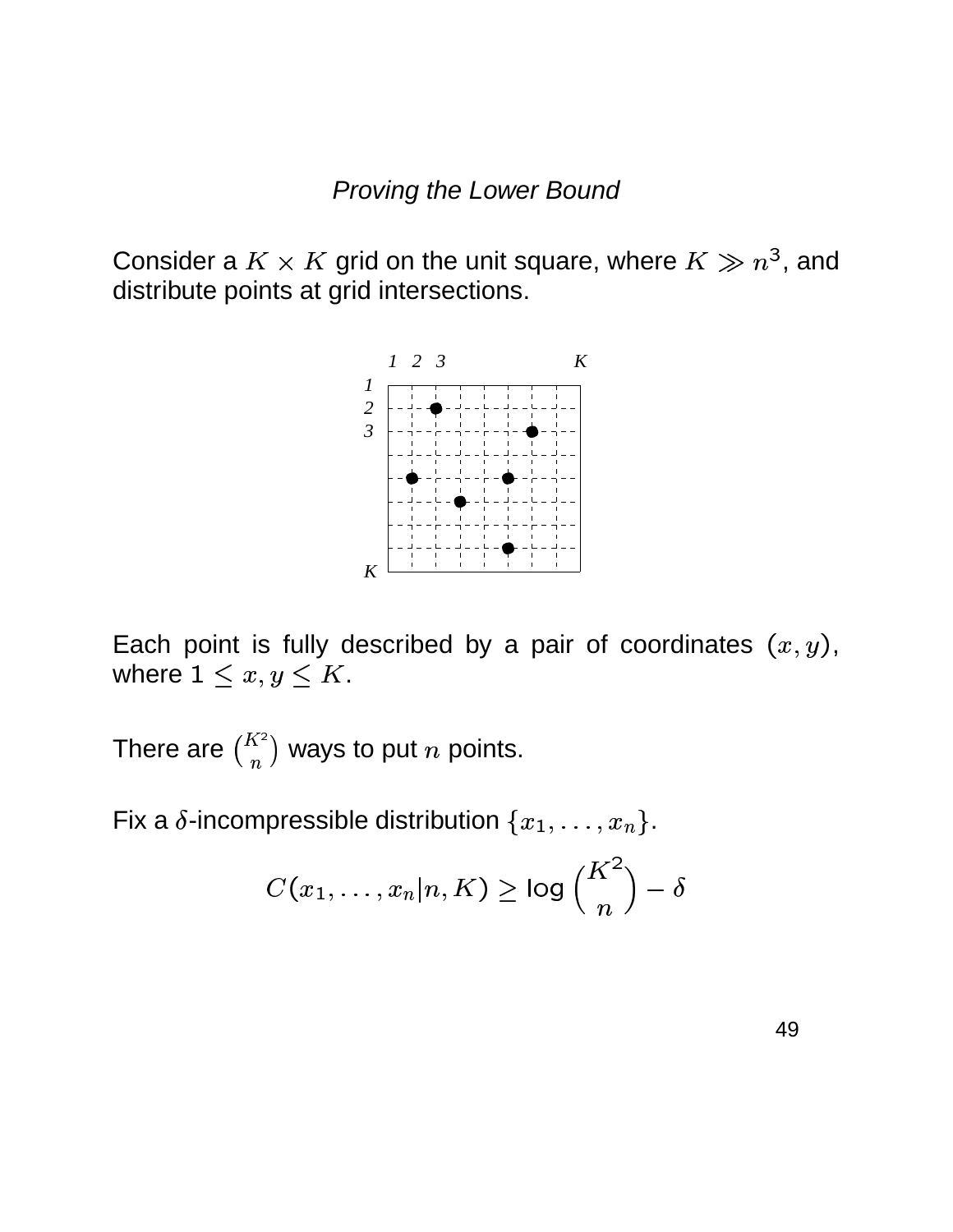## *Proving the Lower Bound*

Consider a $K \times K$ grid on the unit square, where $K \gg n^3$, and distribute points at grid intersections.

Each point is fully described by a pair of coordinates $(x, y)$, where $1 \leq x, y \leq K$.

There are $\binom{K^2}{n}$ ways to put $n$ points.

Fix a $\delta$-incompressible distribution $\{x_1, \ldots, x_n\}$.

$$C(x_1, \ldots, x_n | n, K) \geq \log \binom{K^2}{n} - \delta$$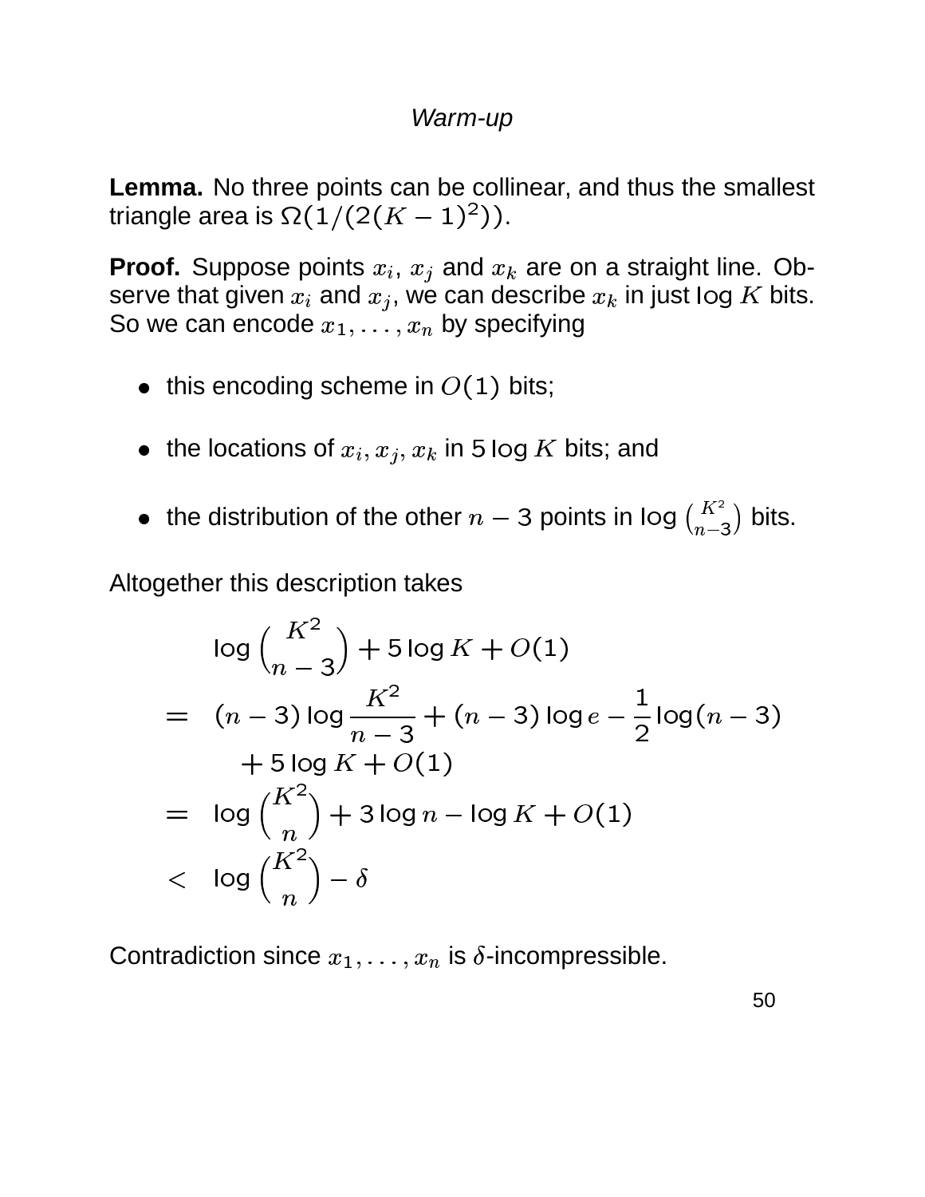*Warm-up*

**Lemma.** No three points can be collinear, and thus the smallest triangle area is $\Omega(1/(2(K-1)^2))$.

**Proof.** Suppose points $x_i$, $x_j$ and $x_k$ are on a straight line. Observe that given $x_i$ and $x_j$, we can describe $x_k$ in just $\log K$ bits. So we can encode $x_1, \ldots, x_n$ by specifying

- this encoding scheme in $O(1)$ bits;
- the locations of $x_i, x_j, x_k$ in $5 \log K$ bits; and
- the distribution of the other $n-3$ points in $\log \binom{K^2}{n-3}$ bits.

Altogether this description takes

$$
\begin{aligned}
& \log \binom{K^2}{n-3} + 5 \log K + O(1) \\
= \;& (n-3) \log \frac{K^2}{n-3} + (n-3) \log e - \frac{1}{2} \log(n-3) \\
& \quad + 5 \log K + O(1) \\
= \;& \log \binom{K^2}{n} + 3 \log n - \log K + O(1) \\
< \;& \log \binom{K^2}{n} - \delta
\end{aligned}
$$

Contradiction since $x_1, \ldots, x_n$ is $\delta$-incompressible.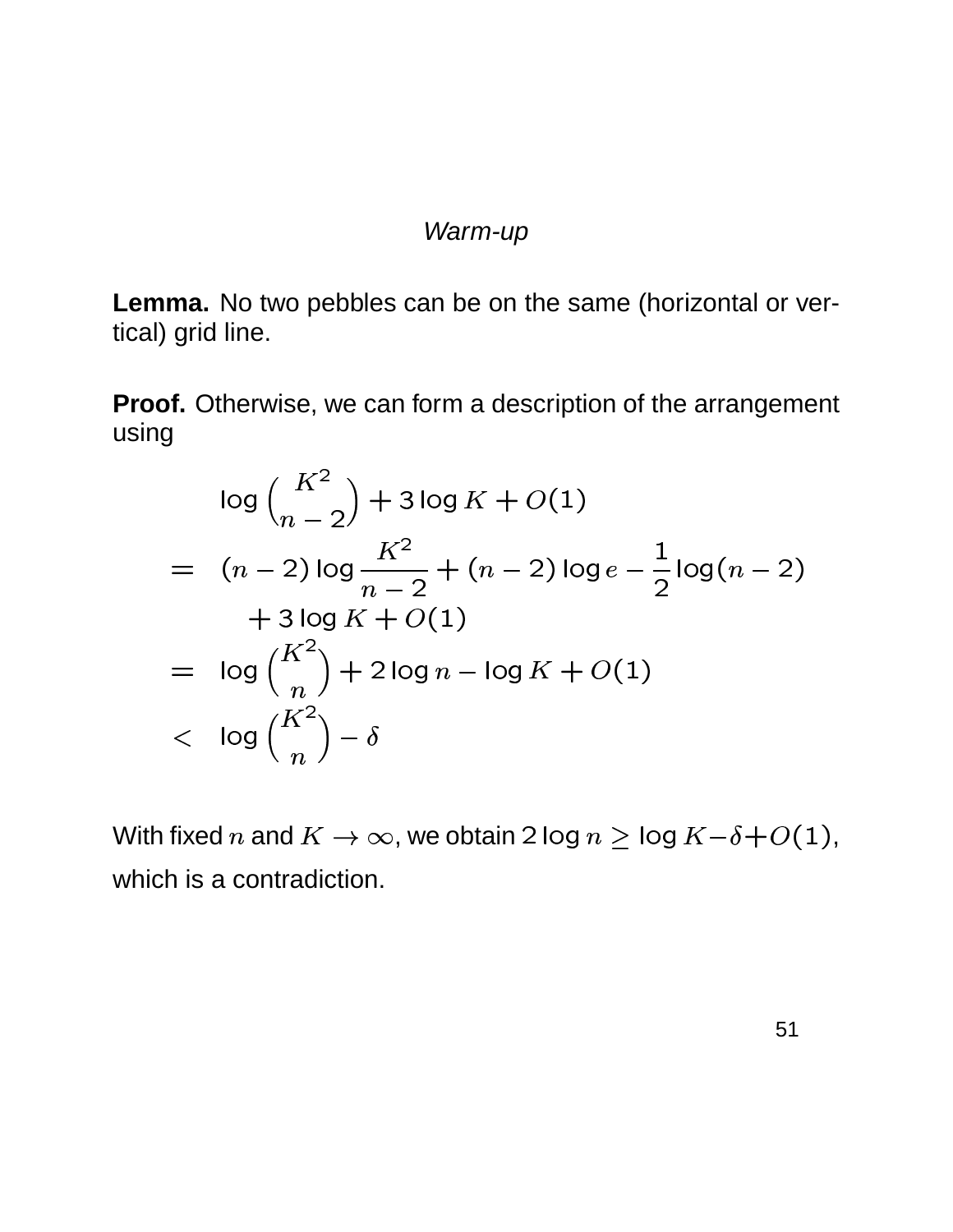## *Warm-up*

**Lemma.** No two pebbles can be on the same (horizontal or vertical) grid line.

**Proof.** Otherwise, we can form a description of the arrangement using

$$
\begin{aligned}
& \log \binom{K^2}{n-2} + 3\log K + O(1) \\
= \;& (n-2)\log\frac{K^2}{n-2} + (n-2)\log e - \frac{1}{2}\log(n-2) \\
& \quad + 3\log K + O(1) \\
= \;& \log\binom{K^2}{n} + 2\log n - \log K + O(1) \\
< \;& \log\binom{K^2}{n} - \delta
\end{aligned}
$$

With fixed $n$ and $K \to \infty$, we obtain $2\log n \geq \log K - \delta + O(1)$, which is a contradiction.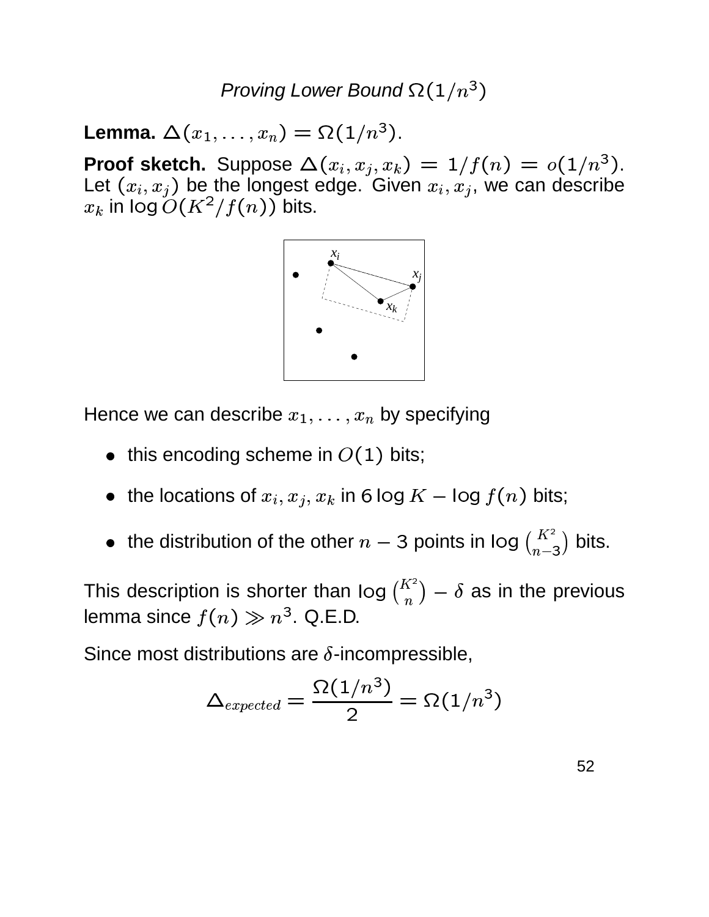## *Proving Lower Bound $\Omega(1/n^3)$*

**Lemma.** $\Delta(x_1, \ldots, x_n) = \Omega(1/n^3)$.

**Proof sketch.** Suppose $\Delta(x_i, x_j, x_k) = 1/f(n) = o(1/n^3)$. Let $(x_i, x_j)$ be the longest edge. Given $x_i, x_j$, we can describe $x_k$ in $\log O(K^2/f(n))$ bits.

Hence we can describe $x_1, \ldots, x_n$ by specifying

- this encoding scheme in $O(1)$ bits;
- the locations of $x_i, x_j, x_k$ in $6 \log K - \log f(n)$ bits;
- the distribution of the other $n - 3$ points in $\log \binom{K^2}{n-3}$ bits.

This description is shorter than $\log \binom{K^2}{n} - \delta$ as in the previous lemma since $f(n) \gg n^3$. Q.E.D.

Since most distributions are $\delta$-incompressible,

$$\Delta_{expected} = \frac{\Omega(1/n^3)}{2} = \Omega(1/n^3)$$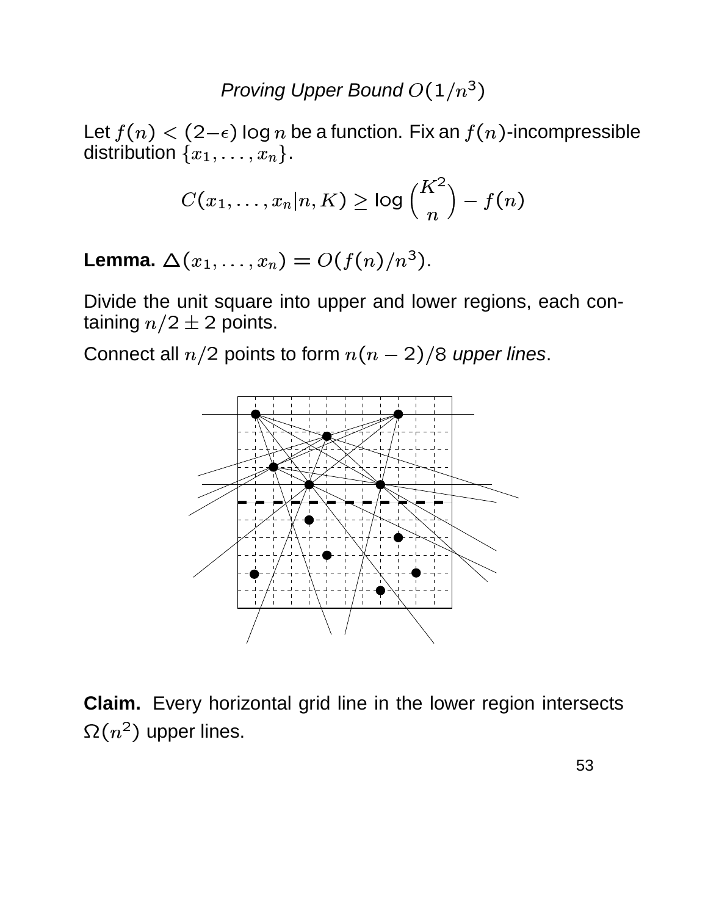## *Proving Upper Bound $O(1/n^3)$*

Let $f(n) < (2-\epsilon)\log n$ be a function. Fix an $f(n)$-incompressible distribution $\{x_1, \ldots, x_n\}$.

$$C(x_1, \ldots, x_n | n, K) \geq \log \binom{K^2}{n} - f(n)$$

**Lemma.** $\Delta(x_1, \ldots, x_n) = O(f(n)/n^3)$.

Divide the unit square into upper and lower regions, each containing $n/2 \pm 2$ points.

Connect all $n/2$ points to form $n(n-2)/8$ *upper lines*.

**Claim.** Every horizontal grid line in the lower region intersects $\Omega(n^2)$ upper lines.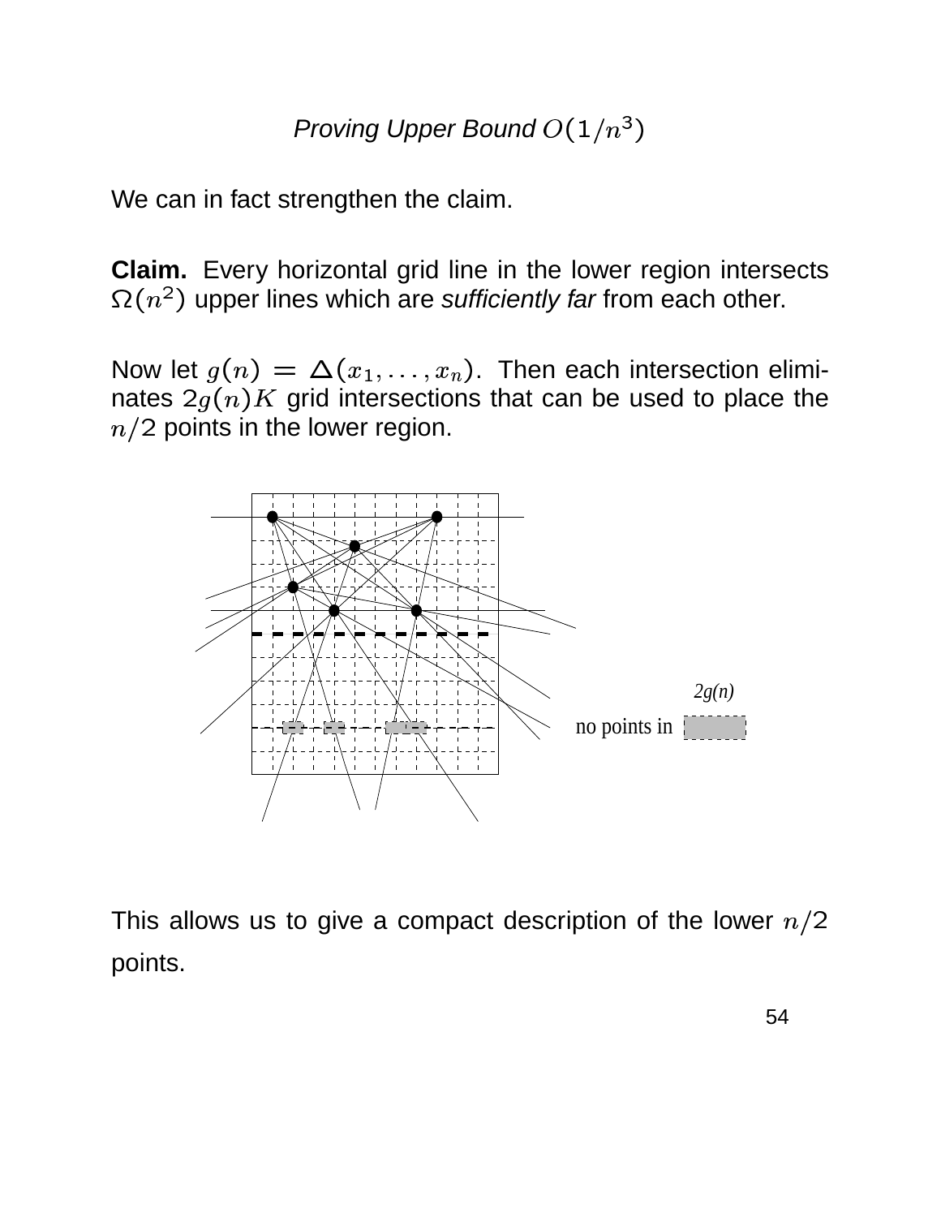# *Proving Upper Bound $O(1/n^3)$*

We can in fact strengthen the claim.

**Claim.** Every horizontal grid line in the lower region intersects $\Omega(n^2)$ upper lines which are *sufficiently far* from each other.

Now let $g(n) = \Delta(x_1, \ldots, x_n)$. Then each intersection eliminates $2g(n)K$ grid intersections that can be used to place the $n/2$ points in the lower region.

2g(n)

no points in

This allows us to give a compact description of the lower $n/2$ points.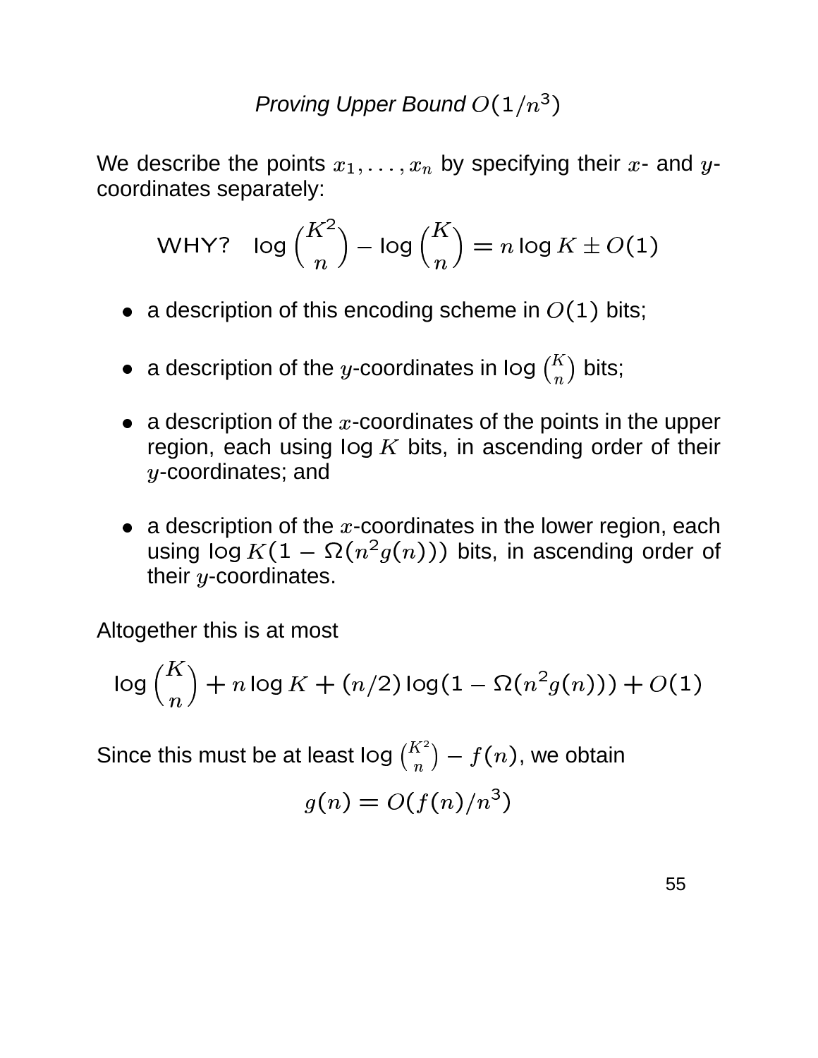# *Proving Upper Bound $O(1/n^3)$*

We describe the points $x_1, \ldots, x_n$ by specifying their $x$- and $y$-coordinates separately:

$$\text{WHY?} \quad \log \binom{K^2}{n} - \log \binom{K}{n} = n \log K \pm O(1)$$

- a description of this encoding scheme in $O(1)$ bits;
- a description of the $y$-coordinates in $\log \binom{K}{n}$ bits;
- a description of the $x$-coordinates of the points in the upper region, each using $\log K$ bits, in ascending order of their $y$-coordinates; and
- a description of the $x$-coordinates in the lower region, each using $\log K(1 - \Omega(n^2 g(n)))$ bits, in ascending order of their $y$-coordinates.

Altogether this is at most

$$\log \binom{K}{n} + n \log K + (n/2) \log(1 - \Omega(n^2 g(n))) + O(1)$$

Since this must be at least $\log \binom{K^2}{n} - f(n)$, we obtain

$$g(n) = O(f(n)/n^3)$$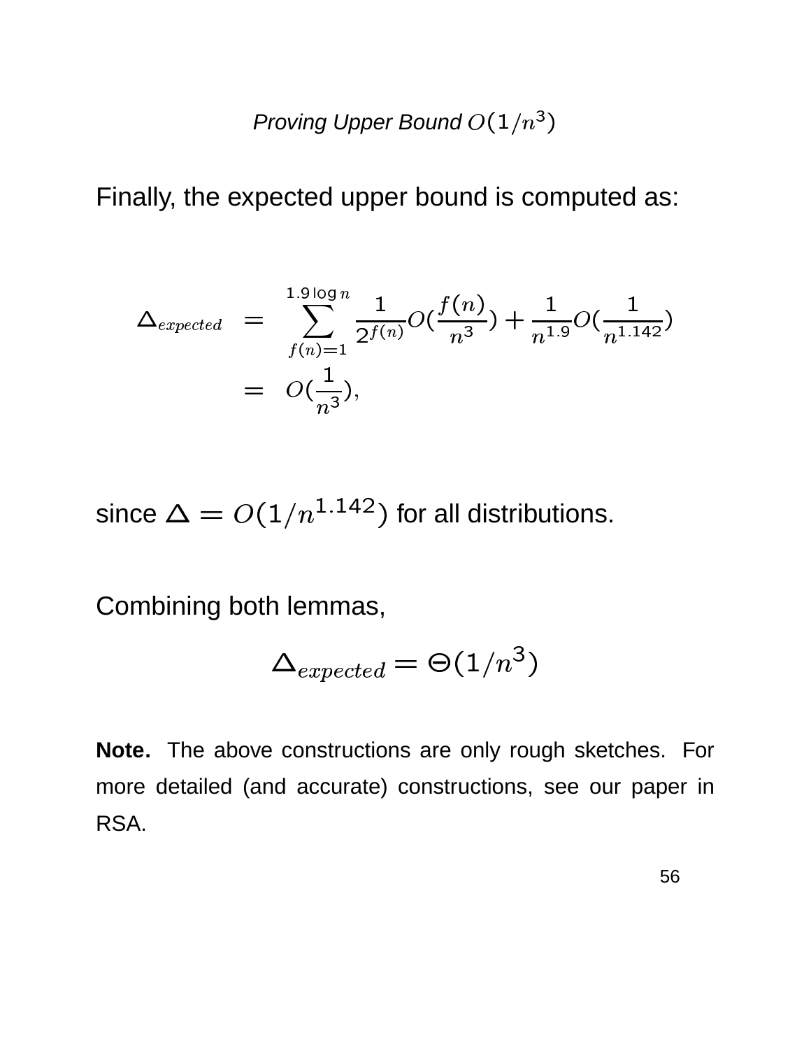### *Proving Upper Bound* $O(1/n^3)$

Finally, the expected upper bound is computed as:

$$
\begin{aligned}
\Delta_{expected} &= \sum_{f(n)=1}^{1.9 \log n} \frac{1}{2^{f(n)}} O(\frac{f(n)}{n^3}) + \frac{1}{n^{1.9}} O(\frac{1}{n^{1.142}}) \\
&= O(\frac{1}{n^3}),
\end{aligned}
$$

since $\Delta = O(1/n^{1.142})$ for all distributions.

Combining both lemmas,

$$\Delta_{expected} = \Theta(1/n^3)$$

**Note.** The above constructions are only rough sketches. For more detailed (and accurate) constructions, see our paper in RSA.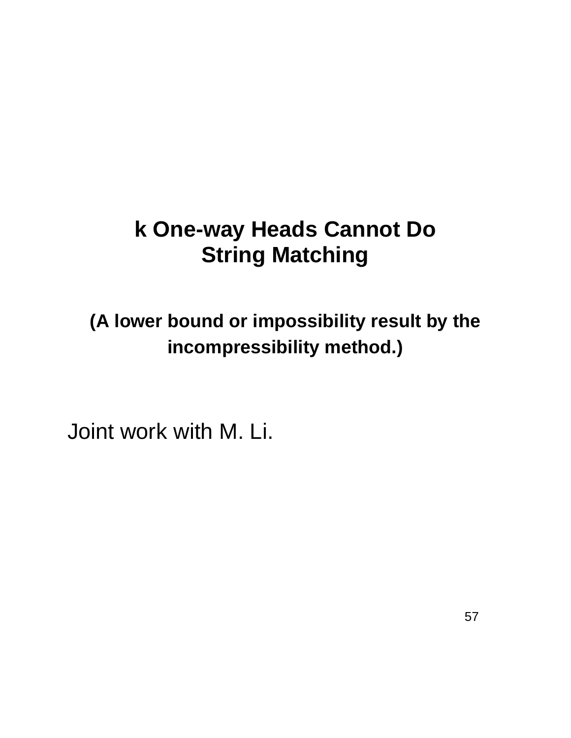# k One-way Heads Cannot Do String Matching

**(A lower bound or impossibility result by the incompressibility method.)**

Joint work with M. Li.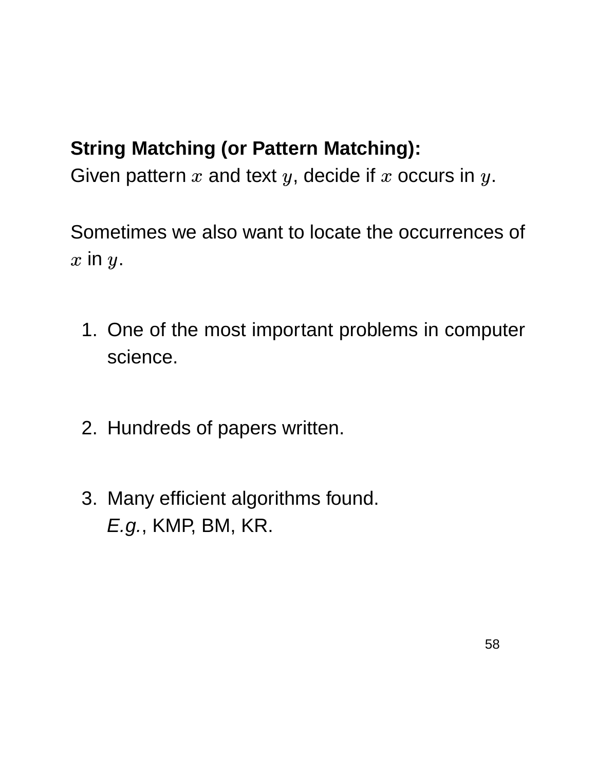**String Matching (or Pattern Matching):**
Given pattern $x$ and text $y$, decide if $x$ occurs in $y$.

Sometimes we also want to locate the occurrences of $x$ in $y$.

1. One of the most important problems in computer science.

2. Hundreds of papers written.

3. Many efficient algorithms found.
   *E.g.*, KMP, BM, KR.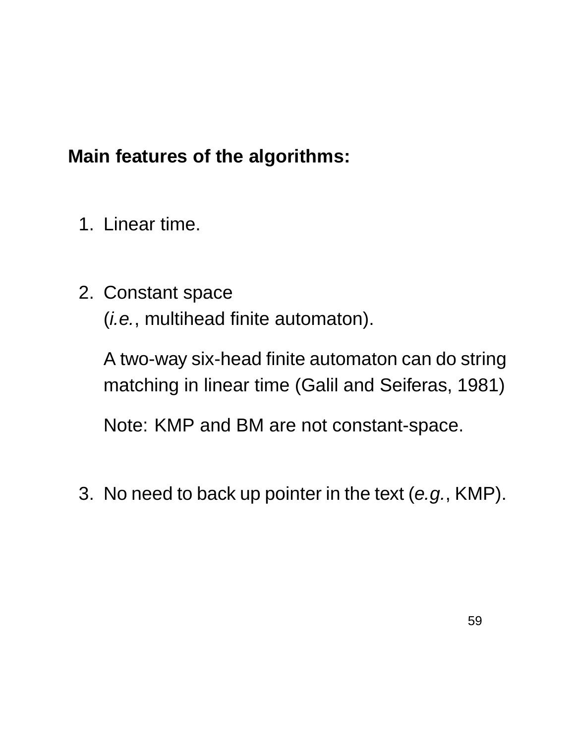**Main features of the algorithms:**

1. Linear time.

2. Constant space
   (*i.e.*, multihead finite automaton).

   A two-way six-head finite automaton can do string matching in linear time (Galil and Seiferas, 1981)

   Note: KMP and BM are not constant-space.

3. No need to back up pointer in the text (*e.g.*, KMP).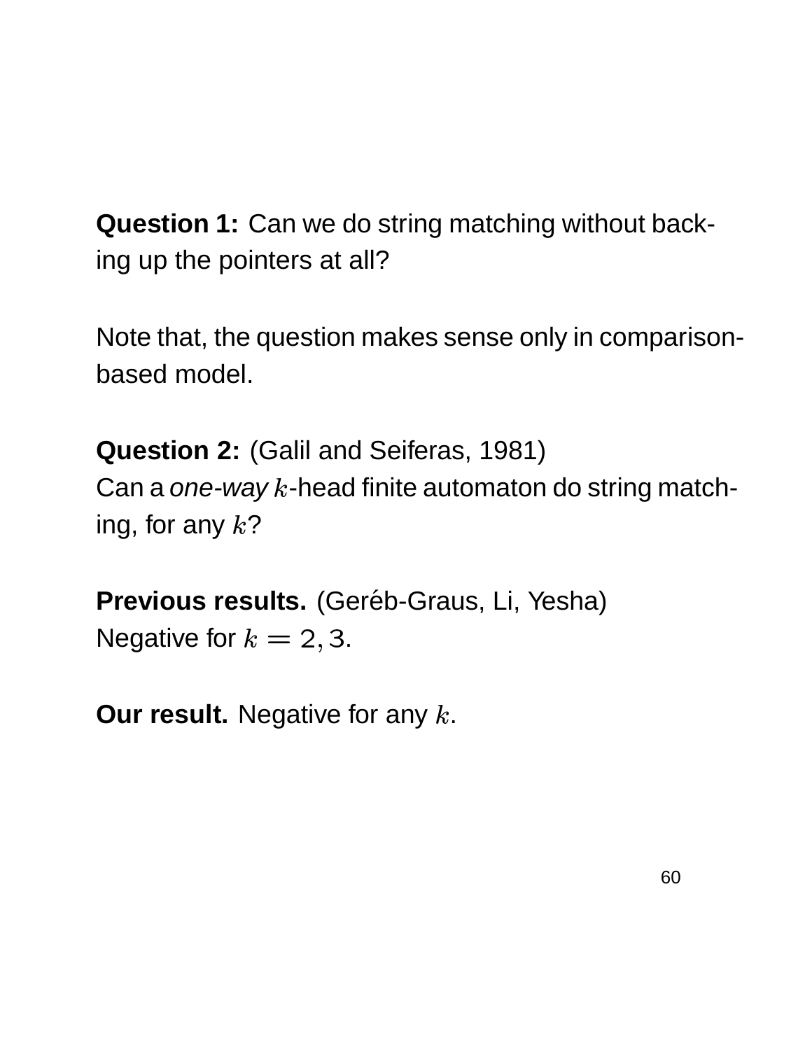**Question 1:** Can we do string matching without backing up the pointers at all?

Note that, the question makes sense only in comparison-based model.

**Question 2:** (Galil and Seiferas, 1981)
Can a *one-way* $k$-head finite automaton do string matching, for any $k$?

**Previous results.** (Geréb-Graus, Li, Yesha)
Negative for $k = 2, 3$.

**Our result.** Negative for any $k$.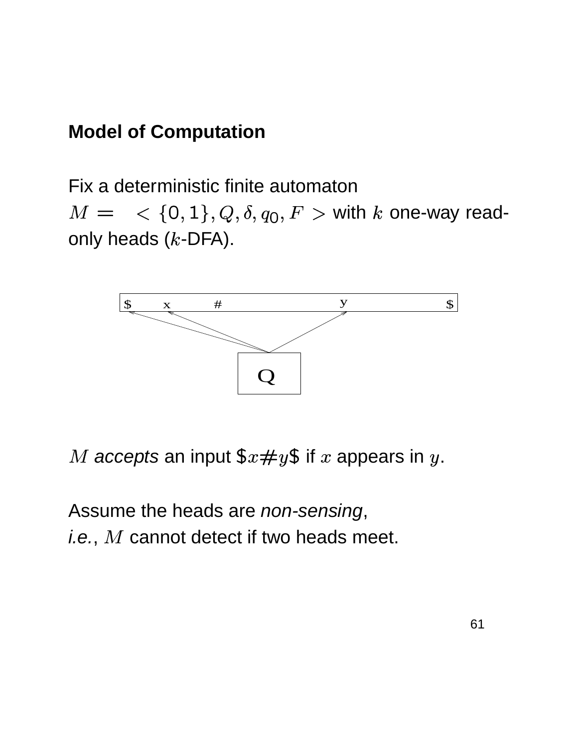**Model of Computation**

Fix a deterministic finite automaton $M = \ < \{0, 1\}, Q, \delta, q_0, F \ >$ with $k$ one-way read-only heads ($k$-DFA).

$M$ *accepts* an input \$$x\#y$\$ if $x$ appears in $y$.

Assume the heads are *non-sensing*,
*i.e.*, $M$ cannot detect if two heads meet.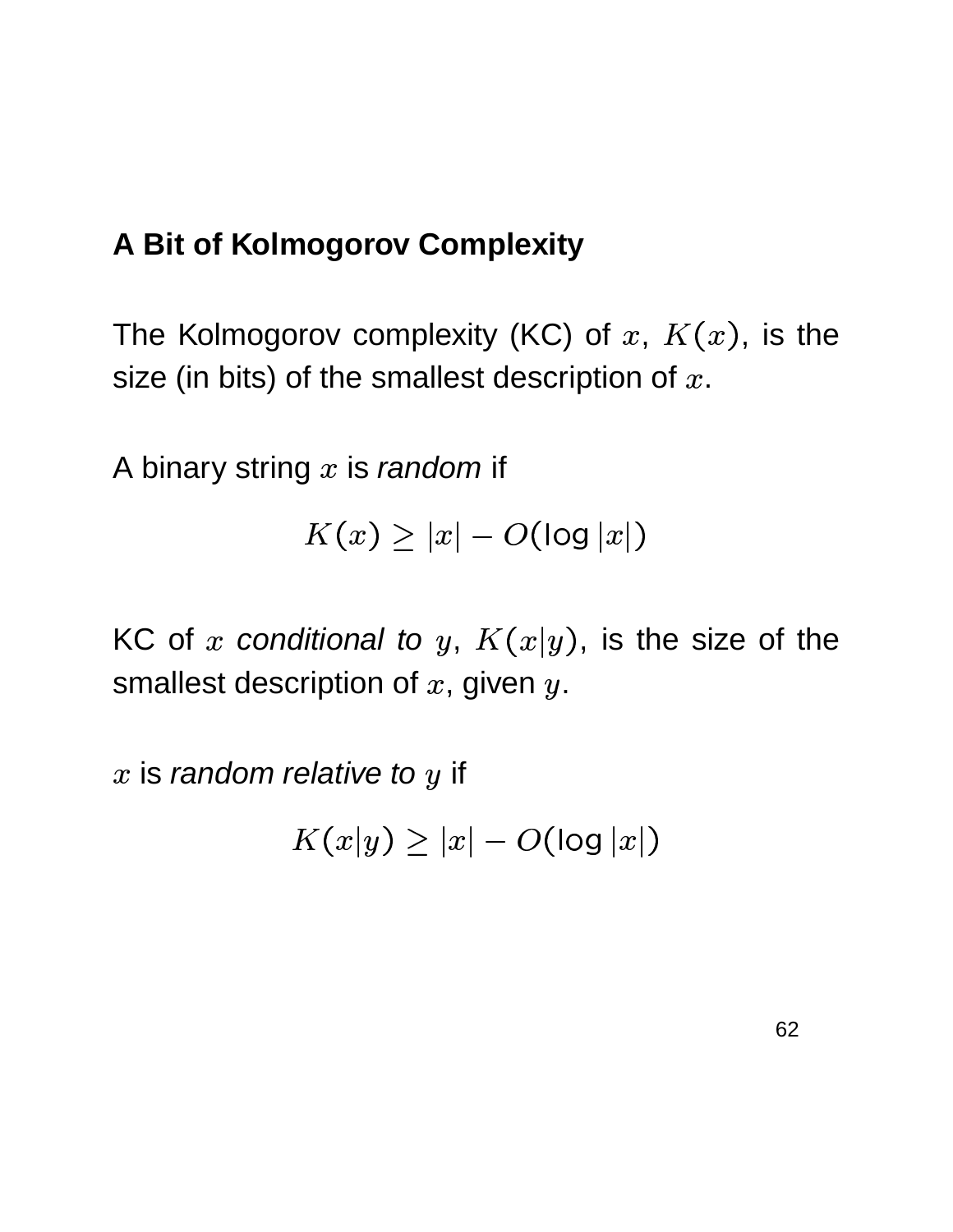## A Bit of Kolmogorov Complexity

The Kolmogorov complexity (KC) of $x$, $K(x)$, is the size (in bits) of the smallest description of $x$.

A binary string $x$ is *random* if

$$K(x) \geq |x| - O(\log |x|)$$

KC of $x$ *conditional to* $y$, $K(x|y)$, is the size of the smallest description of $x$, given $y$.

$x$ is *random relative to* $y$ if

$$K(x|y) \geq |x| - O(\log |x|)$$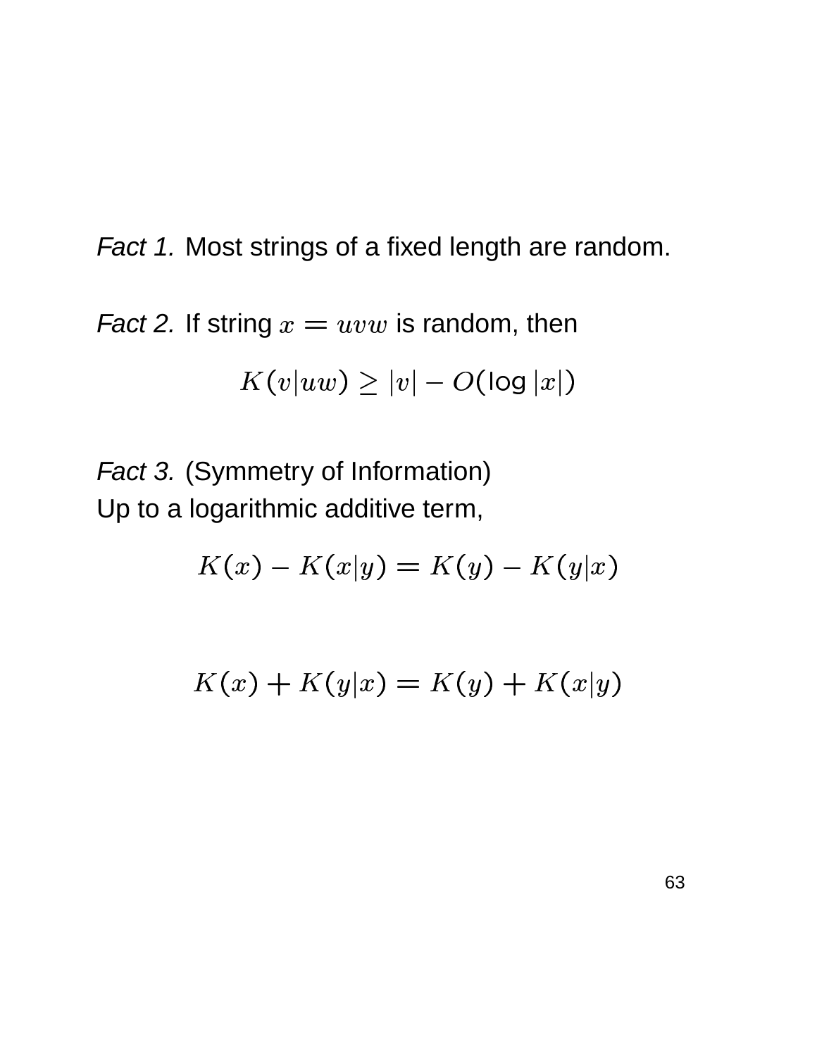*Fact 1.* Most strings of a fixed length are random.

*Fact 2.* If string $x = uvw$ is random, then

$$K(v|uw) \geq |v| - O(\log |x|)$$

*Fact 3.* (Symmetry of Information)
Up to a logarithmic additive term,

$$K(x) - K(x|y) = K(y) - K(y|x)$$

$$K(x) + K(y|x) = K(y) + K(x|y)$$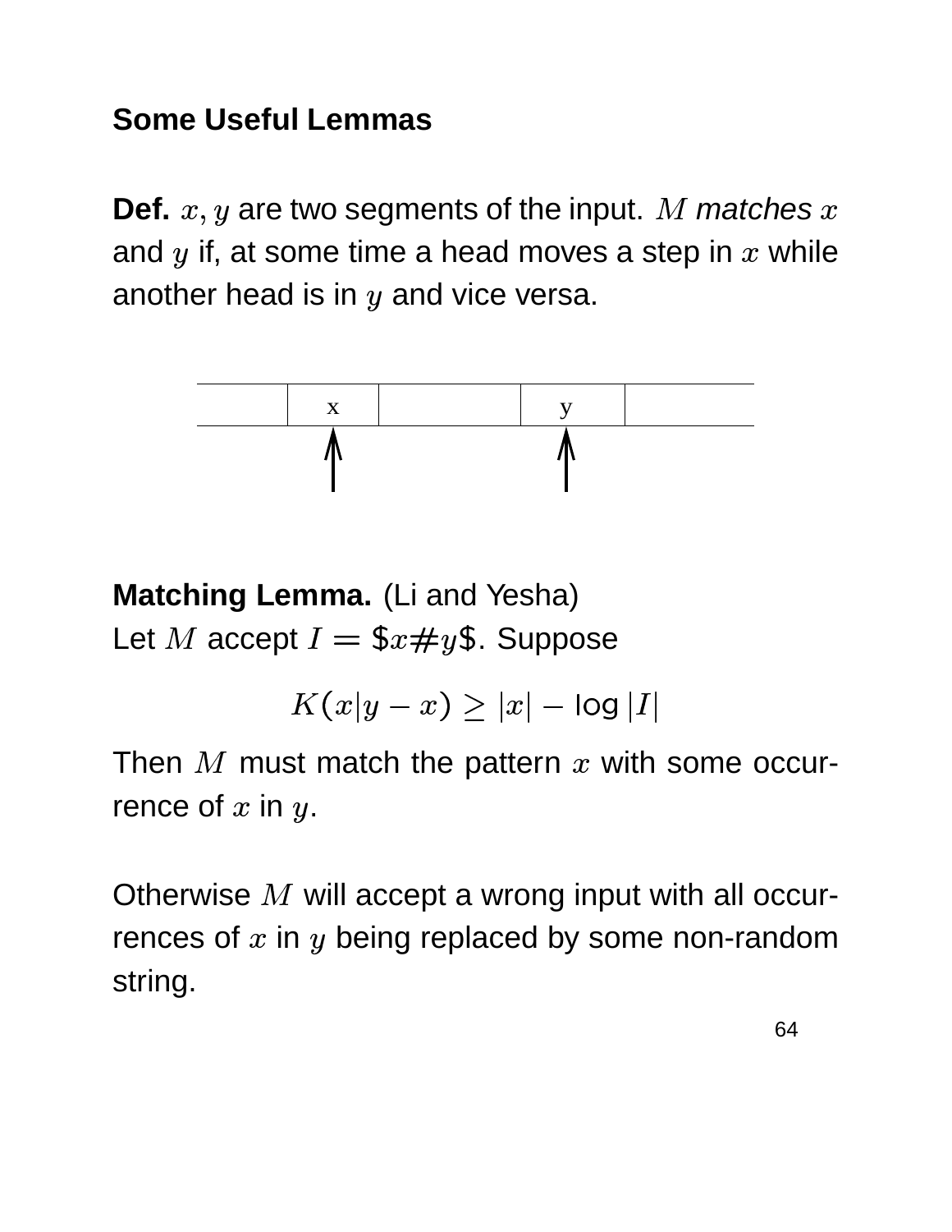## Some Useful Lemmas

**Def.** $x, y$ are two segments of the input. $M$ *matches* $x$ and $y$ if, at some time a head moves a step in $x$ while another head is in $y$ and vice versa.

**Matching Lemma.** (Li and Yesha)
Let $M$ accept $I = \$x\#y\$$. Suppose

$$K(x|y-x) \geq |x| - \log |I|$$

Then $M$ must match the pattern $x$ with some occurrence of $x$ in $y$.

Otherwise $M$ will accept a wrong input with all occurrences of $x$ in $y$ being replaced by some non-random string.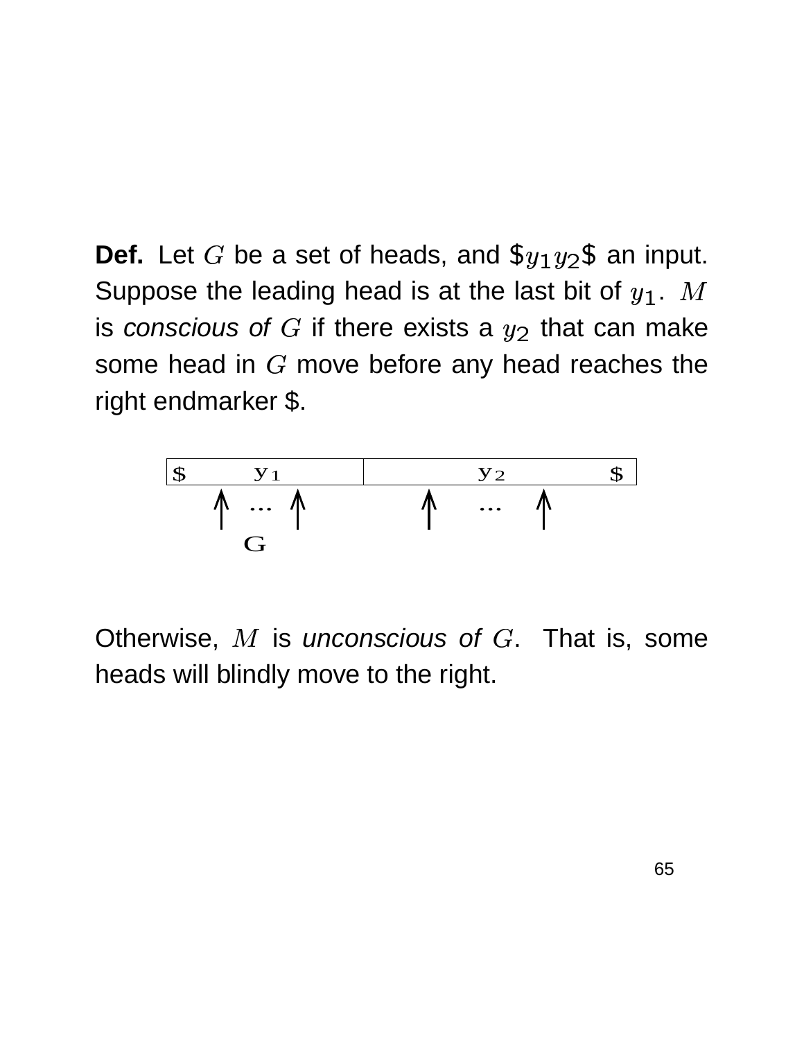**Def.** Let $G$ be a set of heads, and $\$y_1y_2\$$ an input. Suppose the leading head is at the last bit of $y_1$. $M$ is *conscious of* $G$ if there exists a $y_2$ that can make some head in $G$ move before any head reaches the right endmarker \$.

Otherwise, $M$ is *unconscious of* $G$. That is, some heads will blindly move to the right.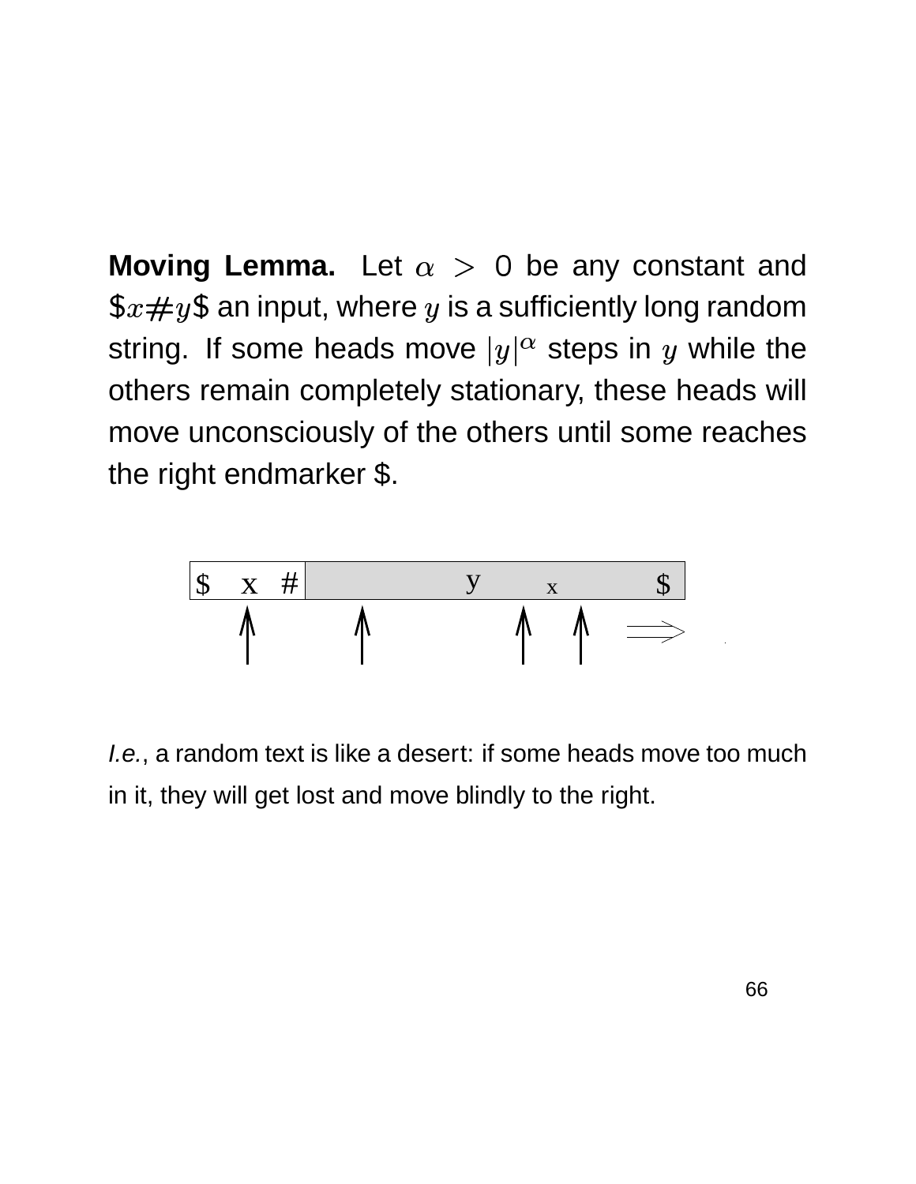**Moving Lemma.** Let $\alpha > 0$ be any constant and $\$x\#y\$$ an input, where $y$ is a sufficiently long random string. If some heads move $|y|^\alpha$ steps in $y$ while the others remain completely stationary, these heads will move unconsciously of the others until some reaches the right endmarker \$.

*I.e.*, a random text is like a desert: if some heads move too much in it, they will get lost and move blindly to the right.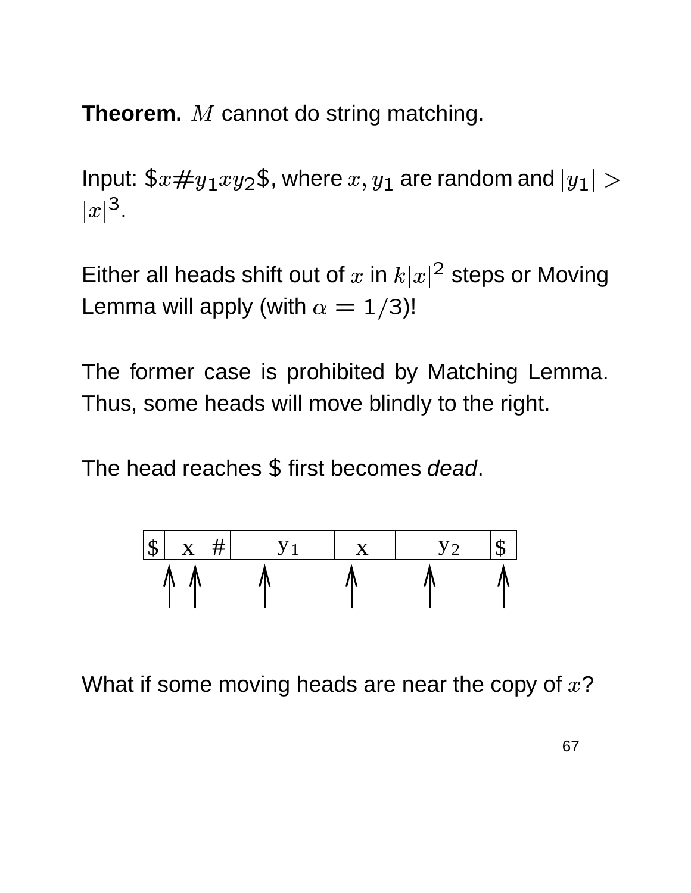**Theorem.** $M$ cannot do string matching.

Input: $\$x\#y_1xy_2\$$, where $x, y_1$ are random and $|y_1| > |x|^3$.

Either all heads shift out of $x$ in $k|x|^2$ steps or Moving Lemma will apply (with $\alpha = 1/3$)!

The former case is prohibited by Matching Lemma. Thus, some heads will move blindly to the right.

The head reaches \$ first becomes *dead*.

| \$ | x | # | $y_1$ | x | $y_2$ | \$ |
|---|---|---|---|---|---|---|

What if some moving heads are near the copy of $x$?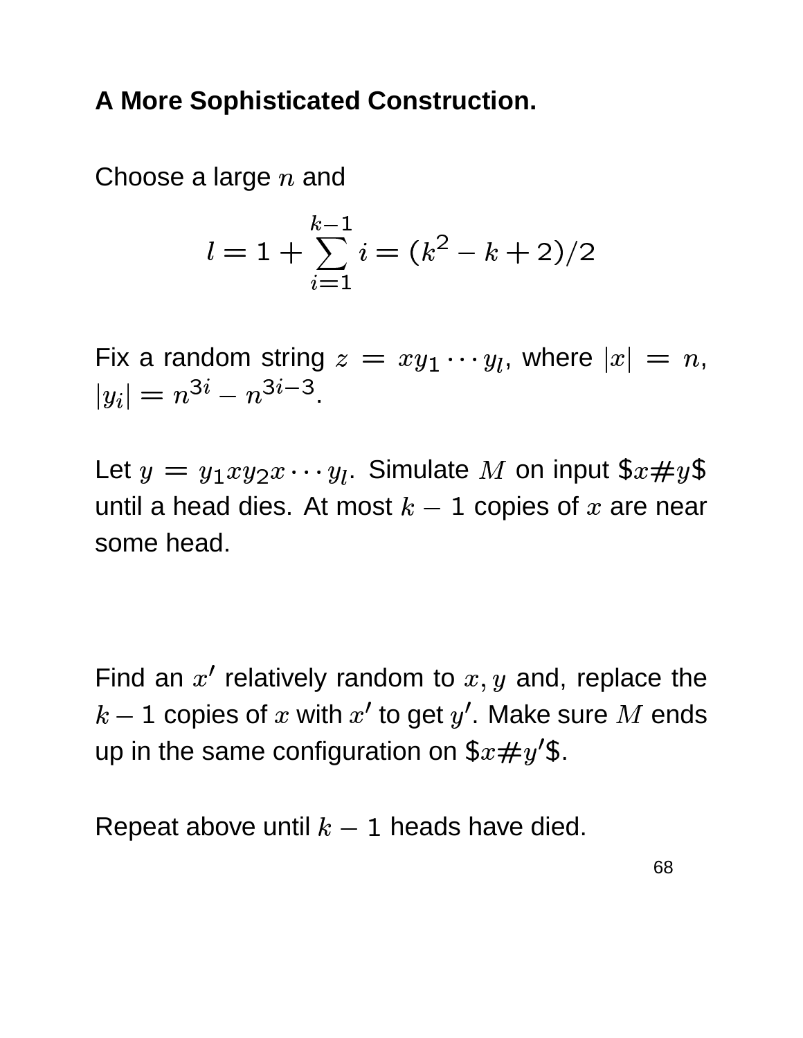**A More Sophisticated Construction.**

Choose a large $n$ and

$$l = 1 + \sum_{i=1}^{k-1} i = (k^2 - k + 2)/2$$

Fix a random string $z = xy_1 \cdots y_l$, where $|x| = n$, $|y_i| = n^{3i} - n^{3i-3}$.

Let $y = y_1 x y_2 x \cdots y_l$. Simulate $M$ on input \$$x \# y$\$ until a head dies. At most $k-1$ copies of $x$ are near some head.

Find an $x'$ relatively random to $x, y$ and, replace the $k-1$ copies of $x$ with $x'$ to get $y'$. Make sure $M$ ends up in the same configuration on \$$x \# y'$\$.

Repeat above until $k-1$ heads have died.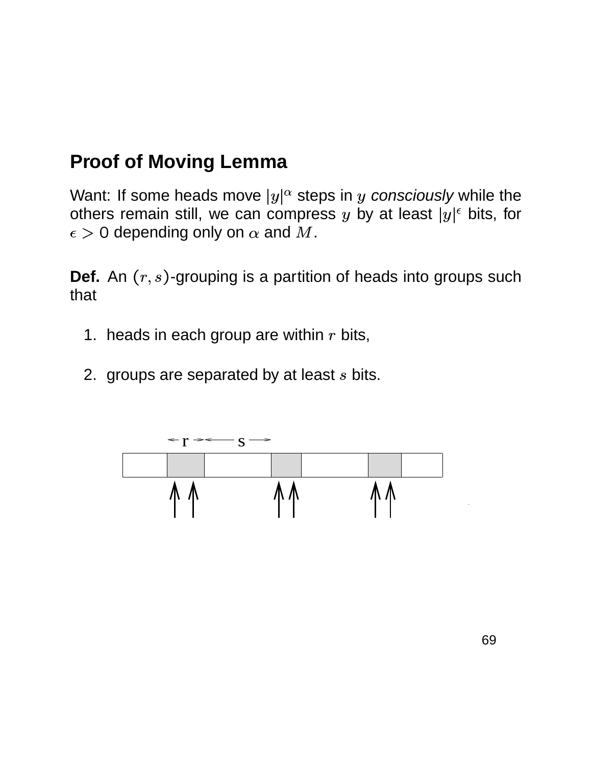## Proof of Moving Lemma

Want: If some heads move $|y|^\alpha$ steps in $y$ *consciously* while the others remain still, we can compress $y$ by at least $|y|^\epsilon$ bits, for $\epsilon > 0$ depending only on $\alpha$ and $M$.

**Def.** An $(r, s)$-grouping is a partition of heads into groups such that

1. heads in each group are within $r$ bits,

2. groups are separated by at least $s$ bits.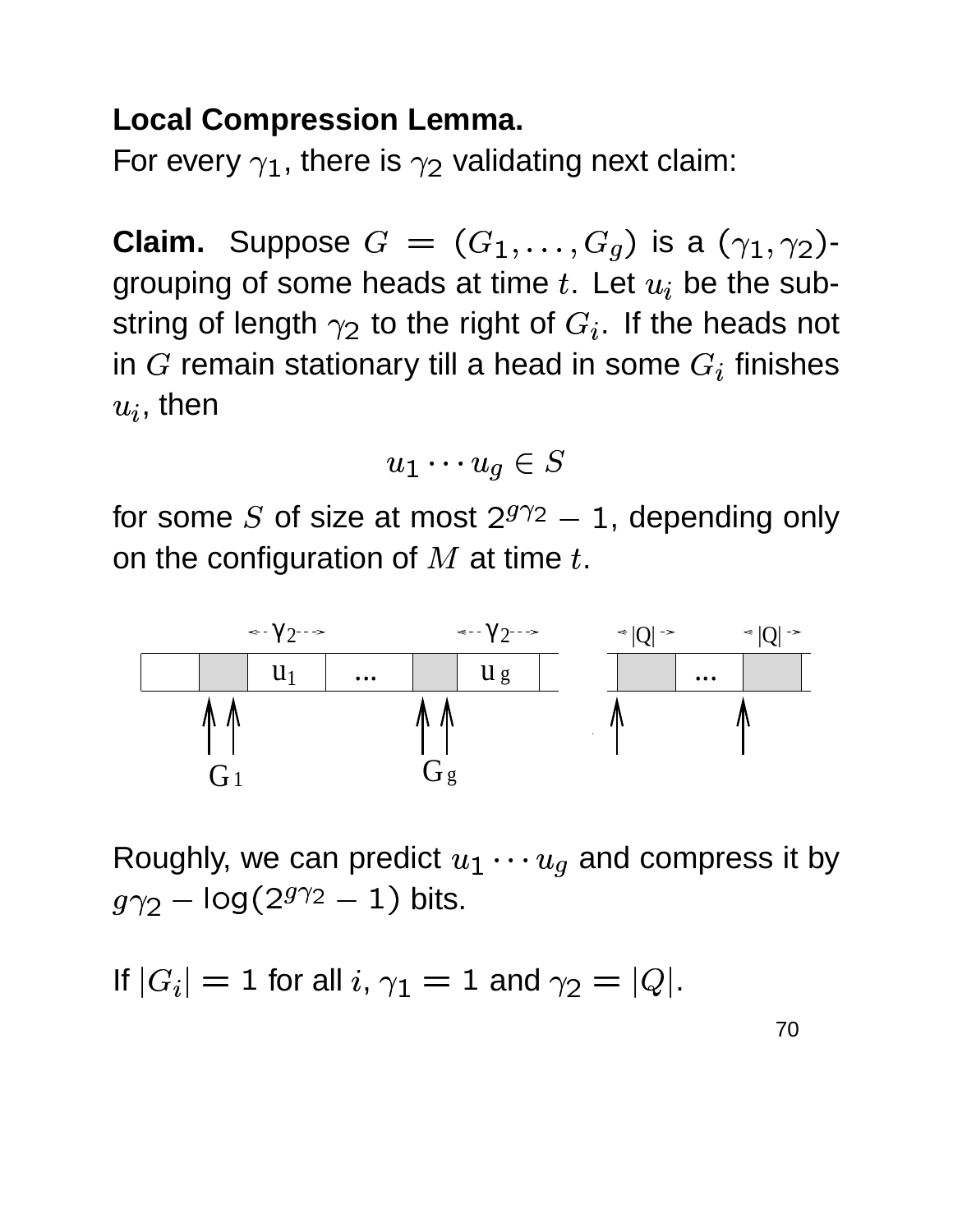**Local Compression Lemma.**
For every $\gamma_1$, there is $\gamma_2$ validating next claim:

**Claim.** Suppose $G = (G_1, \ldots, G_g)$ is a $(\gamma_1, \gamma_2)$-grouping of some heads at time $t$. Let $u_i$ be the substring of length $\gamma_2$ to the right of $G_i$. If the heads not in $G$ remain stationary till a head in some $G_i$ finishes $u_i$, then

$$u_1 \cdots u_g \in S$$

for some $S$ of size at most $2^{g\gamma_2} - 1$, depending only on the configuration of $M$ at time $t$.

Roughly, we can predict $u_1 \cdots u_g$ and compress it by $g\gamma_2 - \log(2^{g\gamma_2} - 1)$ bits.

If $|G_i| = 1$ for all $i$, $\gamma_1 = 1$ and $\gamma_2 = |Q|$.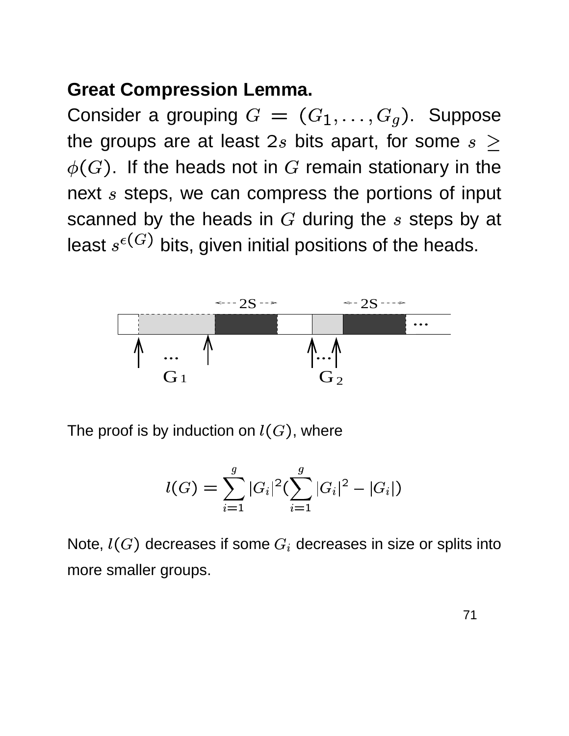**Great Compression Lemma.**

Consider a grouping $G = (G_1, \ldots, G_g)$. Suppose the groups are at least $2s$ bits apart, for some $s \geq \phi(G)$. If the heads not in $G$ remain stationary in the next $s$ steps, we can compress the portions of input scanned by the heads in $G$ during the $s$ steps by at least $s^{\epsilon(G)}$ bits, given initial positions of the heads.

The proof is by induction on $l(G)$, where

$$l(G) = \sum_{i=1}^{g} |G_i|^2 (\sum_{i=1}^{g} |G_i|^2 - |G_i|)$$

Note, $l(G)$ decreases if some $G_i$ decreases in size or splits into more smaller groups.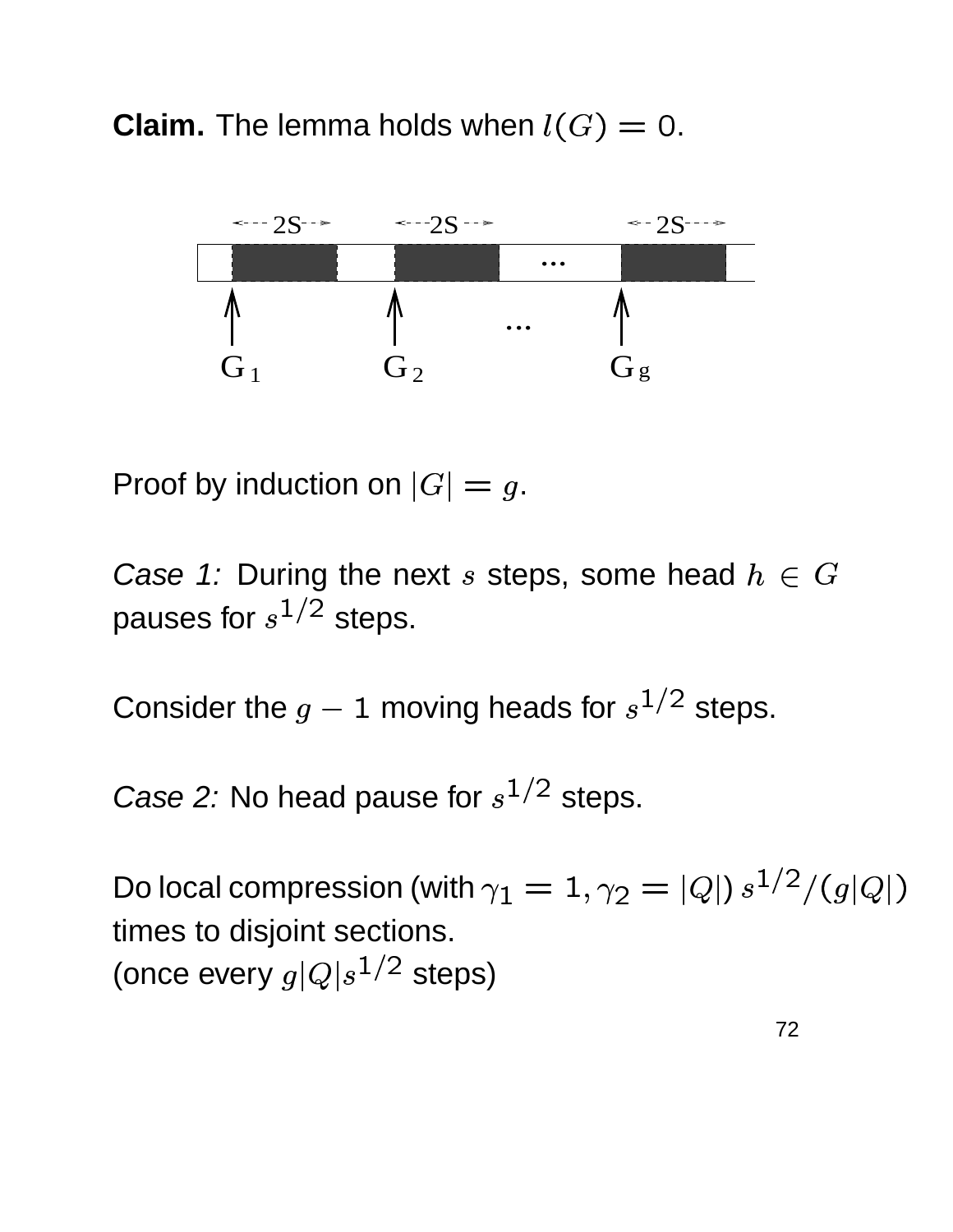**Claim.** The lemma holds when $l(G) = 0$.

Proof by induction on $|G| = g$.

*Case 1:* During the next $s$ steps, some head $h \in G$ pauses for $s^{1/2}$ steps.

Consider the $g - 1$ moving heads for $s^{1/2}$ steps.

*Case 2:* No head pause for $s^{1/2}$ steps.

Do local compression (with $\gamma_1 = 1, \gamma_2 = |Q|$) $s^{1/2}/(g|Q|)$ times to disjoint sections.
(once every $g|Q|s^{1/2}$ steps)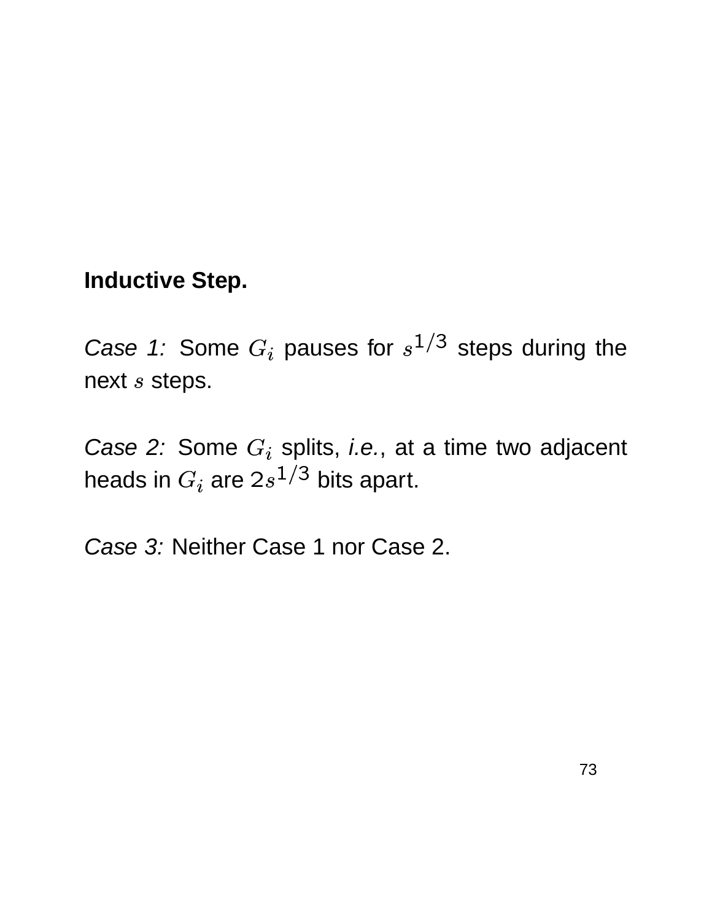**Inductive Step.**

*Case 1:* Some $G_i$ pauses for $s^{1/3}$ steps during the next $s$ steps.

*Case 2:* Some $G_i$ splits, *i.e.*, at a time two adjacent heads in $G_i$ are $2s^{1/3}$ bits apart.

*Case 3:* Neither Case 1 nor Case 2.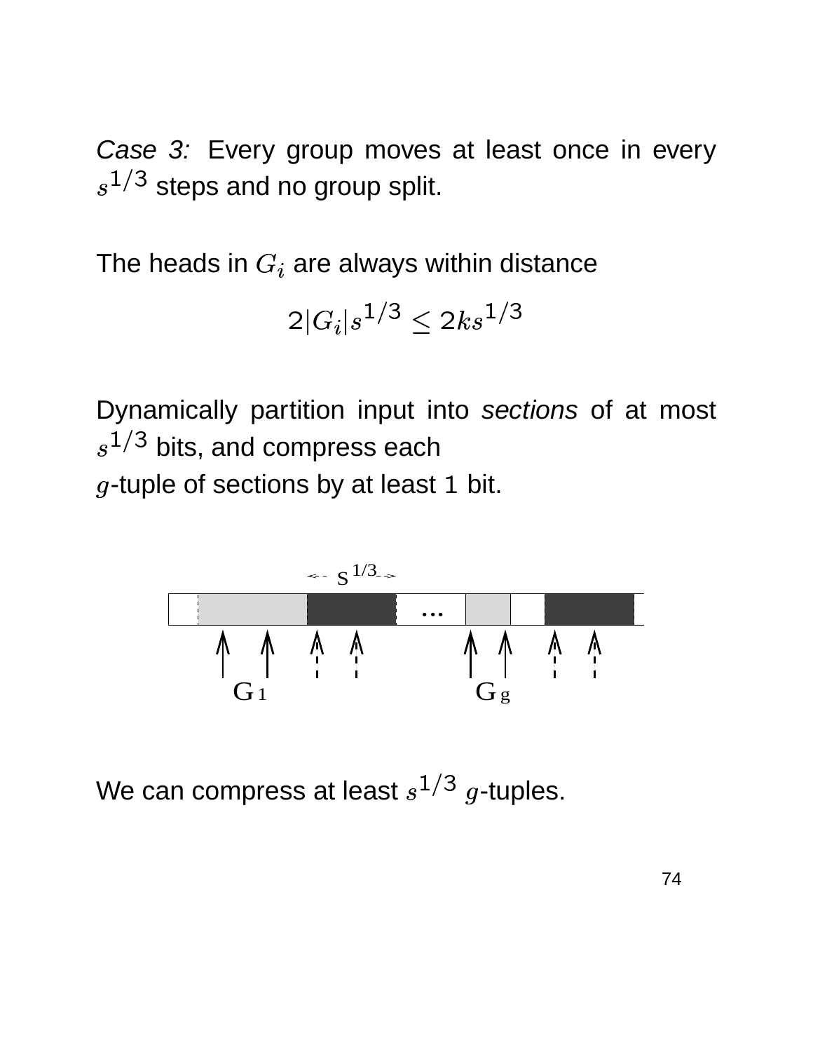*Case 3:* Every group moves at least once in every $s^{1/3}$ steps and no group split.

The heads in $G_i$ are always within distance

$$2|G_i|s^{1/3} \leq 2ks^{1/3}$$

Dynamically partition input into *sections* of at most $s^{1/3}$ bits, and compress each $g$-tuple of sections by at least 1 bit.

We can compress at least $s^{1/3}$ $g$-tuples.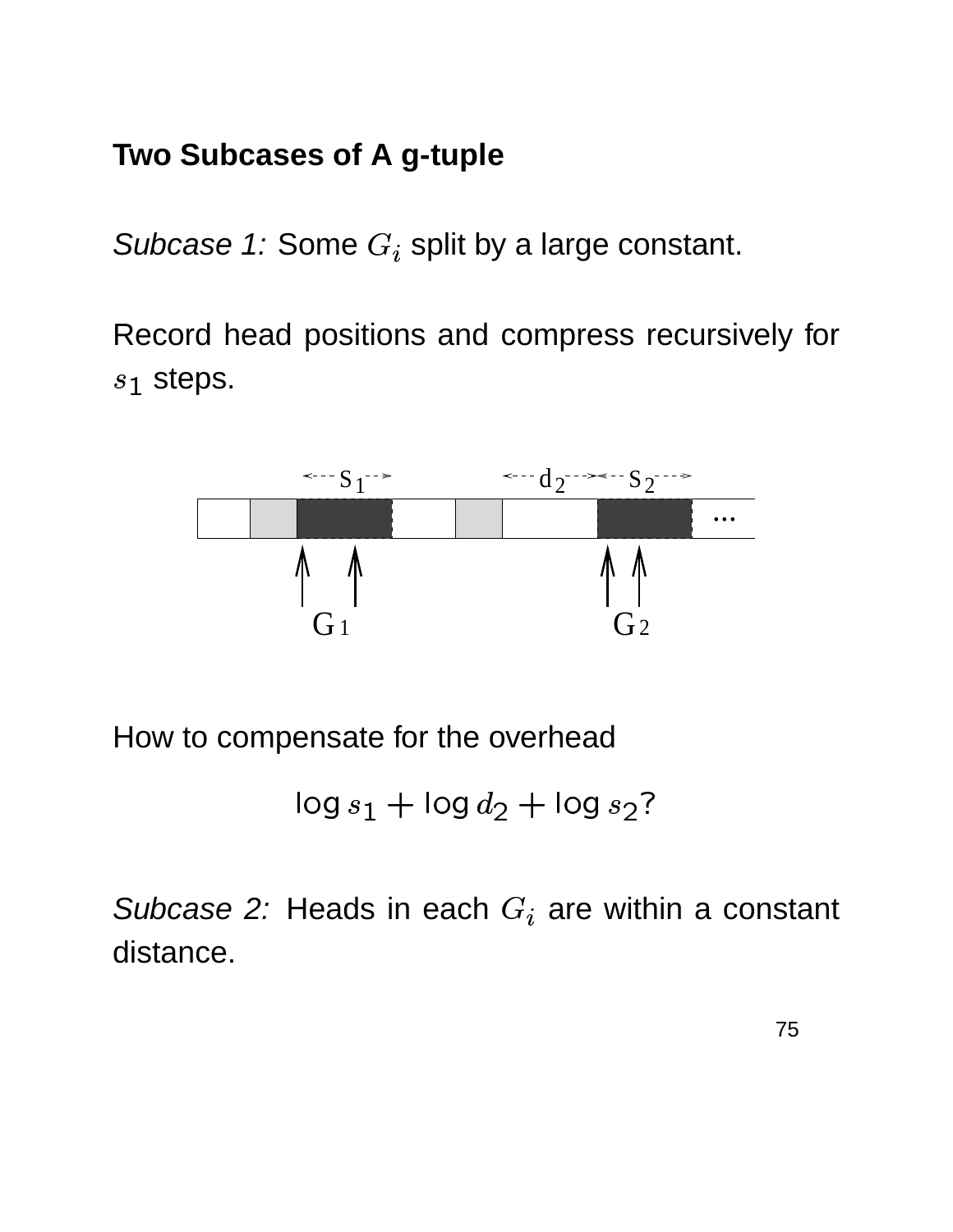## Two Subcases of A g-tuple

*Subcase 1:* Some $G_i$ split by a large constant.

Record head positions and compress recursively for $s_1$ steps.

How to compensate for the overhead

$$\log s_1 + \log d_2 + \log s_2?$$

*Subcase 2:* Heads in each $G_i$ are within a constant distance.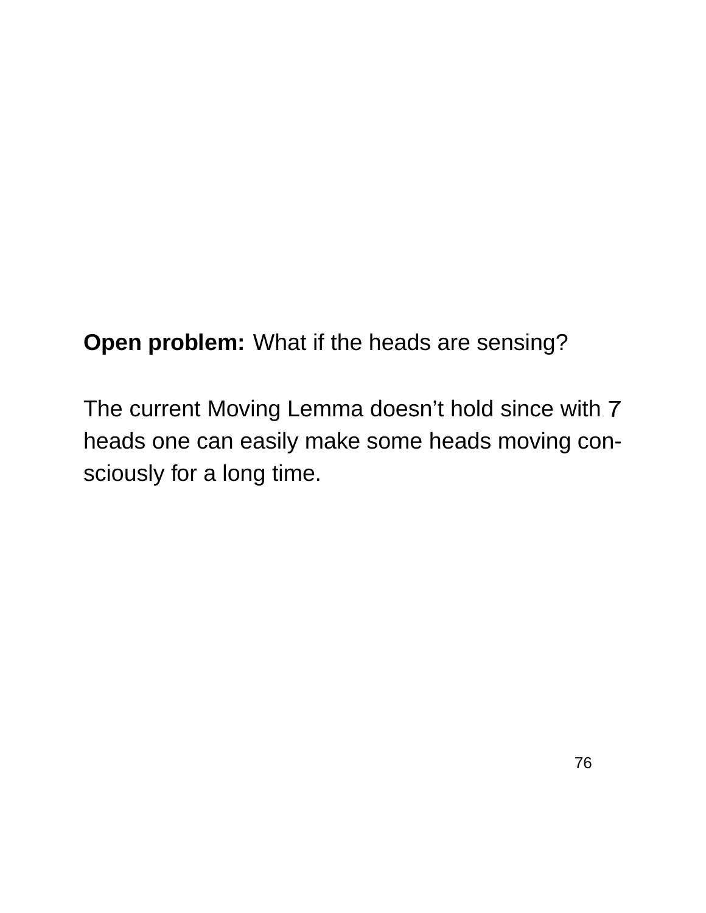**Open problem:** What if the heads are sensing?

The current Moving Lemma doesn't hold since with $7$ heads one can easily make some heads moving consciously for a long time.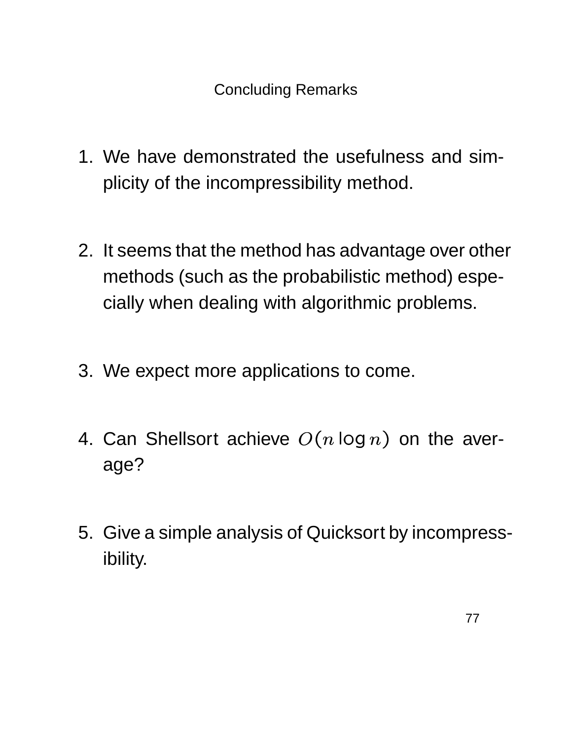# Concluding Remarks

1. We have demonstrated the usefulness and simplicity of the incompressibility method.

2. It seems that the method has advantage over other methods (such as the probabilistic method) especially when dealing with algorithmic problems.

3. We expect more applications to come.

4. Can Shellsort achieve $O(n \log n)$ on the average?

5. Give a simple analysis of Quicksort by incompressibility.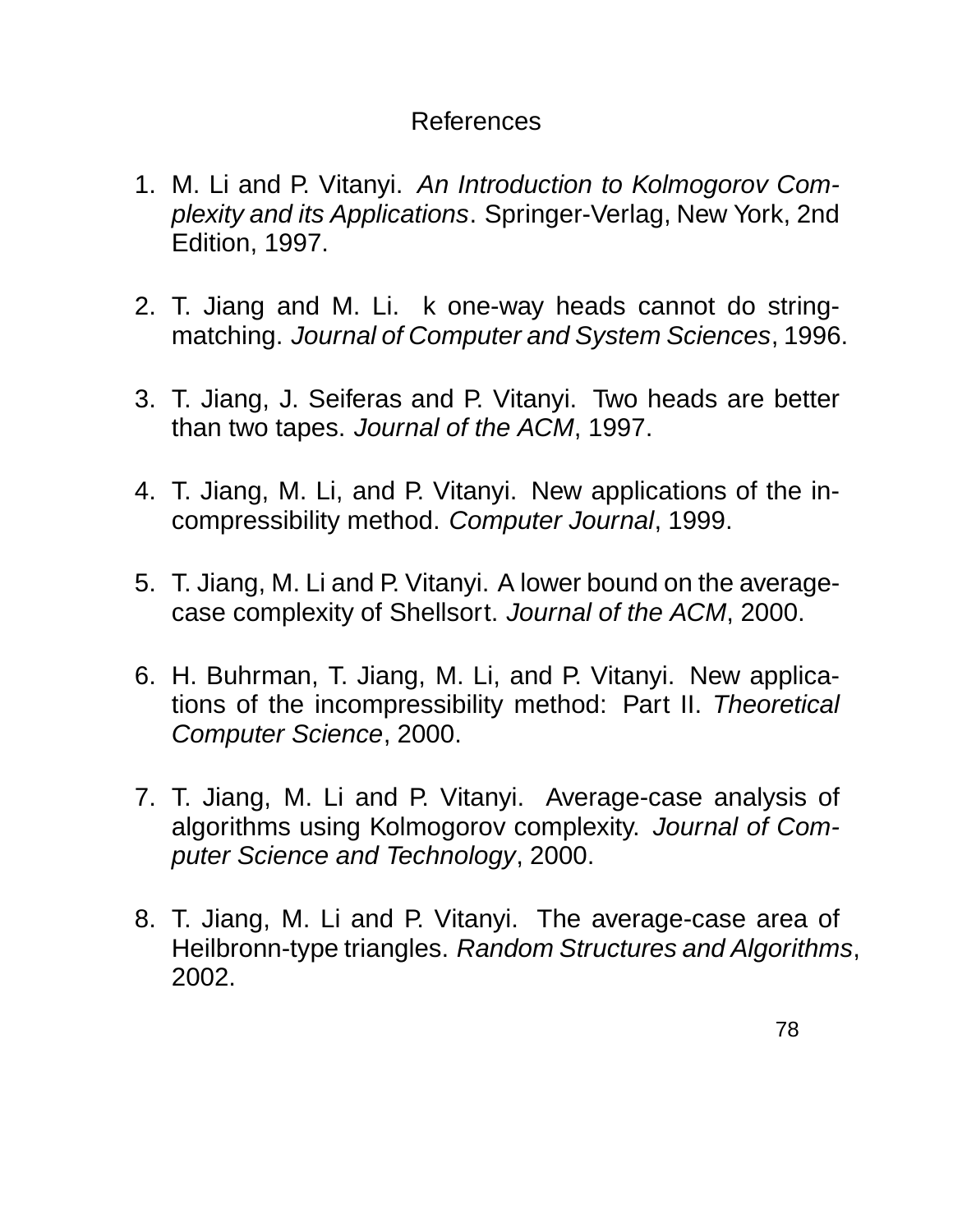# References

1. M. Li and P. Vitanyi. *An Introduction to Kolmogorov Complexity and its Applications*. Springer-Verlag, New York, 2nd Edition, 1997.

2. T. Jiang and M. Li. k one-way heads cannot do string-matching. *Journal of Computer and System Sciences*, 1996.

3. T. Jiang, J. Seiferas and P. Vitanyi. Two heads are better than two tapes. *Journal of the ACM*, 1997.

4. T. Jiang, M. Li, and P. Vitanyi. New applications of the incompressibility method. *Computer Journal*, 1999.

5. T. Jiang, M. Li and P. Vitanyi. A lower bound on the average-case complexity of Shellsort. *Journal of the ACM*, 2000.

6. H. Buhrman, T. Jiang, M. Li, and P. Vitanyi. New applications of the incompressibility method: Part II. *Theoretical Computer Science*, 2000.

7. T. Jiang, M. Li and P. Vitanyi. Average-case analysis of algorithms using Kolmogorov complexity. *Journal of Computer Science and Technology*, 2000.

8. T. Jiang, M. Li and P. Vitanyi. The average-case area of Heilbronn-type triangles. *Random Structures and Algorithms*, 2002.